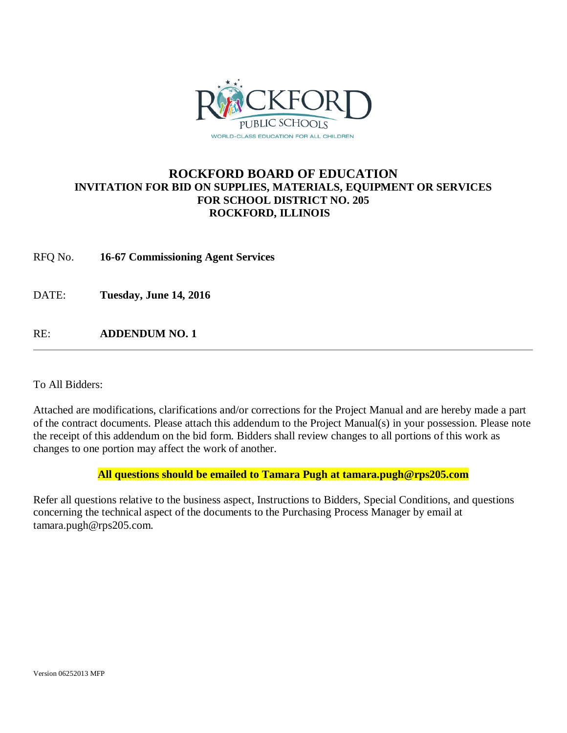ROCKFORD PUBLIC SCHOOLS

WORLD-CLASS EDUCATION FOR ALL CHILDREN

# ROCKFORD BOARD OF EDUCATION

## INVITATION FOR BID ON SUPPLIES, MATERIALS, EQUIPMENT OR SERVICES FOR SCHOOL DISTRICT NO. 205 ROCKFORD, ILLINOIS

RFQ No. **16-67 Commissioning Agent Services**

DATE: **Tuesday, June 14, 2016**

RE: **ADDENDUM NO. 1**

---

To All Bidders:

Attached are modifications, clarifications and/or corrections for the Project Manual and are hereby made a part of the contract documents. Please attach this addendum to the Project Manual(s) in your possession. Please note the receipt of this addendum on the bid form. Bidders shall review changes to all portions of this work as changes to one portion may affect the work of another.

**All questions should be emailed to Tamara Pugh at tamara.pugh@rps205.com**

Refer all questions relative to the business aspect, Instructions to Bidders, Special Conditions, and questions concerning the technical aspect of the documents to the Purchasing Process Manager by email at tamara.pugh@rps205.com.

Version 06252013 MFP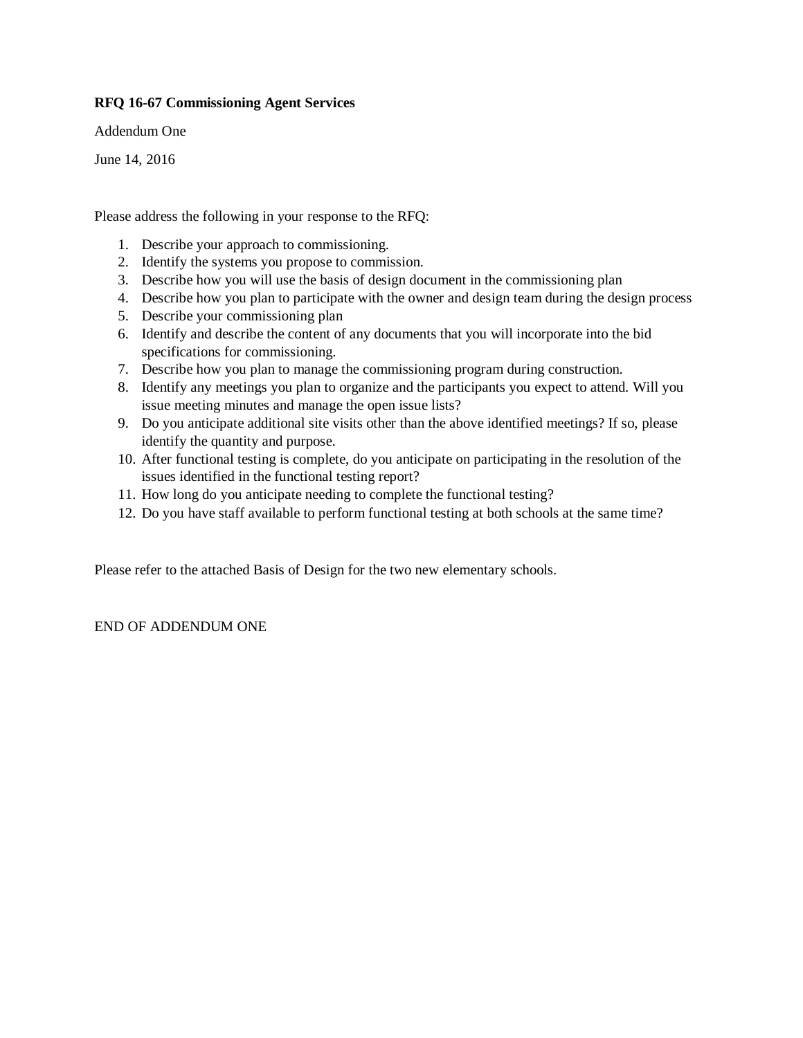**RFQ 16-67 Commissioning Agent Services**

Addendum One

June 14, 2016

Please address the following in your response to the RFQ:

1. Describe your approach to commissioning.
2. Identify the systems you propose to commission.
3. Describe how you will use the basis of design document in the commissioning plan
4. Describe how you plan to participate with the owner and design team during the design process
5. Describe your commissioning plan
6. Identify and describe the content of any documents that you will incorporate into the bid specifications for commissioning.
7. Describe how you plan to manage the commissioning program during construction.
8. Identify any meetings you plan to organize and the participants you expect to attend. Will you issue meeting minutes and manage the open issue lists?
9. Do you anticipate additional site visits other than the above identified meetings? If so, please identify the quantity and purpose.
10. After functional testing is complete, do you anticipate on participating in the resolution of the issues identified in the functional testing report?
11. How long do you anticipate needing to complete the functional testing?
12. Do you have staff available to perform functional testing at both schools at the same time?

Please refer to the attached Basis of Design for the two new elementary schools.

END OF ADDENDUM ONE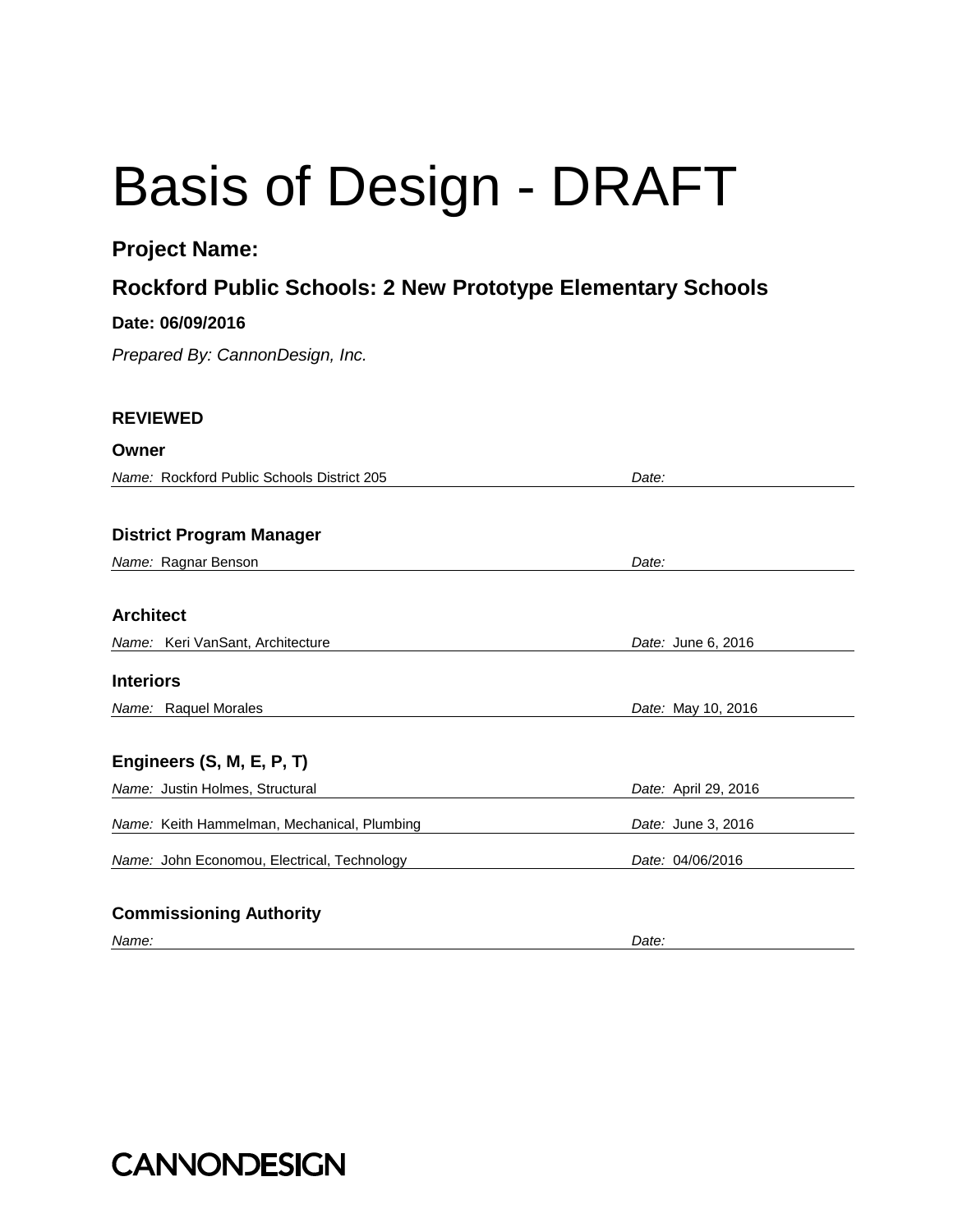# Basis of Design - DRAFT

**Project Name:**

**Rockford Public Schools: 2 New Prototype Elementary Schools**

**Date: 06/09/2016**

*Prepared By: CannonDesign, Inc.*

**REVIEWED**

**Owner**

| *Name:* Rockford Public Schools District 205 | *Date:* |
|---|---|

**District Program Manager**

| *Name:* Ragnar Benson | *Date:* |
|---|---|

**Architect**

| *Name:* Keri VanSant, Architecture | *Date:* June 6, 2016 |
|---|---|

**Interiors**

| *Name:* Raquel Morales | *Date:* May 10, 2016 |
|---|---|

**Engineers (S, M, E, P, T)**

| *Name:* Justin Holmes, Structural | *Date:* April 29, 2016 |
|---|---|
| *Name:* Keith Hammelman, Mechanical, Plumbing | *Date:* June 3, 2016 |
| *Name:* John Economou, Electrical, Technology | *Date:* 04/06/2016 |

**Commissioning Authority**

| *Name:* | *Date:* |
|---|---|

CANNONDESIGN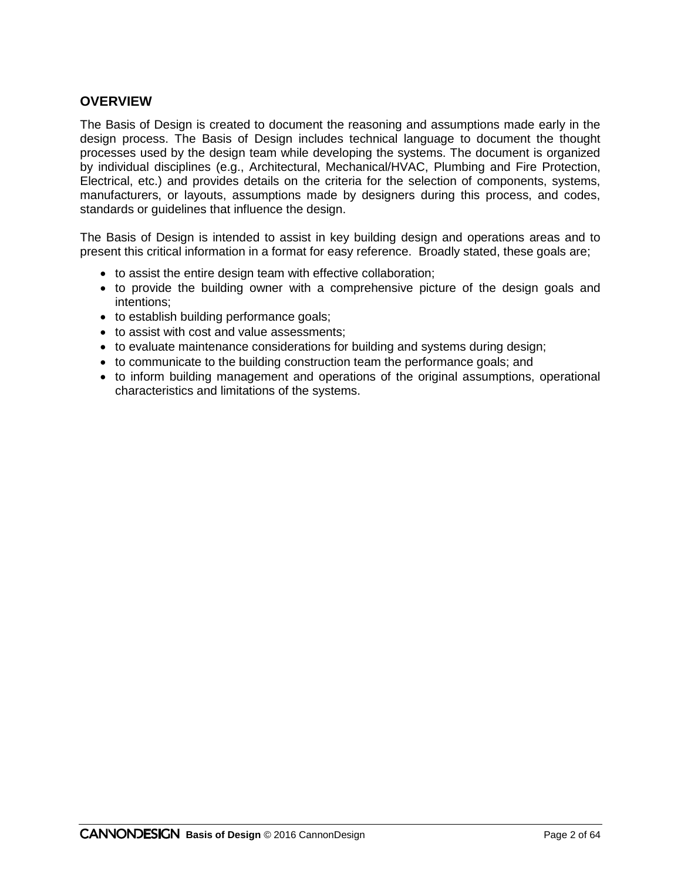## OVERVIEW

The Basis of Design is created to document the reasoning and assumptions made early in the design process. The Basis of Design includes technical language to document the thought processes used by the design team while developing the systems. The document is organized by individual disciplines (e.g., Architectural, Mechanical/HVAC, Plumbing and Fire Protection, Electrical, etc.) and provides details on the criteria for the selection of components, systems, manufacturers, or layouts, assumptions made by designers during this process, and codes, standards or guidelines that influence the design.

The Basis of Design is intended to assist in key building design and operations areas and to present this critical information in a format for easy reference. Broadly stated, these goals are;

- to assist the entire design team with effective collaboration;
- to provide the building owner with a comprehensive picture of the design goals and intentions;
- to establish building performance goals;
- to assist with cost and value assessments;
- to evaluate maintenance considerations for building and systems during design;
- to communicate to the building construction team the performance goals; and
- to inform building management and operations of the original assumptions, operational characteristics and limitations of the systems.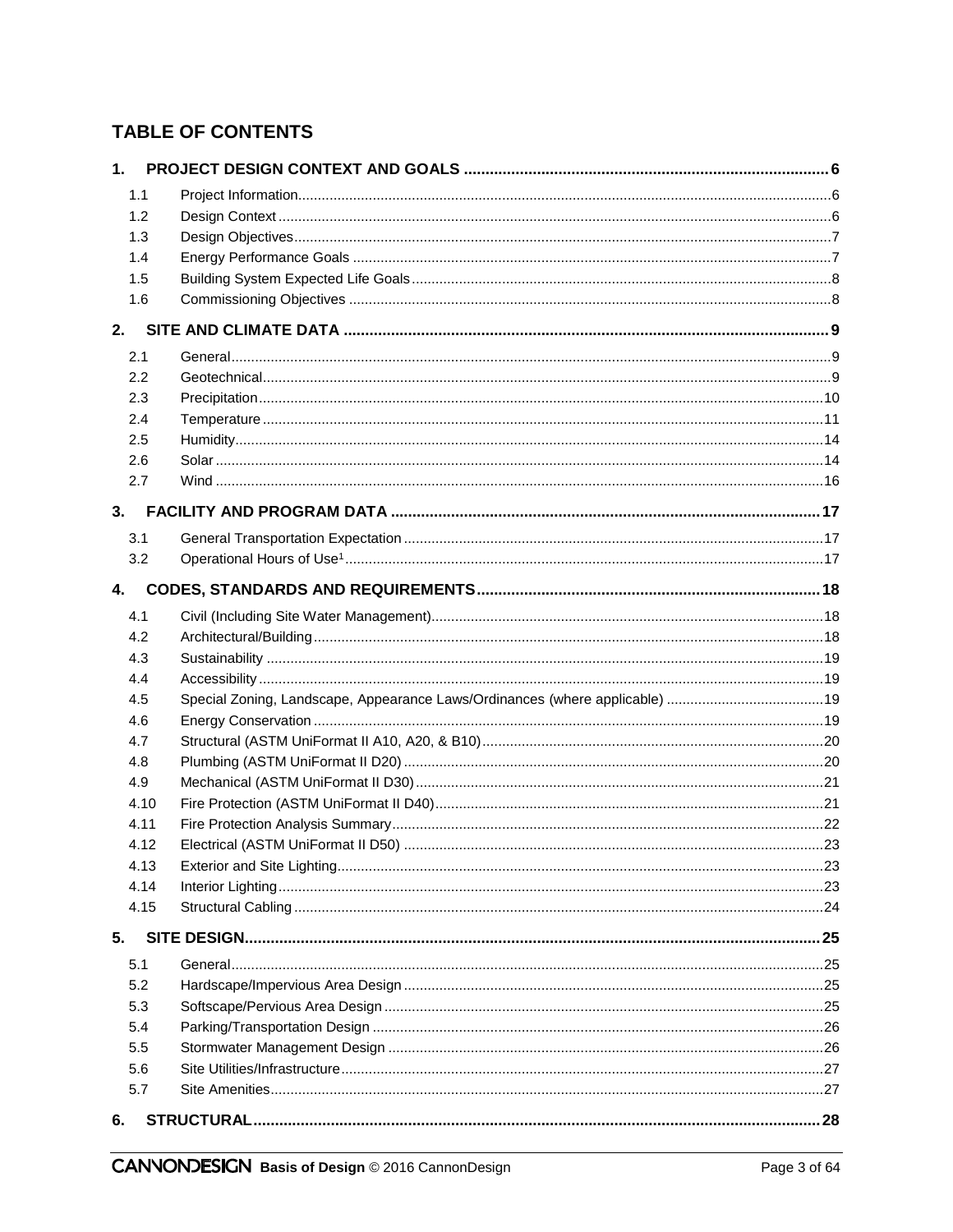## TABLE OF CONTENTS

**1. PROJECT DESIGN CONTEXT AND GOALS .......... 6**

- 1.1 Project Information .......... 6
- 1.2 Design Context .......... 6
- 1.3 Design Objectives .......... 7
- 1.4 Energy Performance Goals .......... 7
- 1.5 Building System Expected Life Goals .......... 8
- 1.6 Commissioning Objectives .......... 8

**2. SITE AND CLIMATE DATA .......... 9**

- 2.1 General .......... 9
- 2.2 Geotechnical .......... 9
- 2.3 Precipitation .......... 10
- 2.4 Temperature .......... 11
- 2.5 Humidity .......... 14
- 2.6 Solar .......... 14
- 2.7 Wind .......... 16

**3. FACILITY AND PROGRAM DATA .......... 17**

- 3.1 General Transportation Expectation .......... 17
- 3.2 Operational Hours of Use[1] .......... 17

**4. CODES, STANDARDS AND REQUIREMENTS .......... 18**

- 4.1 Civil (Including Site Water Management) .......... 18
- 4.2 Architectural/Building .......... 18
- 4.3 Sustainability .......... 19
- 4.4 Accessibility .......... 19
- 4.5 Special Zoning, Landscape, Appearance Laws/Ordinances (where applicable) .......... 19
- 4.6 Energy Conservation .......... 19
- 4.7 Structural (ASTM UniFormat II A10, A20, & B10) .......... 20
- 4.8 Plumbing (ASTM UniFormat II D20) .......... 20
- 4.9 Mechanical (ASTM UniFormat II D30) .......... 21
- 4.10 Fire Protection (ASTM UniFormat II D40) .......... 21
- 4.11 Fire Protection Analysis Summary .......... 22
- 4.12 Electrical (ASTM UniFormat II D50) .......... 23
- 4.13 Exterior and Site Lighting .......... 23
- 4.14 Interior Lighting .......... 23
- 4.15 Structural Cabling .......... 24

**5. SITE DESIGN .......... 25**

- 5.1 General .......... 25
- 5.2 Hardscape/Impervious Area Design .......... 25
- 5.3 Softscape/Pervious Area Design .......... 25
- 5.4 Parking/Transportation Design .......... 26
- 5.5 Stormwater Management Design .......... 26
- 5.6 Site Utilities/Infrastructure .......... 27
- 5.7 Site Amenities .......... 27

**6. STRUCTURAL .......... 28**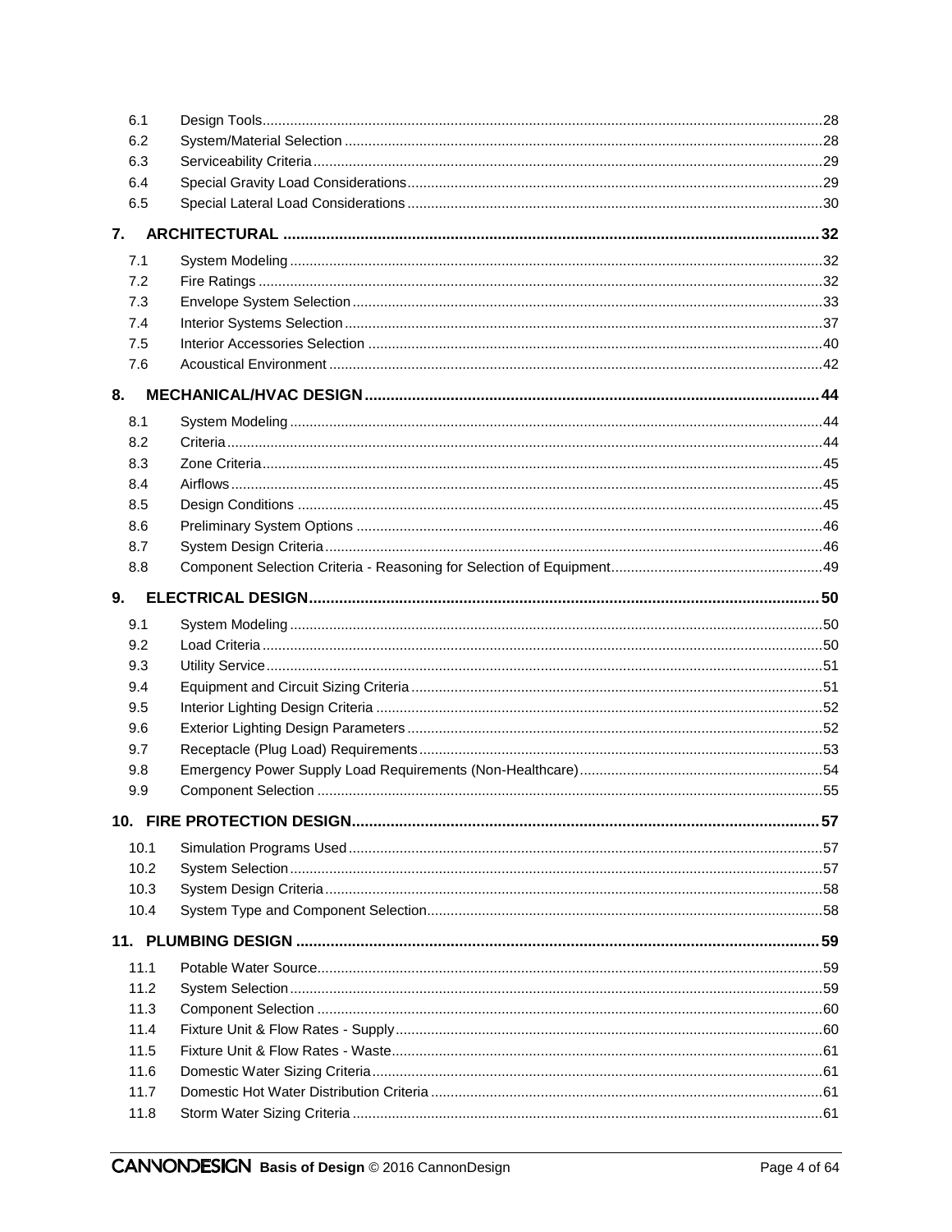| | | |
|---|---|---|
| 6.1 | Design Tools | 28 |
| 6.2 | System/Material Selection | 28 |
| 6.3 | Serviceability Criteria | 29 |
| 6.4 | Special Gravity Load Considerations | 29 |
| 6.5 | Special Lateral Load Considerations | 30 |
| **7.** | **ARCHITECTURAL** | **32** |
| 7.1 | System Modeling | 32 |
| 7.2 | Fire Ratings | 32 |
| 7.3 | Envelope System Selection | 33 |
| 7.4 | Interior Systems Selection | 37 |
| 7.5 | Interior Accessories Selection | 40 |
| 7.6 | Acoustical Environment | 42 |
| **8.** | **MECHANICAL/HVAC DESIGN** | **44** |
| 8.1 | System Modeling | 44 |
| 8.2 | Criteria | 44 |
| 8.3 | Zone Criteria | 45 |
| 8.4 | Airflows | 45 |
| 8.5 | Design Conditions | 45 |
| 8.6 | Preliminary System Options | 46 |
| 8.7 | System Design Criteria | 46 |
| 8.8 | Component Selection Criteria - Reasoning for Selection of Equipment | 49 |
| **9.** | **ELECTRICAL DESIGN** | **50** |
| 9.1 | System Modeling | 50 |
| 9.2 | Load Criteria | 50 |
| 9.3 | Utility Service | 51 |
| 9.4 | Equipment and Circuit Sizing Criteria | 51 |
| 9.5 | Interior Lighting Design Criteria | 52 |
| 9.6 | Exterior Lighting Design Parameters | 52 |
| 9.7 | Receptacle (Plug Load) Requirements | 53 |
| 9.8 | Emergency Power Supply Load Requirements (Non-Healthcare) | 54 |
| 9.9 | Component Selection | 55 |
| **10.** | **FIRE PROTECTION DESIGN** | **57** |
| 10.1 | Simulation Programs Used | 57 |
| 10.2 | System Selection | 57 |
| 10.3 | System Design Criteria | 58 |
| 10.4 | System Type and Component Selection | 58 |
| **11.** | **PLUMBING DESIGN** | **59** |
| 11.1 | Potable Water Source | 59 |
| 11.2 | System Selection | 59 |
| 11.3 | Component Selection | 60 |
| 11.4 | Fixture Unit & Flow Rates - Supply | 60 |
| 11.5 | Fixture Unit & Flow Rates - Waste | 61 |
| 11.6 | Domestic Water Sizing Criteria | 61 |
| 11.7 | Domestic Hot Water Distribution Criteria | 61 |
| 11.8 | Storm Water Sizing Criteria | 61 |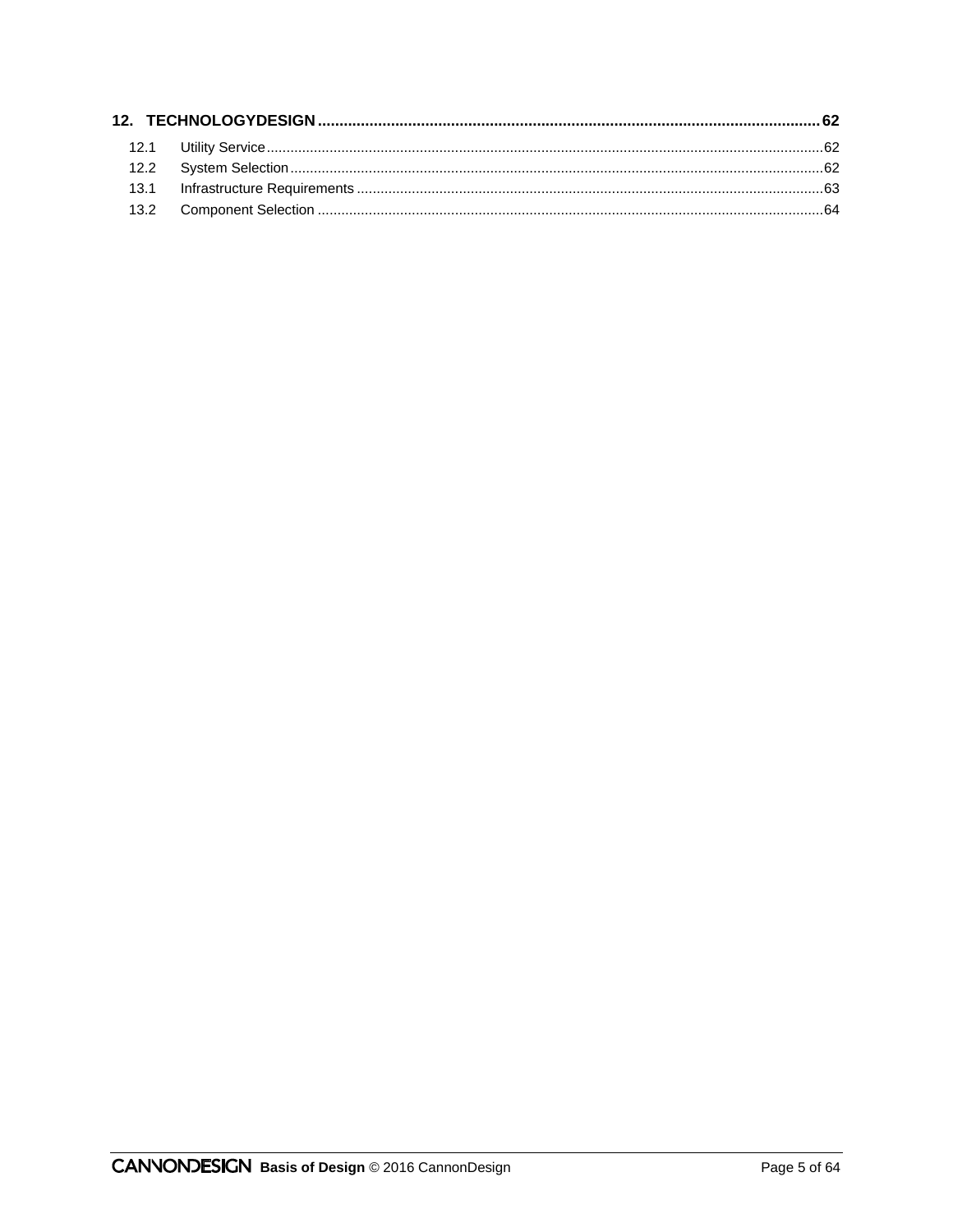**12. TECHNOLOGYDESIGN ..................................................................................................................... 62**

12.1 Utility Service ............................................................................................................................................ 62

12.2 System Selection ....................................................................................................................................... 62

13.1 Infrastructure Requirements ...................................................................................................................... 63

13.2 Component Selection ................................................................................................................................ 64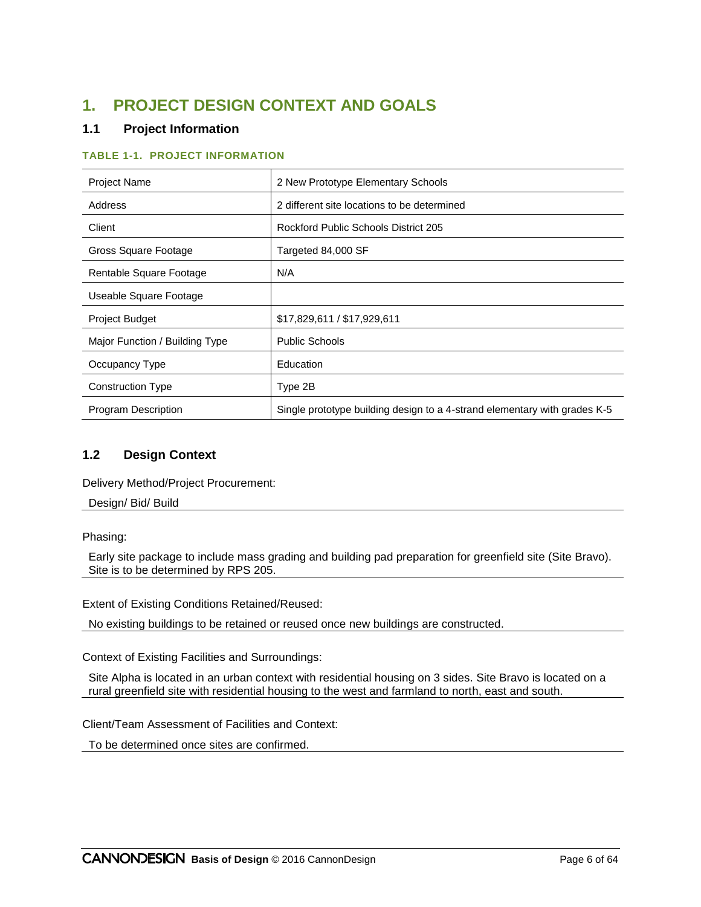# 1. PROJECT DESIGN CONTEXT AND GOALS

## 1.1 Project Information

**TABLE 1-1. PROJECT INFORMATION**

| Project Name | 2 New Prototype Elementary Schools |
|---|---|
| Address | 2 different site locations to be determined |
| Client | Rockford Public Schools District 205 |
| Gross Square Footage | Targeted 84,000 SF |
| Rentable Square Footage | N/A |
| Useable Square Footage | |
| Project Budget | $17,829,611 / $17,929,611 |
| Major Function / Building Type | Public Schools |
| Occupancy Type | Education |
| Construction Type | Type 2B |
| Program Description | Single prototype building design to a 4-strand elementary with grades K-5 |

## 1.2 Design Context

Delivery Method/Project Procurement:

Design/ Bid/ Build

Phasing:

Early site package to include mass grading and building pad preparation for greenfield site (Site Bravo). Site is to be determined by RPS 205.

Extent of Existing Conditions Retained/Reused:

No existing buildings to be retained or reused once new buildings are constructed.

Context of Existing Facilities and Surroundings:

Site Alpha is located in an urban context with residential housing on 3 sides. Site Bravo is located on a rural greenfield site with residential housing to the west and farmland to north, east and south.

Client/Team Assessment of Facilities and Context:

To be determined once sites are confirmed.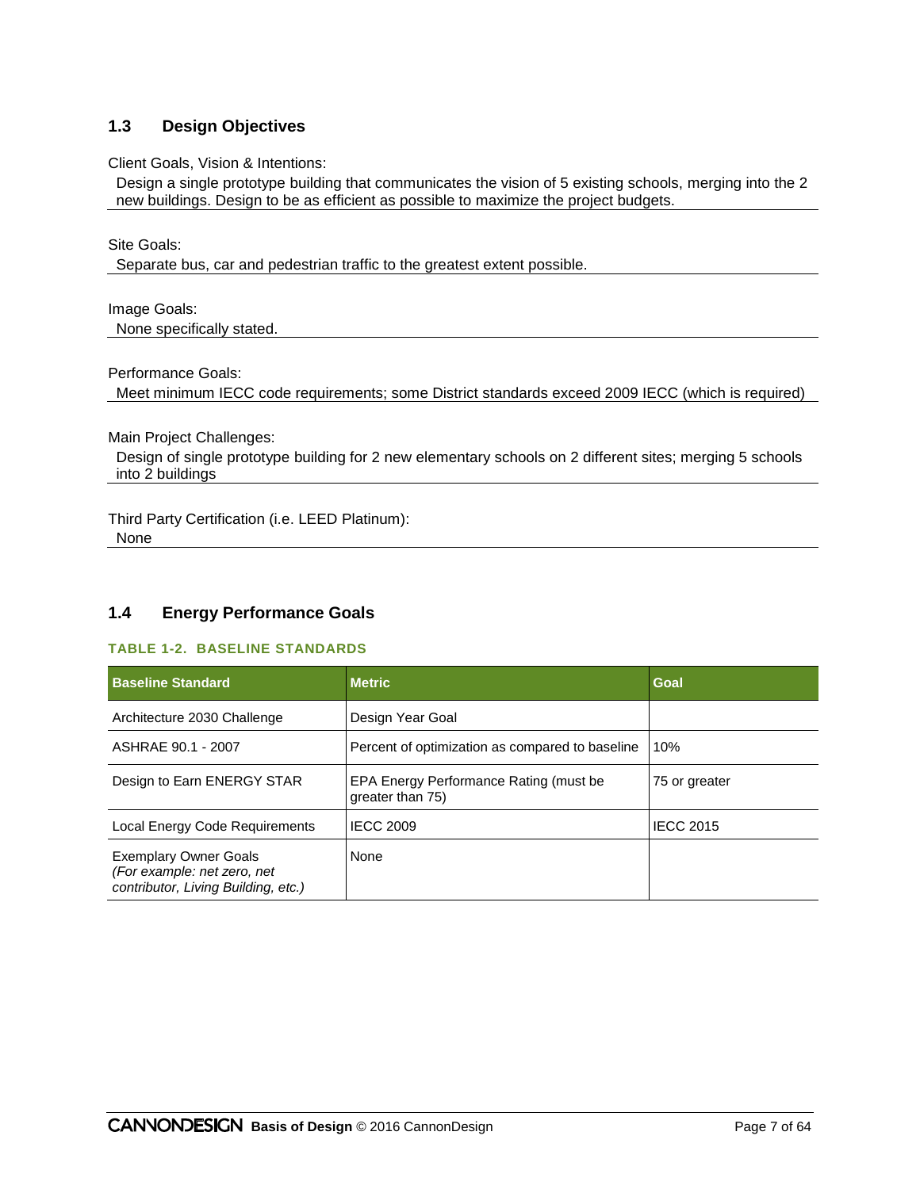## 1.3 Design Objectives

Client Goals, Vision & Intentions:

Design a single prototype building that communicates the vision of 5 existing schools, merging into the 2 new buildings. Design to be as efficient as possible to maximize the project budgets.

Site Goals:

Separate bus, car and pedestrian traffic to the greatest extent possible.

Image Goals:

None specifically stated.

Performance Goals:

Meet minimum IECC code requirements; some District standards exceed 2009 IECC (which is required)

Main Project Challenges:

Design of single prototype building for 2 new elementary schools on 2 different sites; merging 5 schools into 2 buildings

Third Party Certification (i.e. LEED Platinum):

None

## 1.4 Energy Performance Goals

**TABLE 1-2. BASELINE STANDARDS**

| Baseline Standard | Metric | Goal |
|---|---|---|
| Architecture 2030 Challenge | Design Year Goal | |
| ASHRAE 90.1 - 2007 | Percent of optimization as compared to baseline | 10% |
| Design to Earn ENERGY STAR | EPA Energy Performance Rating (must be greater than 75) | 75 or greater |
| Local Energy Code Requirements | IECC 2009 | IECC 2015 |
| Exemplary Owner Goals *(For example: net zero, net contributor, Living Building, etc.)* | None | |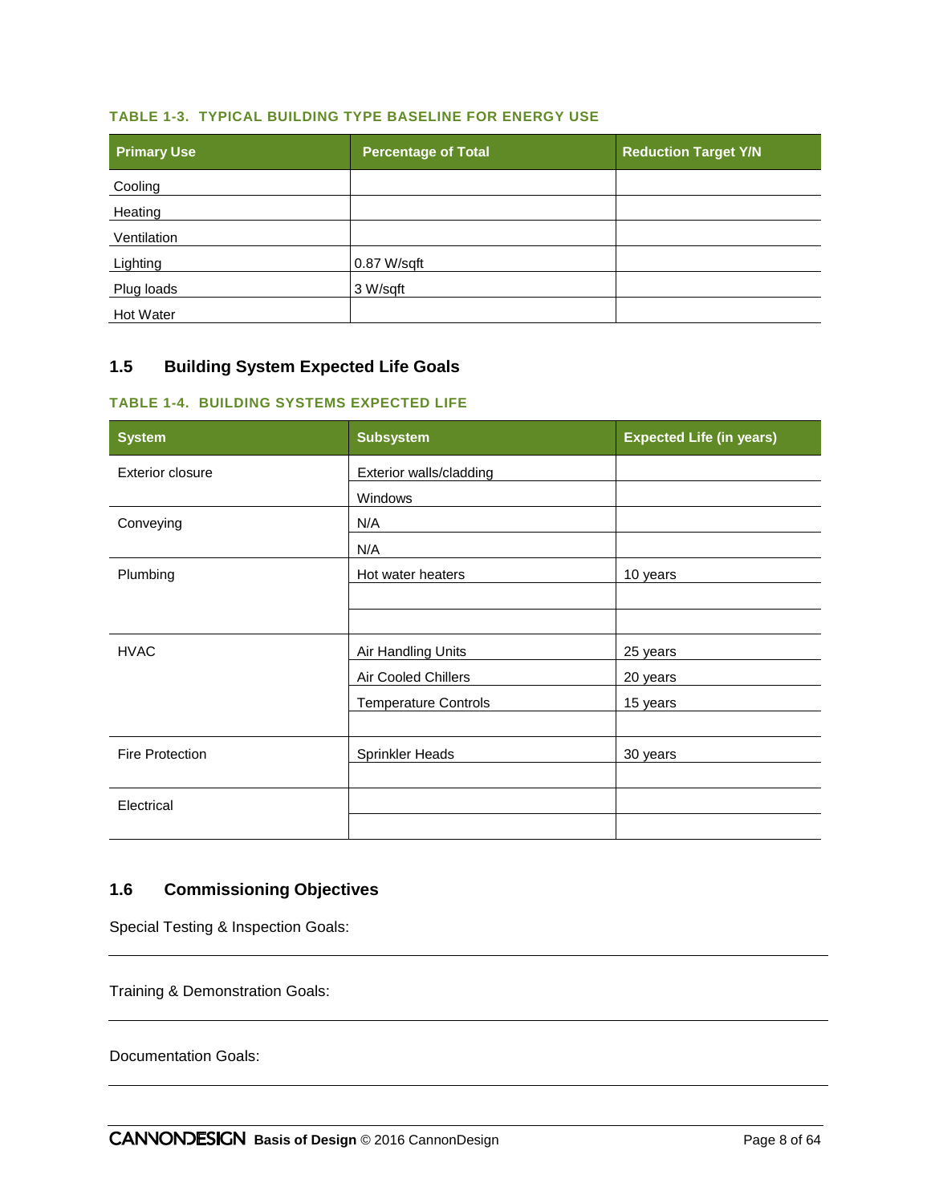**TABLE 1-3. TYPICAL BUILDING TYPE BASELINE FOR ENERGY USE**

| Primary Use | Percentage of Total | Reduction Target Y/N |
|---|---|---|
| Cooling | | |
| Heating | | |
| Ventilation | | |
| Lighting | 0.87 W/sqft | |
| Plug loads | 3 W/sqft | |
| Hot Water | | |

## 1.5 Building System Expected Life Goals

**TABLE 1-4. BUILDING SYSTEMS EXPECTED LIFE**

| System | Subsystem | Expected Life (in years) |
|---|---|---|
| Exterior closure | Exterior walls/cladding | |
| | Windows | |
| Conveying | N/A | |
| | N/A | |
| Plumbing | Hot water heaters | 10 years |
| | | |
| | | |
| HVAC | Air Handling Units | 25 years |
| | Air Cooled Chillers | 20 years |
| | Temperature Controls | 15 years |
| | | |
| Fire Protection | Sprinkler Heads | 30 years |
| | | |
| Electrical | | |
| | | |

## 1.6 Commissioning Objectives

Special Testing & Inspection Goals:

Training & Demonstration Goals:

Documentation Goals: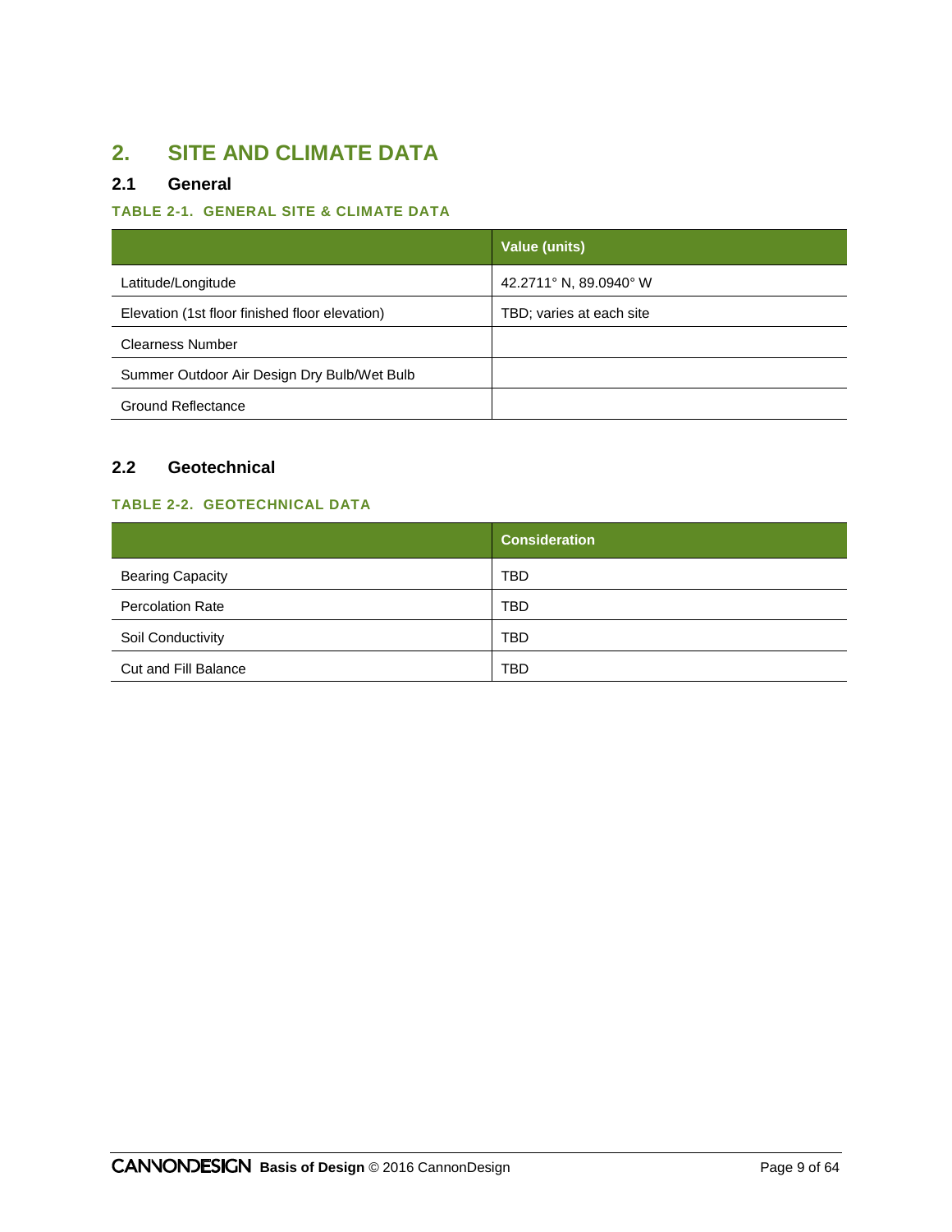# 2. SITE AND CLIMATE DATA

## 2.1 General

### TABLE 2-1. GENERAL SITE & CLIMATE DATA

| | Value (units) |
|---|---|
| Latitude/Longitude | 42.2711° N, 89.0940° W |
| Elevation (1st floor finished floor elevation) | TBD; varies at each site |
| Clearness Number | |
| Summer Outdoor Air Design Dry Bulb/Wet Bulb | |
| Ground Reflectance | |

## 2.2 Geotechnical

### TABLE 2-2. GEOTECHNICAL DATA

| | Consideration |
|---|---|
| Bearing Capacity | TBD |
| Percolation Rate | TBD |
| Soil Conductivity | TBD |
| Cut and Fill Balance | TBD |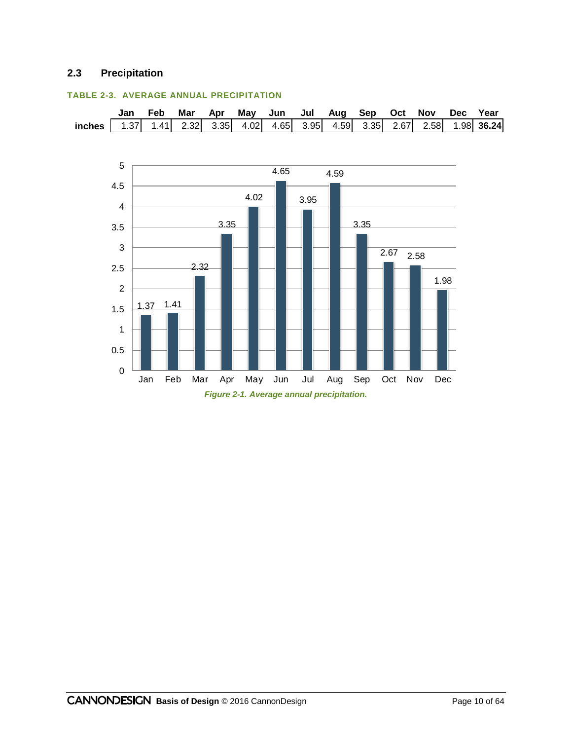## 2.3 Precipitation

**TABLE 2-3. AVERAGE ANNUAL PRECIPITATION**

| | Jan | Feb | Mar | Apr | May | Jun | Jul | Aug | Sep | Oct | Nov | Dec | Year |
|---|---|---|---|---|---|---|---|---|---|---|---|---|---|
| **inches** | 1.37 | 1.41 | 2.32 | 3.35 | 4.02 | 4.65 | 3.95 | 4.59 | 3.35 | 2.67 | 2.58 | 1.98 | **36.24** |

*Figure 2-1. Average annual precipitation.*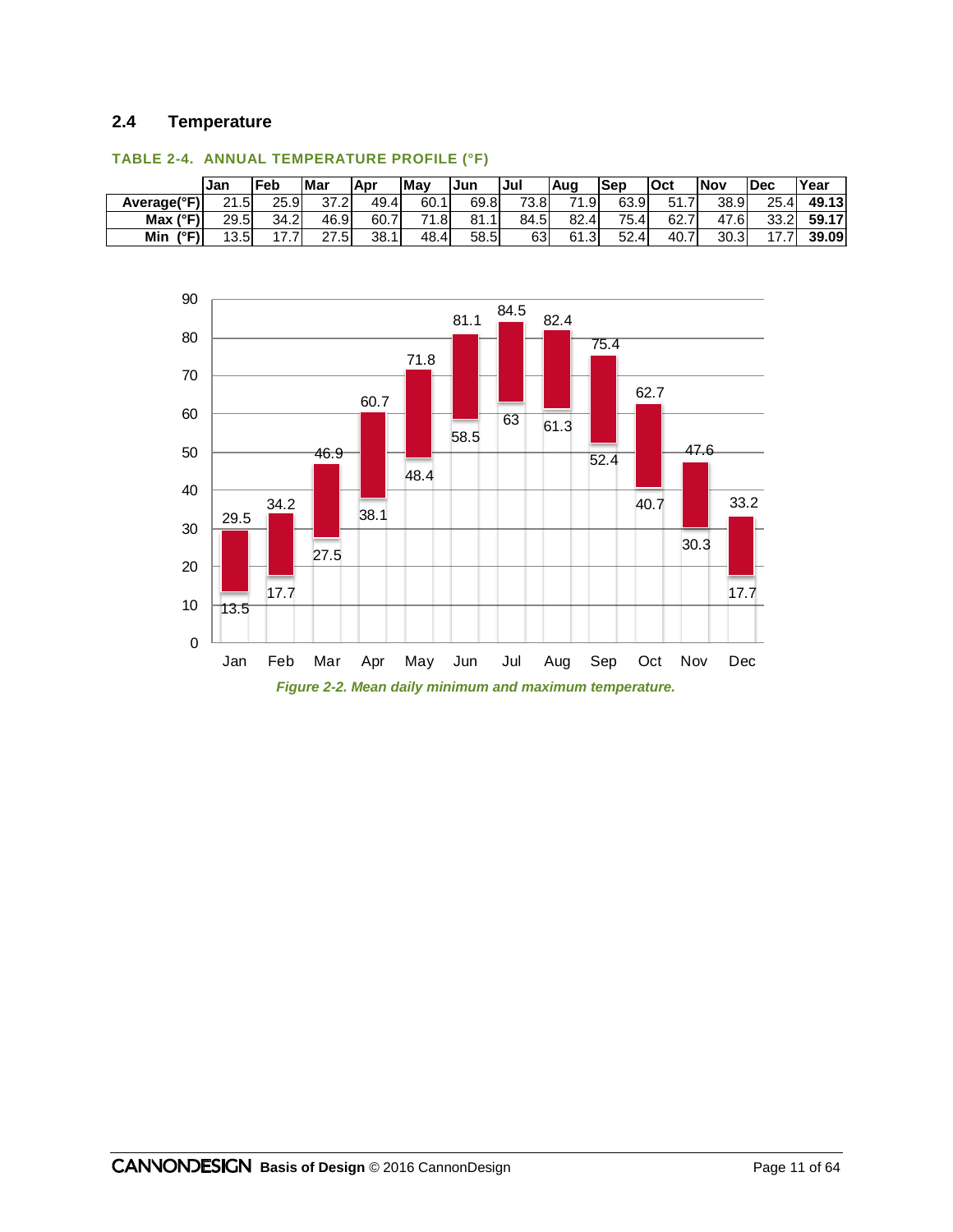## 2.4 Temperature

**TABLE 2-4. ANNUAL TEMPERATURE PROFILE (°F)**

| | Jan | Feb | Mar | Apr | May | Jun | Jul | Aug | Sep | Oct | Nov | Dec | Year |
|---|---|---|---|---|---|---|---|---|---|---|---|---|---|
| **Average(°F)** | 21.5 | 25.9 | 37.2 | 49.4 | 60.1 | 69.8 | 73.8 | 71.9 | 63.9 | 51.7 | 38.9 | 25.4 | **49.13** |
| **Max (°F)** | 29.5 | 34.2 | 46.9 | 60.7 | 71.8 | 81.1 | 84.5 | 82.4 | 75.4 | 62.7 | 47.6 | 33.2 | **59.17** |
| **Min (°F)** | 13.5 | 17.7 | 27.5 | 38.1 | 48.4 | 58.5 | 63 | 61.3 | 52.4 | 40.7 | 30.3 | 17.7 | **39.09** |

*Figure 2-2. Mean daily minimum and maximum temperature.*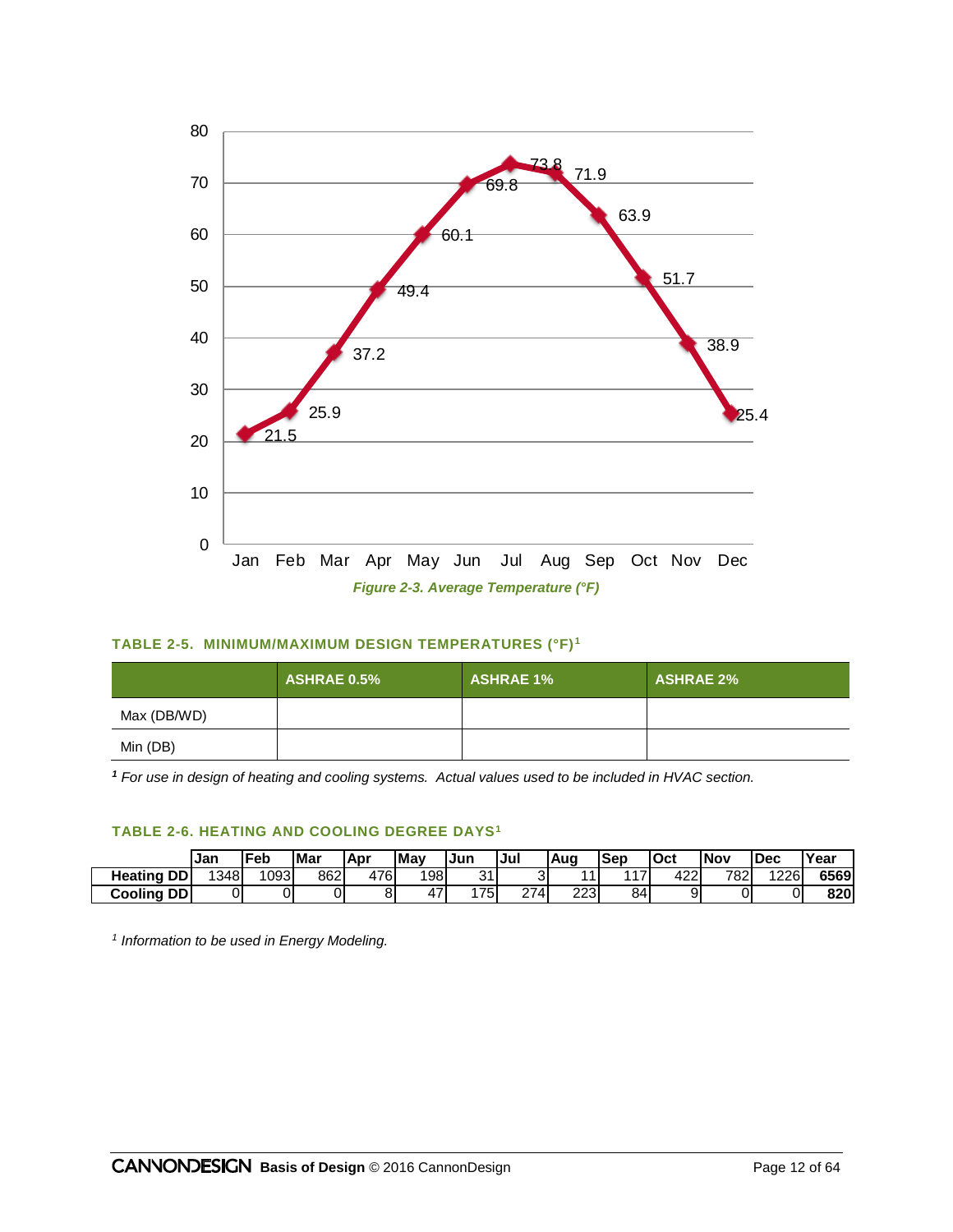| Month | Average Temperature (°F) |
|---|---|
| Jan | 21.5 |
| Feb | 25.9 |
| Mar | 37.2 |
| Apr | 49.4 |
| May | 60.1 |
| Jun | 69.8 |
| Jul | 73.8 |
| Aug | 71.9 |
| Sep | 63.9 |
| Oct | 51.7 |
| Nov | 38.9 |
| Dec | 25.4 |

*Figure 2-3. Average Temperature (°F)*

#### TABLE 2-5. MINIMUM/MAXIMUM DESIGN TEMPERATURES (°F)[1]

| | ASHRAE 0.5% | ASHRAE 1% | ASHRAE 2% |
|---|---|---|---|
| Max (DB/WD) | | | |
| Min (DB) | | | |

*[1] For use in design of heating and cooling systems. Actual values used to be included in HVAC section.*

#### TABLE 2-6. HEATING AND COOLING DEGREE DAYS[1]

| | Jan | Feb | Mar | Apr | May | Jun | Jul | Aug | Sep | Oct | Nov | Dec | Year |
|---|---|---|---|---|---|---|---|---|---|---|---|---|---|
| **Heating DD** | 1348 | 1093 | 862 | 476 | 198 | 31 | 3 | 11 | 117 | 422 | 782 | 1226 | **6569** |
| **Cooling DD** | 0 | 0 | 0 | 8 | 47 | 175 | 274 | 223 | 84 | 9 | 0 | 0 | **820** |

*[1] Information to be used in Energy Modeling.*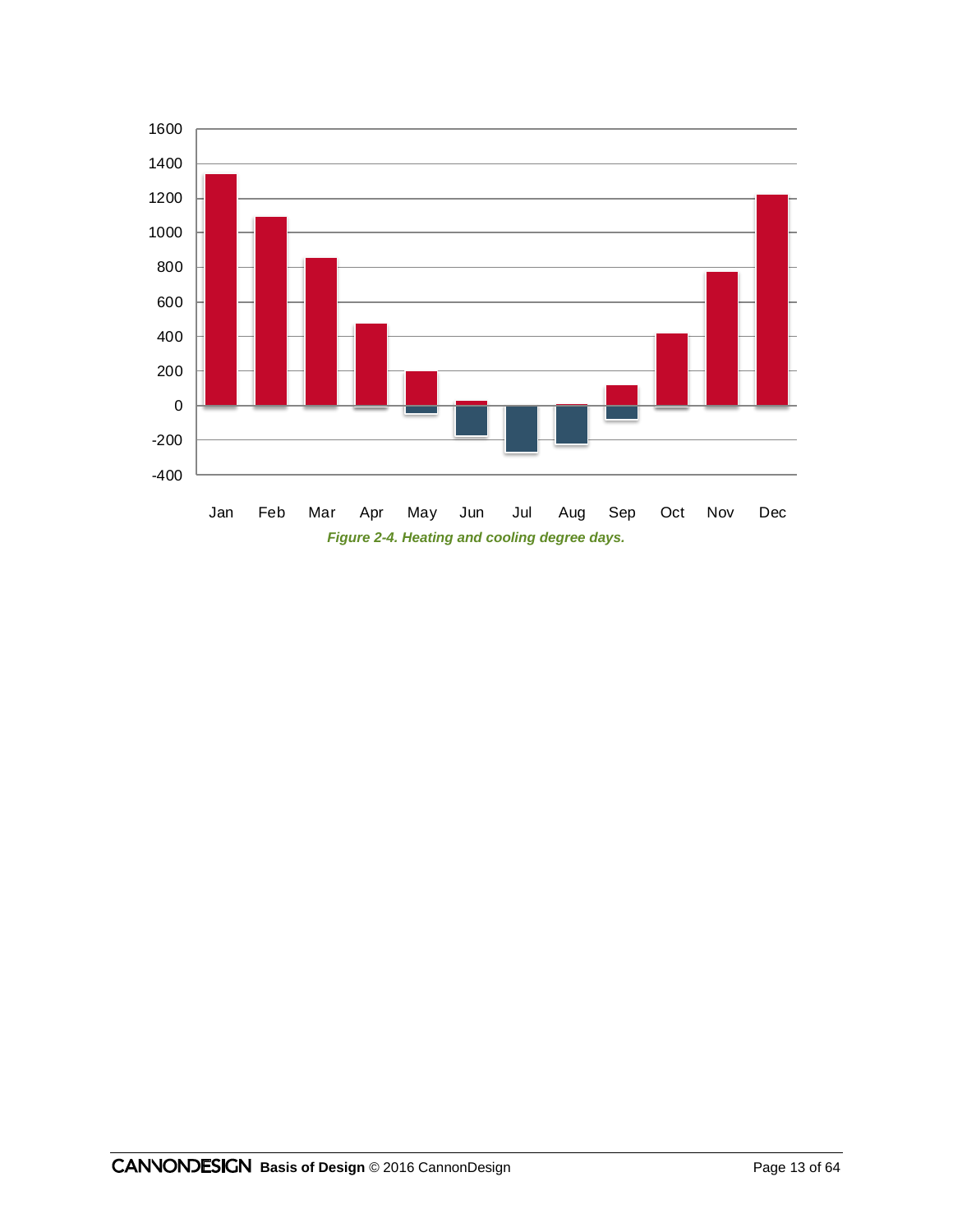Figure 2-4. Heating and cooling degree days.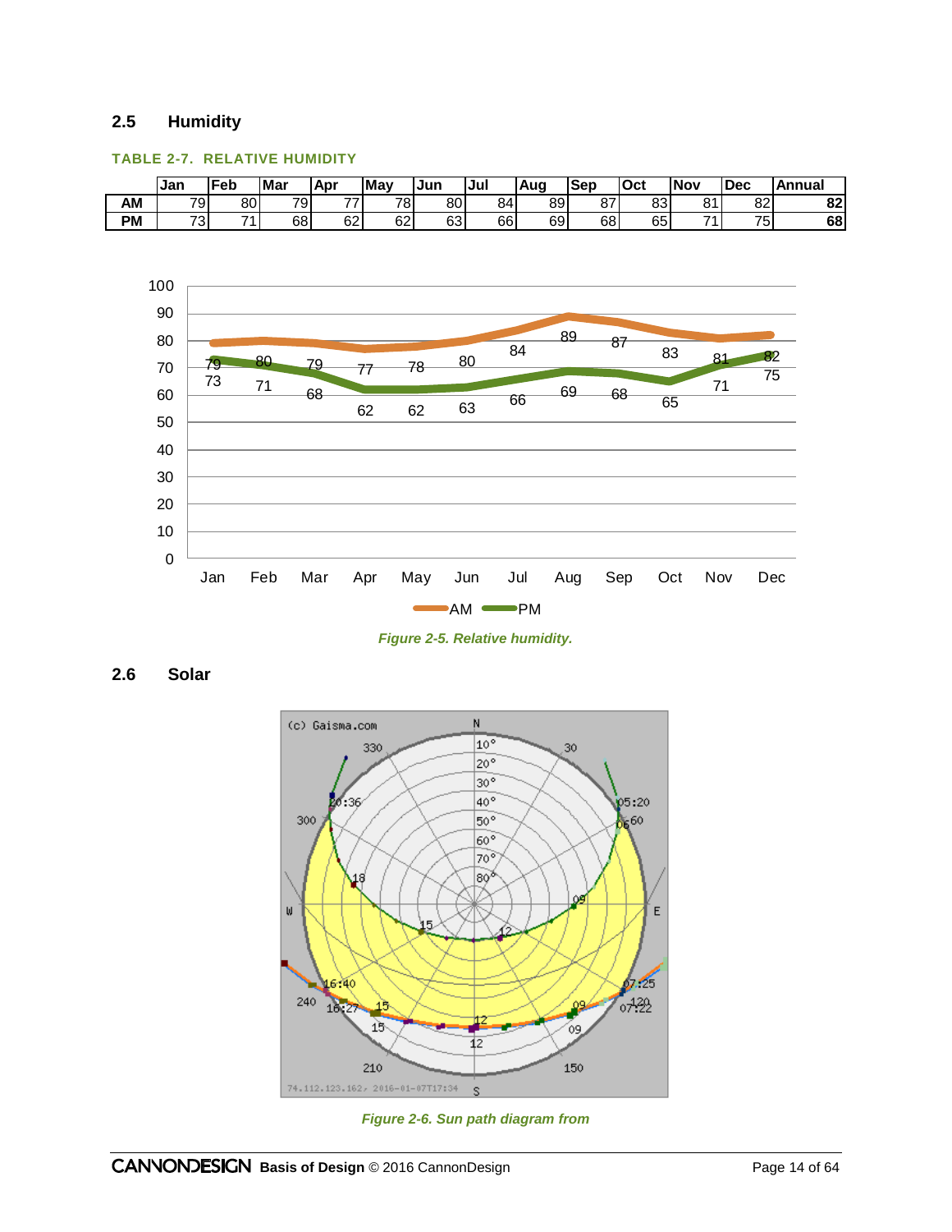## 2.5 Humidity

**TABLE 2-7. RELATIVE HUMIDITY**

| | Jan | Feb | Mar | Apr | May | Jun | Jul | Aug | Sep | Oct | Nov | Dec | Annual |
|---|---|---|---|---|---|---|---|---|---|---|---|---|---|
| **AM** | 79 | 80 | 79 | 77 | 78 | 80 | 84 | 89 | 87 | 83 | 81 | 82 | **82** |
| **PM** | 73 | 71 | 68 | 62 | 62 | 63 | 66 | 69 | 68 | 65 | 71 | 75 | **68** |

*Figure 2-5. Relative humidity.*

## 2.6 Solar

*Figure 2-6. Sun path diagram from*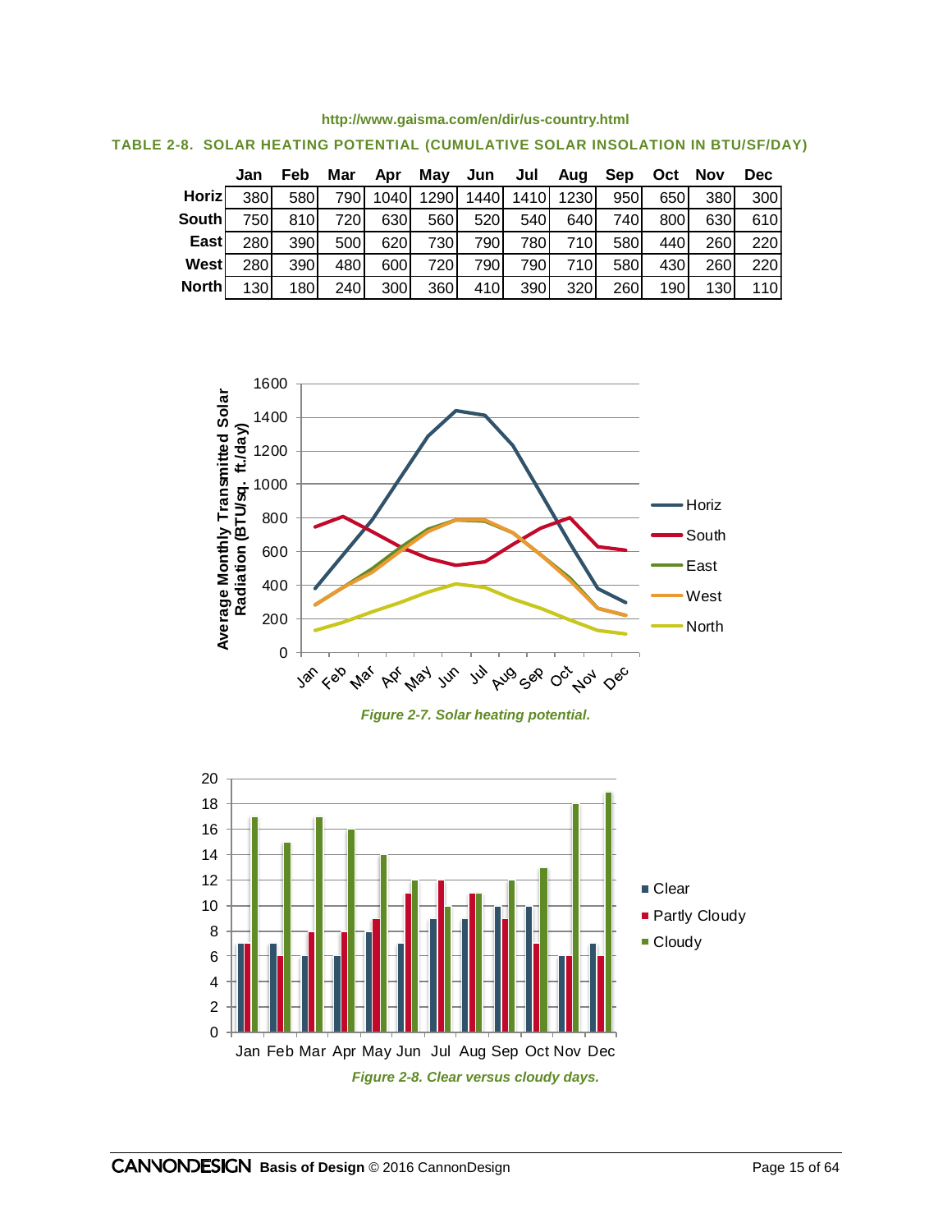http://www.gaisma.com/en/dir/us-country.html

**TABLE 2-8. SOLAR HEATING POTENTIAL (CUMULATIVE SOLAR INSOLATION IN BTU/SF/DAY)**

| | Jan | Feb | Mar | Apr | May | Jun | Jul | Aug | Sep | Oct | Nov | Dec |
|---|---|---|---|---|---|---|---|---|---|---|---|---|
| **Horiz** | 380 | 580 | 790 | 1040 | 1290 | 1440 | 1410 | 1230 | 950 | 650 | 380 | 300 |
| **South** | 750 | 810 | 720 | 630 | 560 | 520 | 540 | 640 | 740 | 800 | 630 | 610 |
| **East** | 280 | 390 | 500 | 620 | 730 | 790 | 780 | 710 | 580 | 440 | 260 | 220 |
| **West** | 280 | 390 | 480 | 600 | 720 | 790 | 790 | 710 | 580 | 430 | 260 | 220 |
| **North** | 130 | 180 | 240 | 300 | 360 | 410 | 390 | 320 | 260 | 190 | 130 | 110 |

*Figure 2-7. Solar heating potential.*

*Figure 2-8. Clear versus cloudy days.*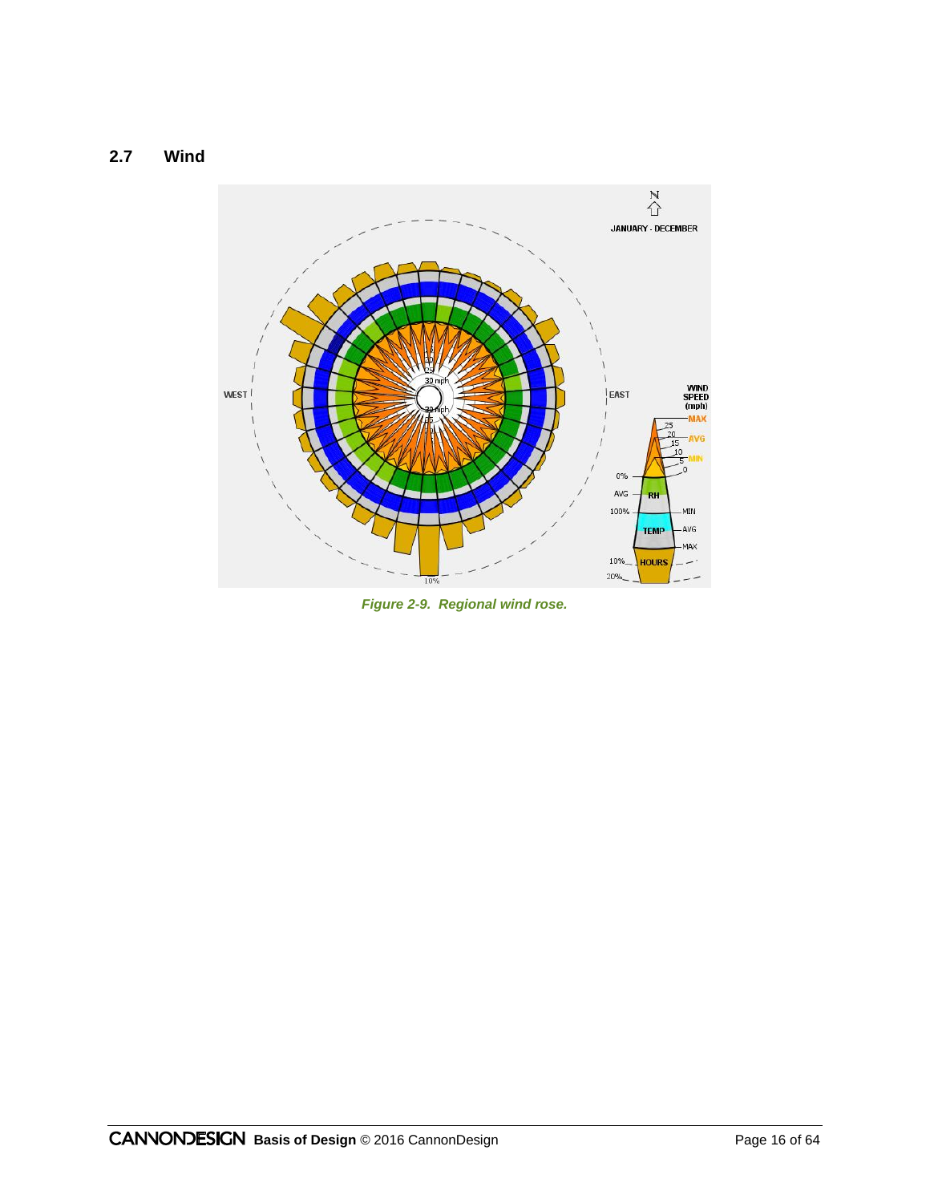## 2.7 Wind

*Figure 2-9. Regional wind rose.*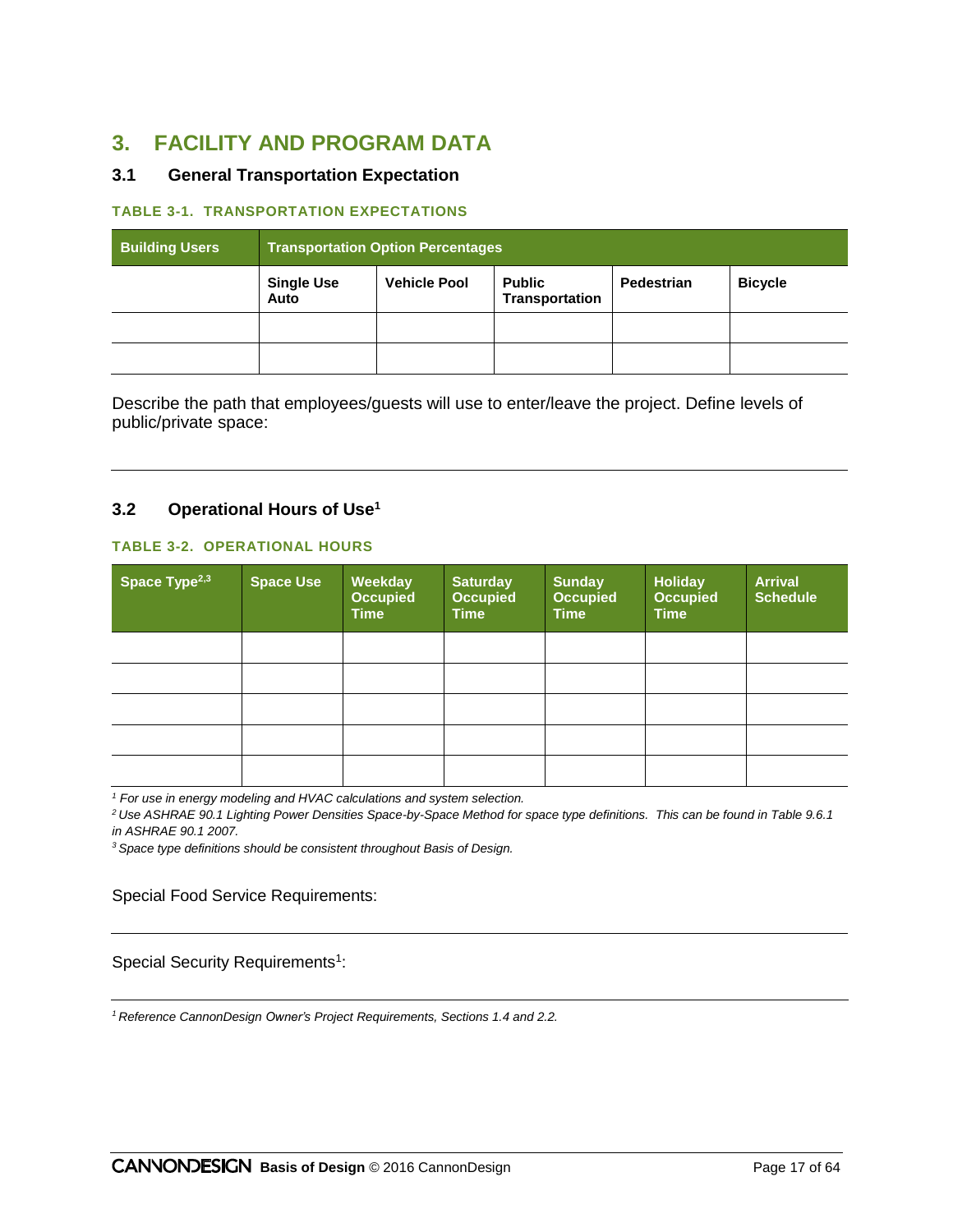# 3. FACILITY AND PROGRAM DATA

## 3.1 General Transportation Expectation

**TABLE 3-1. TRANSPORTATION EXPECTATIONS**

| Building Users | Transportation Option Percentages | | | | |
|---|---|---|---|---|---|
| | Single Use Auto | Vehicle Pool | Public Transportation | Pedestrian | Bicycle |
| | | | | | |
| | | | | | |

Describe the path that employees/guests will use to enter/leave the project. Define levels of public/private space:

---

## 3.2 Operational Hours of Use[1]

**TABLE 3-2. OPERATIONAL HOURS**

| Space Type[2,3] | Space Use | Weekday Occupied Time | Saturday Occupied Time | Sunday Occupied Time | Holiday Occupied Time | Arrival Schedule |
|---|---|---|---|---|---|---|
| | | | | | | |
| | | | | | | |
| | | | | | | |
| | | | | | | |
| | | | | | | |

*[1] For use in energy modeling and HVAC calculations and system selection.*

*[2] Use ASHRAE 90.1 Lighting Power Densities Space-by-Space Method for space type definitions. This can be found in Table 9.6.1 in ASHRAE 90.1 2007.*

*[3] Space type definitions should be consistent throughout Basis of Design.*

Special Food Service Requirements:

---

Special Security Requirements[1]:

---

*[1] Reference CannonDesign Owner's Project Requirements, Sections 1.4 and 2.2.*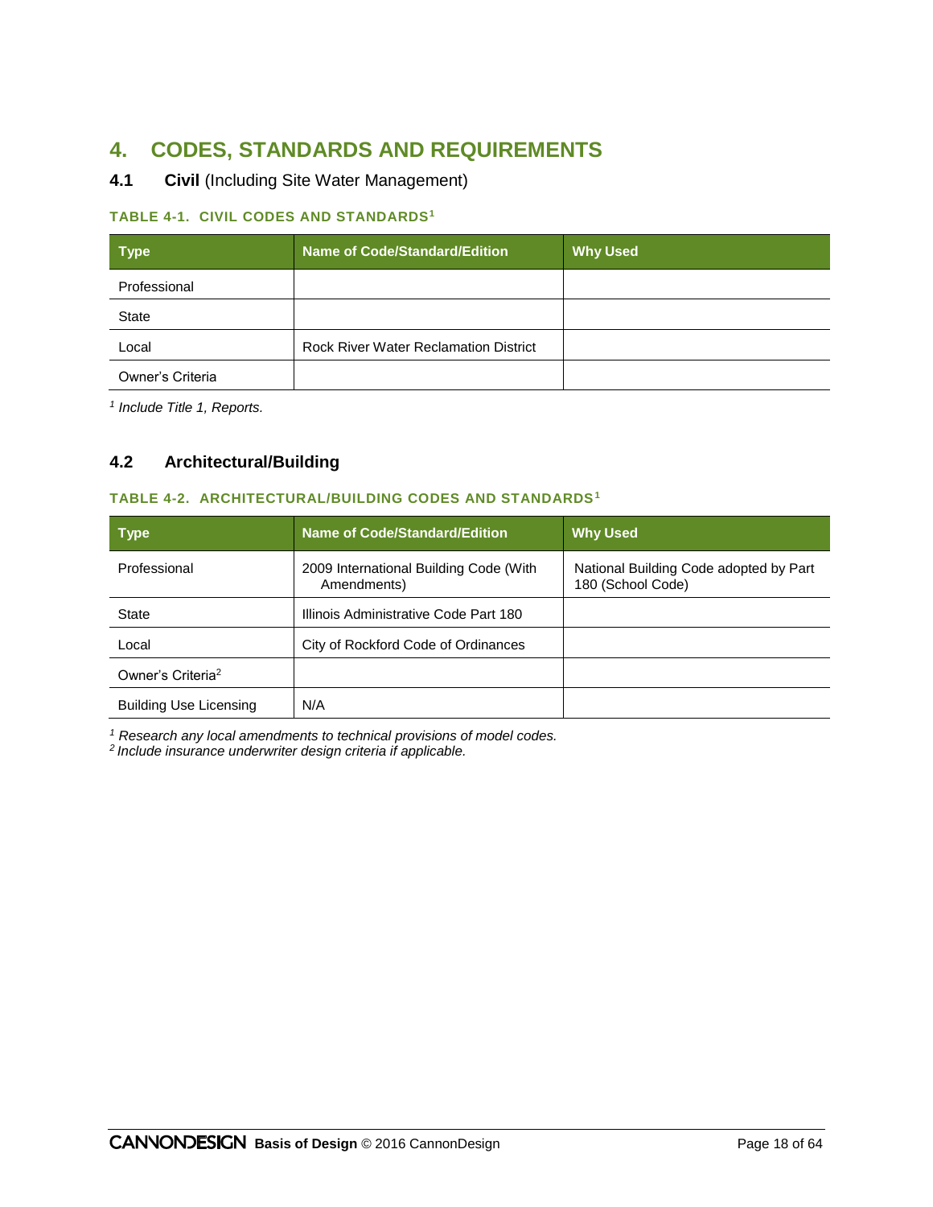# 4. CODES, STANDARDS AND REQUIREMENTS

## 4.1 Civil (Including Site Water Management)

### TABLE 4-1. CIVIL CODES AND STANDARDS[1]

| Type | Name of Code/Standard/Edition | Why Used |
| --- | --- | --- |
| Professional | | |
| State | | |
| Local | Rock River Water Reclamation District | |
| Owner's Criteria | | |

*[1] Include Title 1, Reports.*

## 4.2 Architectural/Building

### TABLE 4-2. ARCHITECTURAL/BUILDING CODES AND STANDARDS[1]

| Type | Name of Code/Standard/Edition | Why Used |
| --- | --- | --- |
| Professional | 2009 International Building Code (With Amendments) | National Building Code adopted by Part 180 (School Code) |
| State | Illinois Administrative Code Part 180 | |
| Local | City of Rockford Code of Ordinances | |
| Owner's Criteria[2] | | |
| Building Use Licensing | N/A | |

*[1] Research any local amendments to technical provisions of model codes.*
*[2] Include insurance underwriter design criteria if applicable.*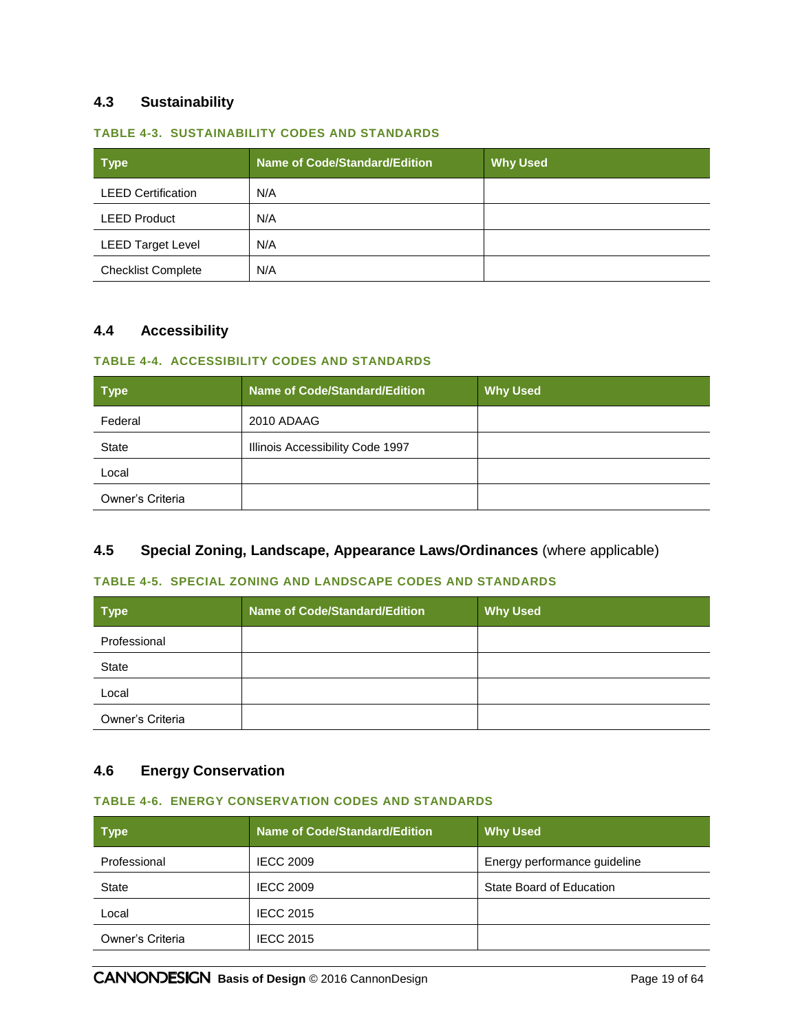## 4.3 Sustainability

**TABLE 4-3. SUSTAINABILITY CODES AND STANDARDS**

| Type | Name of Code/Standard/Edition | Why Used |
|---|---|---|
| LEED Certification | N/A | |
| LEED Product | N/A | |
| LEED Target Level | N/A | |
| Checklist Complete | N/A | |

## 4.4 Accessibility

**TABLE 4-4. ACCESSIBILITY CODES AND STANDARDS**

| Type | Name of Code/Standard/Edition | Why Used |
|---|---|---|
| Federal | 2010 ADAAG | |
| State | Illinois Accessibility Code 1997 | |
| Local | | |
| Owner's Criteria | | |

## 4.5 Special Zoning, Landscape, Appearance Laws/Ordinances (where applicable)

**TABLE 4-5. SPECIAL ZONING AND LANDSCAPE CODES AND STANDARDS**

| Type | Name of Code/Standard/Edition | Why Used |
|---|---|---|
| Professional | | |
| State | | |
| Local | | |
| Owner's Criteria | | |

## 4.6 Energy Conservation

**TABLE 4-6. ENERGY CONSERVATION CODES AND STANDARDS**

| Type | Name of Code/Standard/Edition | Why Used |
|---|---|---|
| Professional | IECC 2009 | Energy performance guideline |
| State | IECC 2009 | State Board of Education |
| Local | IECC 2015 | |
| Owner's Criteria | IECC 2015 | |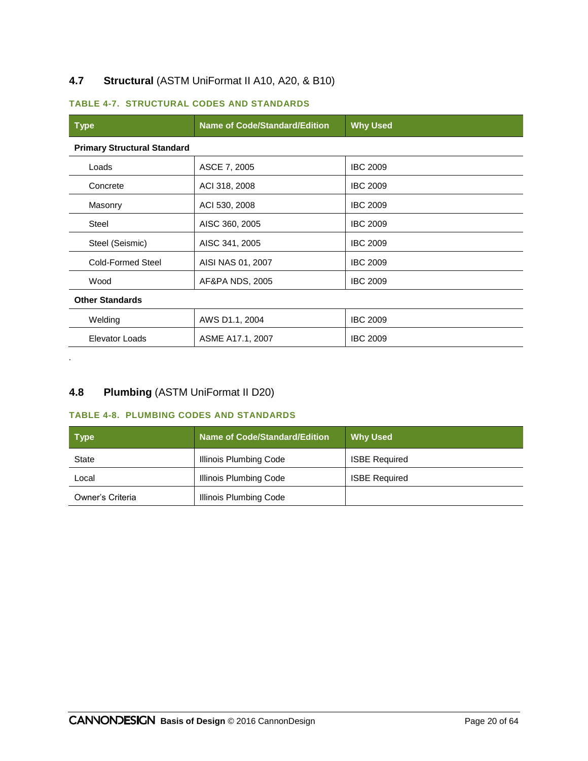## 4.7 **Structural** (ASTM UniFormat II A10, A20, & B10)

**TABLE 4-7. STRUCTURAL CODES AND STANDARDS**

| Type | Name of Code/Standard/Edition | Why Used |
|---|---|---|
| **Primary Structural Standard** | | |
| Loads | ASCE 7, 2005 | IBC 2009 |
| Concrete | ACI 318, 2008 | IBC 2009 |
| Masonry | ACI 530, 2008 | IBC 2009 |
| Steel | AISC 360, 2005 | IBC 2009 |
| Steel (Seismic) | AISC 341, 2005 | IBC 2009 |
| Cold-Formed Steel | AISI NAS 01, 2007 | IBC 2009 |
| Wood | AF&PA NDS, 2005 | IBC 2009 |
| **Other Standards** | | |
| Welding | AWS D1.1, 2004 | IBC 2009 |
| Elevator Loads | ASME A17.1, 2007 | IBC 2009 |

.

## 4.8 **Plumbing** (ASTM UniFormat II D20)

**TABLE 4-8. PLUMBING CODES AND STANDARDS**

| Type | Name of Code/Standard/Edition | Why Used |
|---|---|---|
| State | Illinois Plumbing Code | ISBE Required |
| Local | Illinois Plumbing Code | ISBE Required |
| Owner's Criteria | Illinois Plumbing Code | |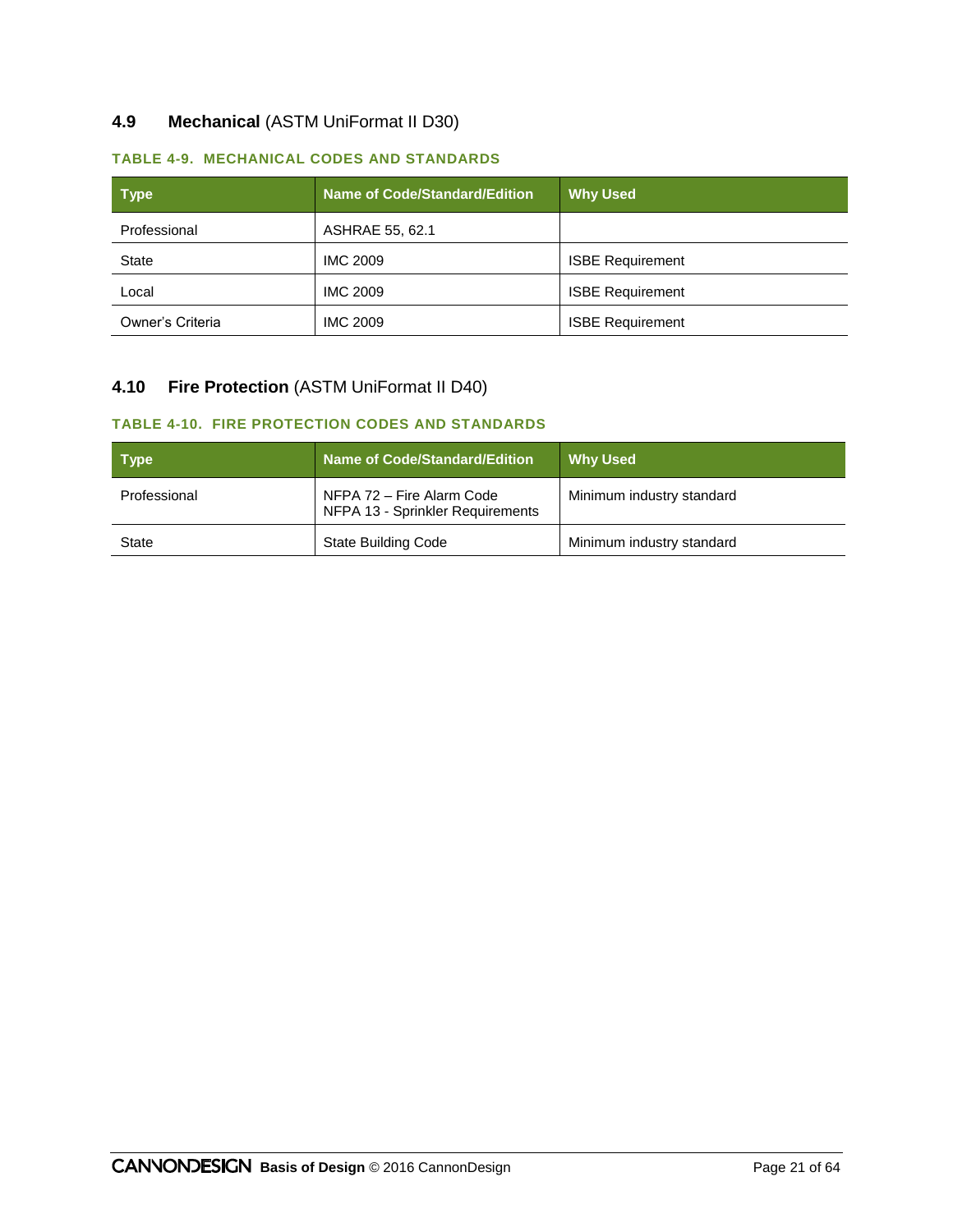## 4.9 **Mechanical** (ASTM UniFormat II D30)

**TABLE 4-9. MECHANICAL CODES AND STANDARDS**

| Type | Name of Code/Standard/Edition | Why Used |
|---|---|---|
| Professional | ASHRAE 55, 62.1 | |
| State | IMC 2009 | ISBE Requirement |
| Local | IMC 2009 | ISBE Requirement |
| Owner's Criteria | IMC 2009 | ISBE Requirement |

## 4.10 **Fire Protection** (ASTM UniFormat II D40)

**TABLE 4-10. FIRE PROTECTION CODES AND STANDARDS**

| Type | Name of Code/Standard/Edition | Why Used |
|---|---|---|
| Professional | NFPA 72 – Fire Alarm Code<br>NFPA 13 - Sprinkler Requirements | Minimum industry standard |
| State | State Building Code | Minimum industry standard |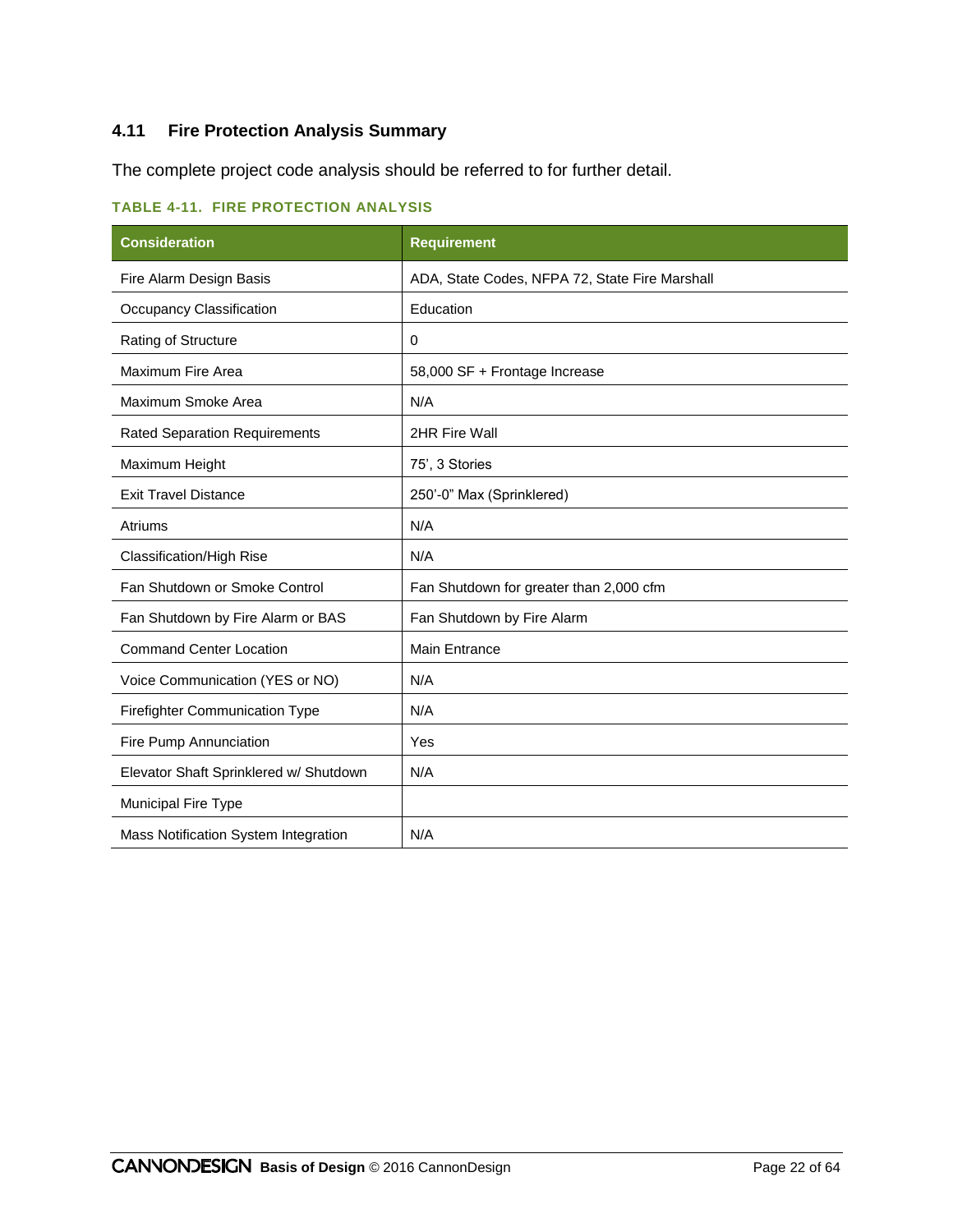## 4.11 Fire Protection Analysis Summary

The complete project code analysis should be referred to for further detail.

**TABLE 4-11. FIRE PROTECTION ANALYSIS**

| Consideration | Requirement |
|---|---|
| Fire Alarm Design Basis | ADA, State Codes, NFPA 72, State Fire Marshall |
| Occupancy Classification | Education |
| Rating of Structure | 0 |
| Maximum Fire Area | 58,000 SF + Frontage Increase |
| Maximum Smoke Area | N/A |
| Rated Separation Requirements | 2HR Fire Wall |
| Maximum Height | 75', 3 Stories |
| Exit Travel Distance | 250'-0" Max (Sprinklered) |
| Atriums | N/A |
| Classification/High Rise | N/A |
| Fan Shutdown or Smoke Control | Fan Shutdown for greater than 2,000 cfm |
| Fan Shutdown by Fire Alarm or BAS | Fan Shutdown by Fire Alarm |
| Command Center Location | Main Entrance |
| Voice Communication (YES or NO) | N/A |
| Firefighter Communication Type | N/A |
| Fire Pump Annunciation | Yes |
| Elevator Shaft Sprinklered w/ Shutdown | N/A |
| Municipal Fire Type | |
| Mass Notification System Integration | N/A |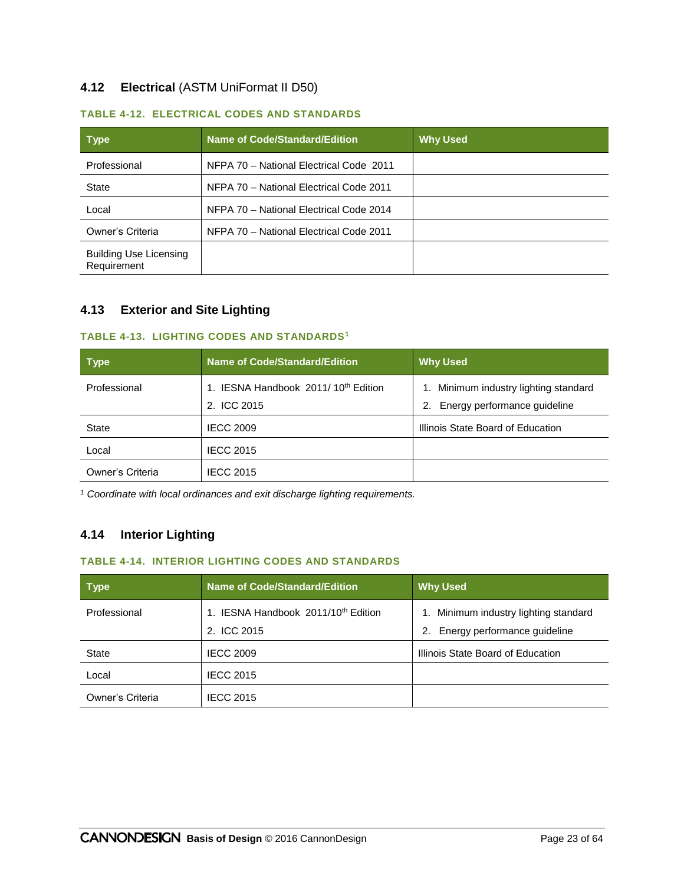## 4.12 Electrical (ASTM UniFormat II D50)

**TABLE 4-12. ELECTRICAL CODES AND STANDARDS**

| Type | Name of Code/Standard/Edition | Why Used |
|---|---|---|
| Professional | NFPA 70 – National Electrical Code 2011 | |
| State | NFPA 70 – National Electrical Code 2011 | |
| Local | NFPA 70 – National Electrical Code 2014 | |
| Owner's Criteria | NFPA 70 – National Electrical Code 2011 | |
| Building Use Licensing Requirement | | |

## 4.13 Exterior and Site Lighting

**TABLE 4-13. LIGHTING CODES AND STANDARDS[1]**

| Type | Name of Code/Standard/Edition | Why Used |
|---|---|---|
| Professional | 1. IESNA Handbook 2011/ 10th Edition<br>2. ICC 2015 | 1. Minimum industry lighting standard<br>2. Energy performance guideline |
| State | IECC 2009 | Illinois State Board of Education |
| Local | IECC 2015 | |
| Owner's Criteria | IECC 2015 | |

*[1] Coordinate with local ordinances and exit discharge lighting requirements.*

## 4.14 Interior Lighting

**TABLE 4-14. INTERIOR LIGHTING CODES AND STANDARDS**

| Type | Name of Code/Standard/Edition | Why Used |
|---|---|---|
| Professional | 1. IESNA Handbook 2011/10th Edition<br>2. ICC 2015 | 1. Minimum industry lighting standard<br>2. Energy performance guideline |
| State | IECC 2009 | Illinois State Board of Education |
| Local | IECC 2015 | |
| Owner's Criteria | IECC 2015 | |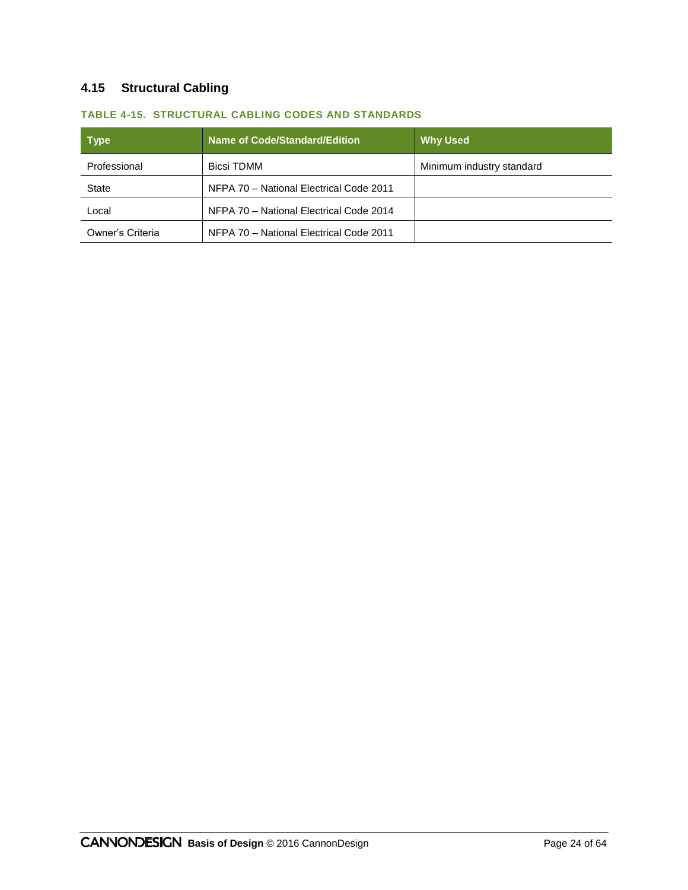## 4.15 Structural Cabling

**TABLE 4-15. STRUCTURAL CABLING CODES AND STANDARDS**

| Type | Name of Code/Standard/Edition | Why Used |
|---|---|---|
| Professional | Bicsi TDMM | Minimum industry standard |
| State | NFPA 70 – National Electrical Code 2011 | |
| Local | NFPA 70 – National Electrical Code 2014 | |
| Owner's Criteria | NFPA 70 – National Electrical Code 2011 | |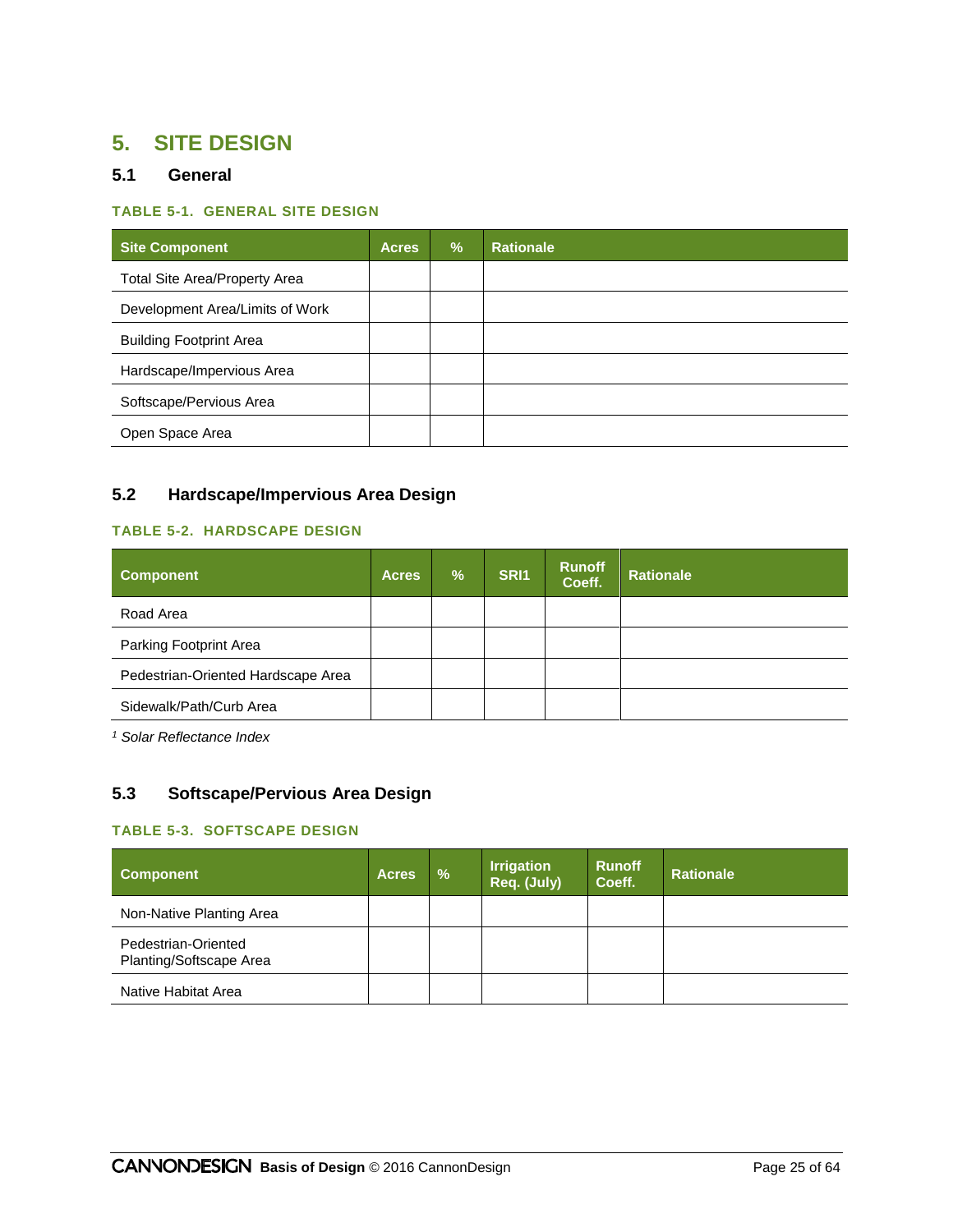# 5. SITE DESIGN

## 5.1 General

**TABLE 5-1. GENERAL SITE DESIGN**

| Site Component | Acres | % | Rationale |
|---|---|---|---|
| Total Site Area/Property Area | | | |
| Development Area/Limits of Work | | | |
| Building Footprint Area | | | |
| Hardscape/Impervious Area | | | |
| Softscape/Pervious Area | | | |
| Open Space Area | | | |

## 5.2 Hardscape/Impervious Area Design

**TABLE 5-2. HARDSCAPE DESIGN**

| Component | Acres | % | SRI1 | Runoff Coeff. | Rationale |
|---|---|---|---|---|---|
| Road Area | | | | | |
| Parking Footprint Area | | | | | |
| Pedestrian-Oriented Hardscape Area | | | | | |
| Sidewalk/Path/Curb Area | | | | | |

[1] *Solar Reflectance Index*

## 5.3 Softscape/Pervious Area Design

**TABLE 5-3. SOFTSCAPE DESIGN**

| Component | Acres | % | Irrigation Req. (July) | Runoff Coeff. | Rationale |
|---|---|---|---|---|---|
| Non-Native Planting Area | | | | | |
| Pedestrian-Oriented Planting/Softscape Area | | | | | |
| Native Habitat Area | | | | | |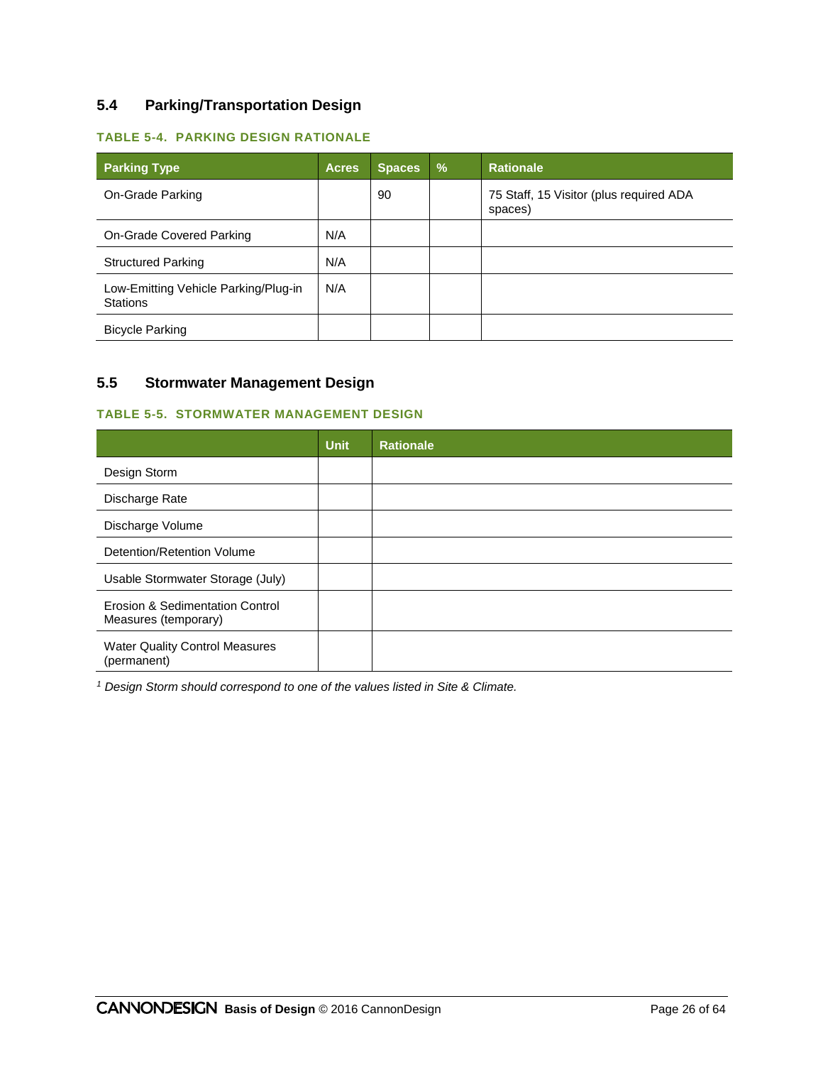## 5.4 Parking/Transportation Design

**TABLE 5-4. PARKING DESIGN RATIONALE**

| Parking Type | Acres | Spaces | % | Rationale |
|---|---|---|---|---|
| On-Grade Parking | | 90 | | 75 Staff, 15 Visitor (plus required ADA spaces) |
| On-Grade Covered Parking | N/A | | | |
| Structured Parking | N/A | | | |
| Low-Emitting Vehicle Parking/Plug-in Stations | N/A | | | |
| Bicycle Parking | | | | |

## 5.5 Stormwater Management Design

**TABLE 5-5. STORMWATER MANAGEMENT DESIGN**

| | Unit | Rationale |
|---|---|---|
| Design Storm | | |
| Discharge Rate | | |
| Discharge Volume | | |
| Detention/Retention Volume | | |
| Usable Stormwater Storage (July) | | |
| Erosion & Sedimentation Control Measures (temporary) | | |
| Water Quality Control Measures (permanent) | | |

*[1] Design Storm should correspond to one of the values listed in Site & Climate.*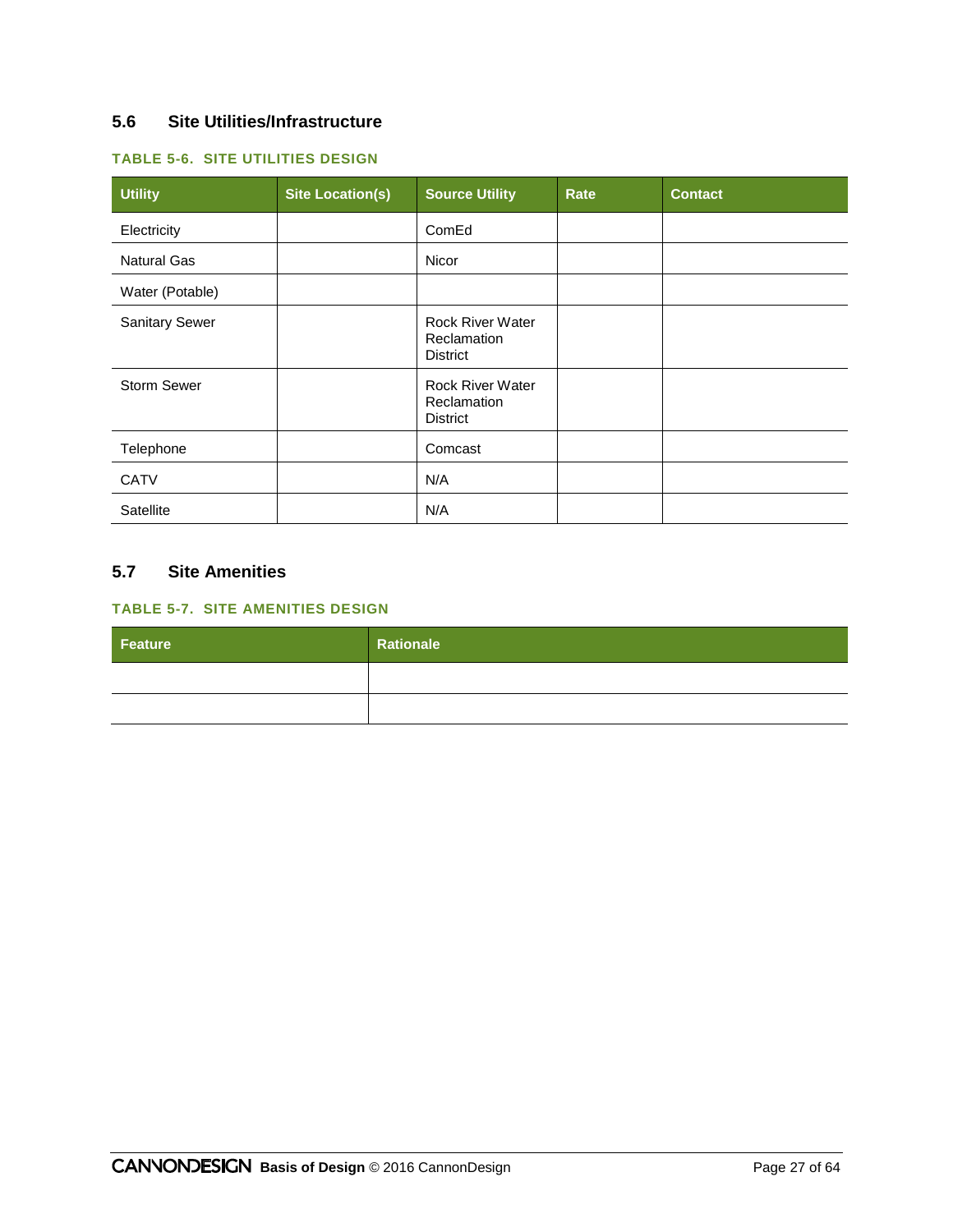## 5.6 Site Utilities/Infrastructure

**TABLE 5-6. SITE UTILITIES DESIGN**

| Utility | Site Location(s) | Source Utility | Rate | Contact |
|---|---|---|---|---|
| Electricity | | ComEd | | |
| Natural Gas | | Nicor | | |
| Water (Potable) | | | | |
| Sanitary Sewer | | Rock River Water Reclamation District | | |
| Storm Sewer | | Rock River Water Reclamation District | | |
| Telephone | | Comcast | | |
| CATV | | N/A | | |
| Satellite | | N/A | | |

## 5.7 Site Amenities

**TABLE 5-7. SITE AMENITIES DESIGN**

| Feature | Rationale |
|---|---|
| | |
| | |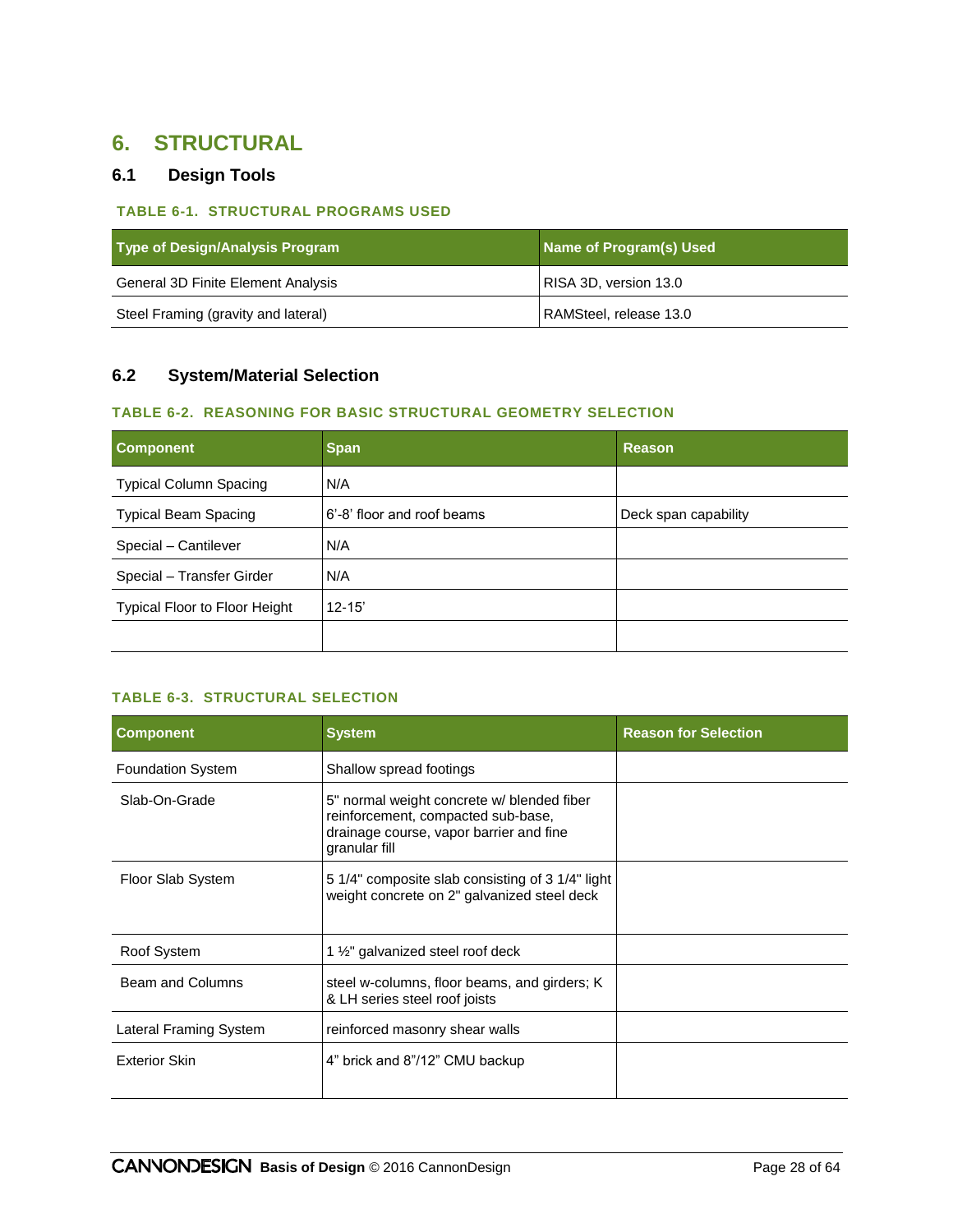# 6. STRUCTURAL

## 6.1 Design Tools

**TABLE 6-1. STRUCTURAL PROGRAMS USED**

| Type of Design/Analysis Program | Name of Program(s) Used |
| --- | --- |
| General 3D Finite Element Analysis | RISA 3D, version 13.0 |
| Steel Framing (gravity and lateral) | RAMSteel, release 13.0 |

## 6.2 System/Material Selection

**TABLE 6-2. REASONING FOR BASIC STRUCTURAL GEOMETRY SELECTION**

| Component | Span | Reason |
| --- | --- | --- |
| Typical Column Spacing | N/A | |
| Typical Beam Spacing | 6'-8' floor and roof beams | Deck span capability |
| Special – Cantilever | N/A | |
| Special – Transfer Girder | N/A | |
| Typical Floor to Floor Height | 12-15' | |
| | | |

**TABLE 6-3. STRUCTURAL SELECTION**

| Component | System | Reason for Selection |
| --- | --- | --- |
| Foundation System | Shallow spread footings | |
| Slab-On-Grade | 5" normal weight concrete w/ blended fiber reinforcement, compacted sub-base, drainage course, vapor barrier and fine granular fill | |
| Floor Slab System | 5 1/4" composite slab consisting of 3 1/4" light weight concrete on 2" galvanized steel deck | |
| Roof System | 1 ½" galvanized steel roof deck | |
| Beam and Columns | steel w-columns, floor beams, and girders; K & LH series steel roof joists | |
| Lateral Framing System | reinforced masonry shear walls | |
| Exterior Skin | 4" brick and 8"/12" CMU backup | |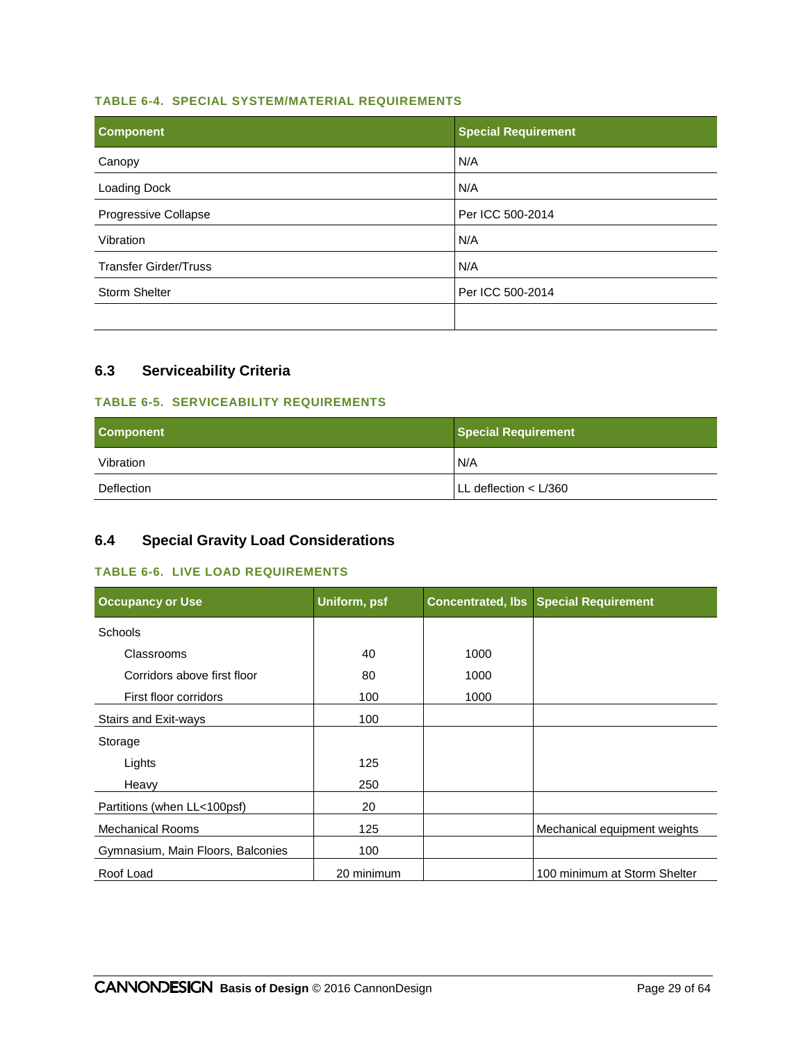**TABLE 6-4. SPECIAL SYSTEM/MATERIAL REQUIREMENTS**

| Component | Special Requirement |
|---|---|
| Canopy | N/A |
| Loading Dock | N/A |
| Progressive Collapse | Per ICC 500-2014 |
| Vibration | N/A |
| Transfer Girder/Truss | N/A |
| Storm Shelter | Per ICC 500-2014 |
| | |

## 6.3 Serviceability Criteria

**TABLE 6-5. SERVICEABILITY REQUIREMENTS**

| Component | Special Requirement |
|---|---|
| Vibration | N/A |
| Deflection | LL deflection < L/360 |

## 6.4 Special Gravity Load Considerations

**TABLE 6-6. LIVE LOAD REQUIREMENTS**

| Occupancy or Use | Uniform, psf | Concentrated, lbs | Special Requirement |
|---|---|---|---|
| Schools | | | |
| Classrooms | 40 | 1000 | |
| Corridors above first floor | 80 | 1000 | |
| First floor corridors | 100 | 1000 | |
| Stairs and Exit-ways | 100 | | |
| Storage | | | |
| Lights | 125 | | |
| Heavy | 250 | | |
| Partitions (when LL<100psf) | 20 | | |
| Mechanical Rooms | 125 | | Mechanical equipment weights |
| Gymnasium, Main Floors, Balconies | 100 | | |
| Roof Load | 20 minimum | | 100 minimum at Storm Shelter |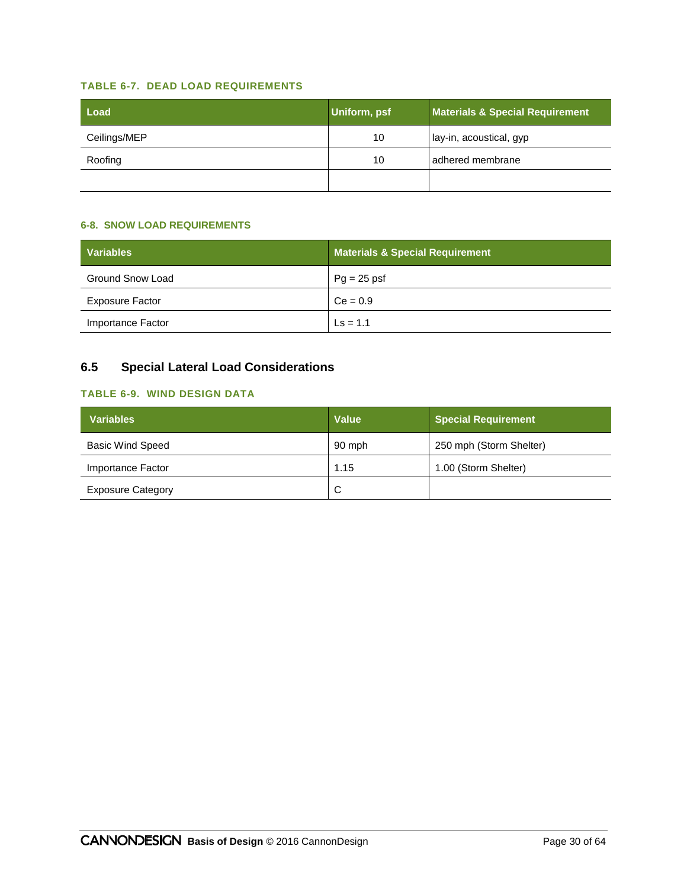**TABLE 6-7. DEAD LOAD REQUIREMENTS**

| Load | Uniform, psf | Materials & Special Requirement |
|---|---|---|
| Ceilings/MEP | 10 | lay-in, acoustical, gyp |
| Roofing | 10 | adhered membrane |
| | | |

**6-8. SNOW LOAD REQUIREMENTS**

| Variables | Materials & Special Requirement |
|---|---|
| Ground Snow Load | Pg = 25 psf |
| Exposure Factor | Ce = 0.9 |
| Importance Factor | Ls = 1.1 |

## 6.5 Special Lateral Load Considerations

**TABLE 6-9. WIND DESIGN DATA**

| Variables | Value | Special Requirement |
|---|---|---|
| Basic Wind Speed | 90 mph | 250 mph (Storm Shelter) |
| Importance Factor | 1.15 | 1.00 (Storm Shelter) |
| Exposure Category | C | |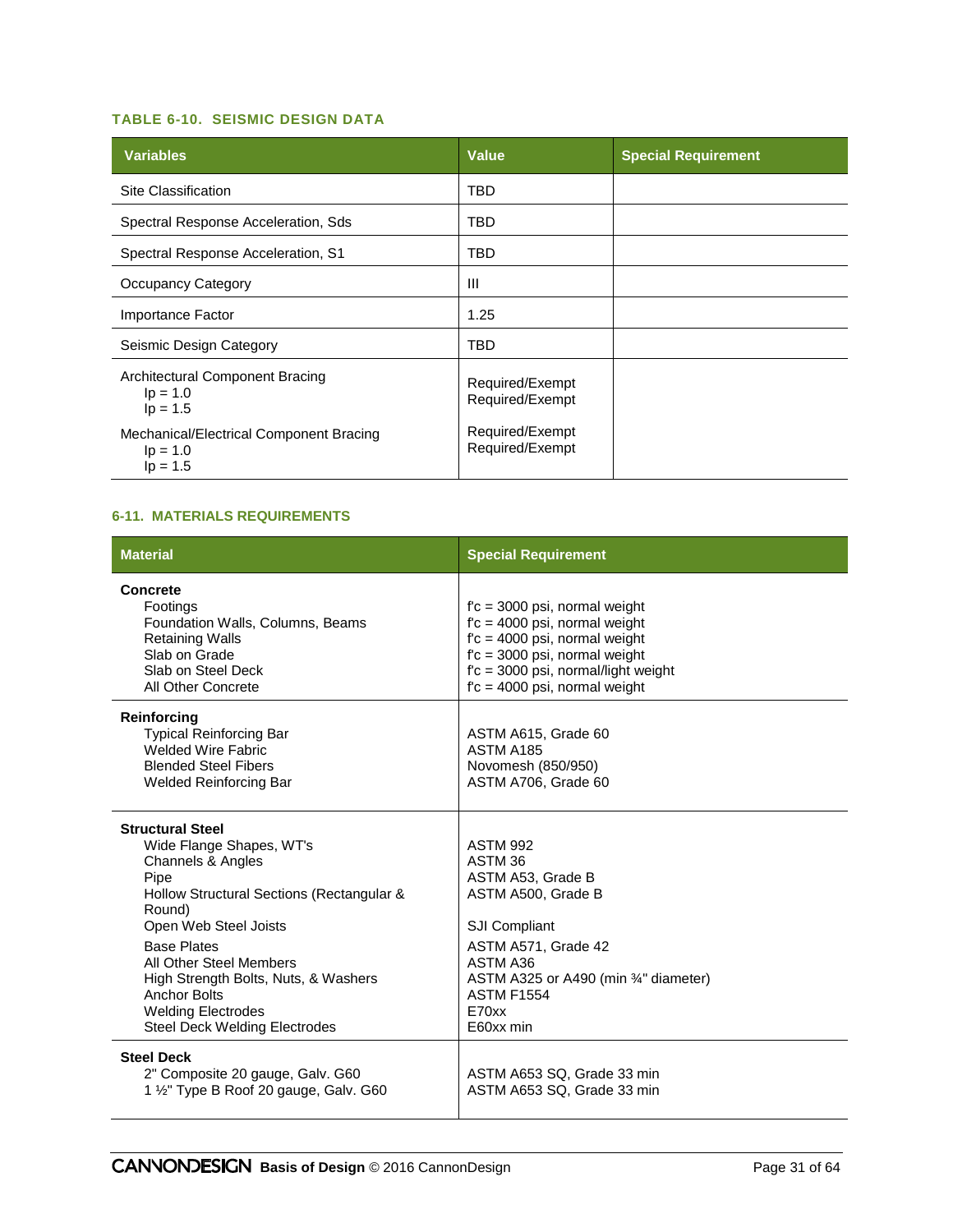### TABLE 6-10. SEISMIC DESIGN DATA

| Variables | Value | Special Requirement |
|---|---|---|
| Site Classification | TBD | |
| Spectral Response Acceleration, Sds | TBD | |
| Spectral Response Acceleration, S1 | TBD | |
| Occupancy Category | III | |
| Importance Factor | 1.25 | |
| Seismic Design Category | TBD | |
| Architectural Component Bracing<br>Ip = 1.0<br>Ip = 1.5<br><br>Mechanical/Electrical Component Bracing<br>Ip = 1.0<br>Ip = 1.5 | Required/Exempt<br>Required/Exempt<br><br>Required/Exempt<br>Required/Exempt | |

### 6-11. MATERIALS REQUIREMENTS

| Material | Special Requirement |
|---|---|
| **Concrete**<br>Footings<br>Foundation Walls, Columns, Beams<br>Retaining Walls<br>Slab on Grade<br>Slab on Steel Deck<br>All Other Concrete | <br>f'c = 3000 psi, normal weight<br>f'c = 4000 psi, normal weight<br>f'c = 4000 psi, normal weight<br>f'c = 3000 psi, normal weight<br>f'c = 3000 psi, normal/light weight<br>f'c = 4000 psi, normal weight |
| **Reinforcing**<br>Typical Reinforcing Bar<br>Welded Wire Fabric<br>Blended Steel Fibers<br>Welded Reinforcing Bar | <br>ASTM A615, Grade 60<br>ASTM A185<br>Novomesh (850/950)<br>ASTM A706, Grade 60 |
| **Structural Steel**<br>Wide Flange Shapes, WT's<br>Channels & Angles<br>Pipe<br>Hollow Structural Sections (Rectangular & Round)<br>Open Web Steel Joists<br>Base Plates<br>All Other Steel Members<br>High Strength Bolts, Nuts, & Washers<br>Anchor Bolts<br>Welding Electrodes<br>Steel Deck Welding Electrodes | <br>ASTM 992<br>ASTM 36<br>ASTM A53, Grade B<br>ASTM A500, Grade B<br>SJI Compliant<br>ASTM A571, Grade 42<br>ASTM A36<br>ASTM A325 or A490 (min ¾" diameter)<br>ASTM F1554<br>E70xx<br>E60xx min |
| **Steel Deck**<br>2" Composite 20 gauge, Galv. G60<br>1 ½" Type B Roof 20 gauge, Galv. G60 | <br>ASTM A653 SQ, Grade 33 min<br>ASTM A653 SQ, Grade 33 min |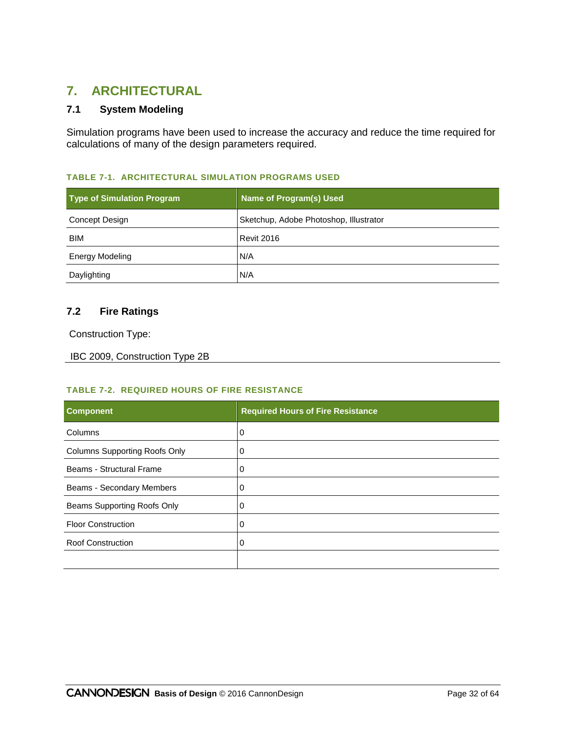# 7. ARCHITECTURAL

## 7.1 System Modeling

Simulation programs have been used to increase the accuracy and reduce the time required for calculations of many of the design parameters required.

**TABLE 7-1. ARCHITECTURAL SIMULATION PROGRAMS USED**

| Type of Simulation Program | Name of Program(s) Used |
| --- | --- |
| Concept Design | Sketchup, Adobe Photoshop, Illustrator |
| BIM | Revit 2016 |
| Energy Modeling | N/A |
| Daylighting | N/A |

## 7.2 Fire Ratings

Construction Type:

IBC 2009, Construction Type 2B

**TABLE 7-2. REQUIRED HOURS OF FIRE RESISTANCE**

| Component | Required Hours of Fire Resistance |
| --- | --- |
| Columns | 0 |
| Columns Supporting Roofs Only | 0 |
| Beams - Structural Frame | 0 |
| Beams - Secondary Members | 0 |
| Beams Supporting Roofs Only | 0 |
| Floor Construction | 0 |
| Roof Construction | 0 |
| | |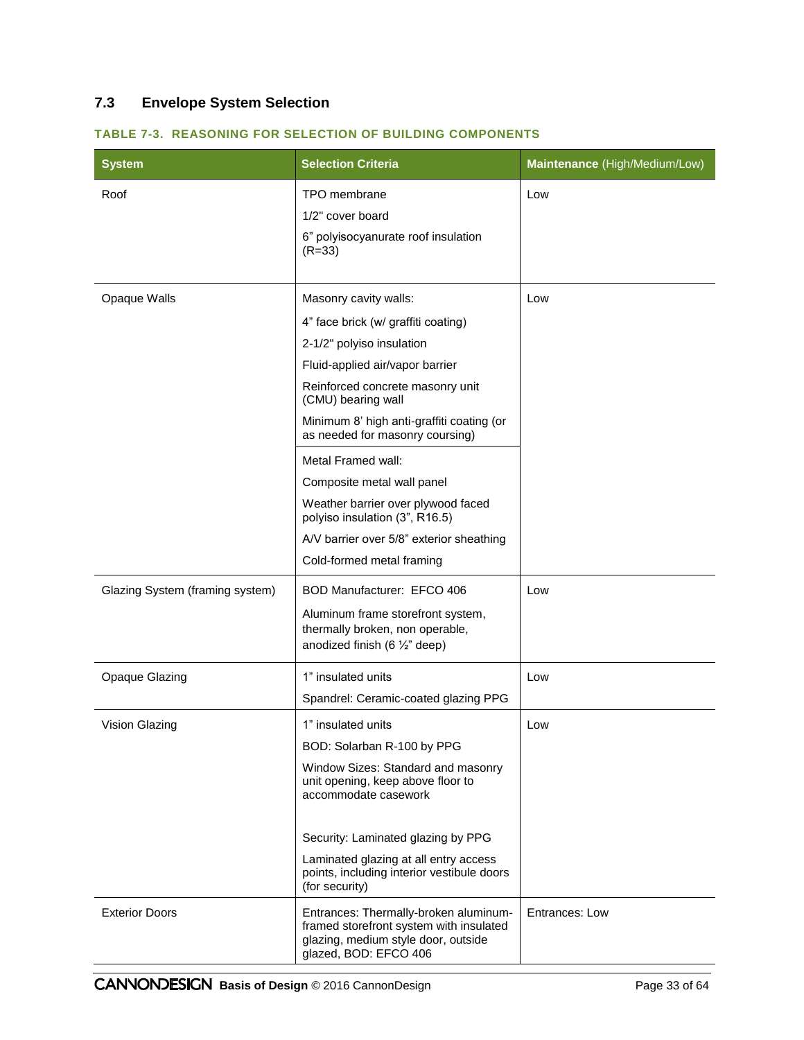## 7.3 Envelope System Selection

**TABLE 7-3. REASONING FOR SELECTION OF BUILDING COMPONENTS**

| System | Selection Criteria | Maintenance (High/Medium/Low) |
|---|---|---|
| Roof | TPO membrane<br>1/2" cover board<br>6" polyisocyanurate roof insulation (R=33) | Low |
| Opaque Walls | Masonry cavity walls:<br>4" face brick (w/ graffiti coating)<br>2-1/2" polyiso insulation<br>Fluid-applied air/vapor barrier<br>Reinforced concrete masonry unit (CMU) bearing wall<br>Minimum 8' high anti-graffiti coating (or as needed for masonry coursing) | Low |
| | Metal Framed wall:<br>Composite metal wall panel<br>Weather barrier over plywood faced polyiso insulation (3", R16.5)<br>A/V barrier over 5/8" exterior sheathing<br>Cold-formed metal framing | |
| Glazing System (framing system) | BOD Manufacturer: EFCO 406<br>Aluminum frame storefront system, thermally broken, non operable, anodized finish (6 ½" deep) | Low |
| Opaque Glazing | 1" insulated units<br>Spandrel: Ceramic-coated glazing PPG | Low |
| Vision Glazing | 1" insulated units<br>BOD: Solarban R-100 by PPG<br>Window Sizes: Standard and masonry unit opening, keep above floor to accommodate casework<br><br>Security: Laminated glazing by PPG<br>Laminated glazing at all entry access points, including interior vestibule doors (for security) | Low |
| Exterior Doors | Entrances: Thermally-broken aluminum-framed storefront system with insulated glazing, medium style door, outside glazed, BOD: EFCO 406 | Entrances: Low |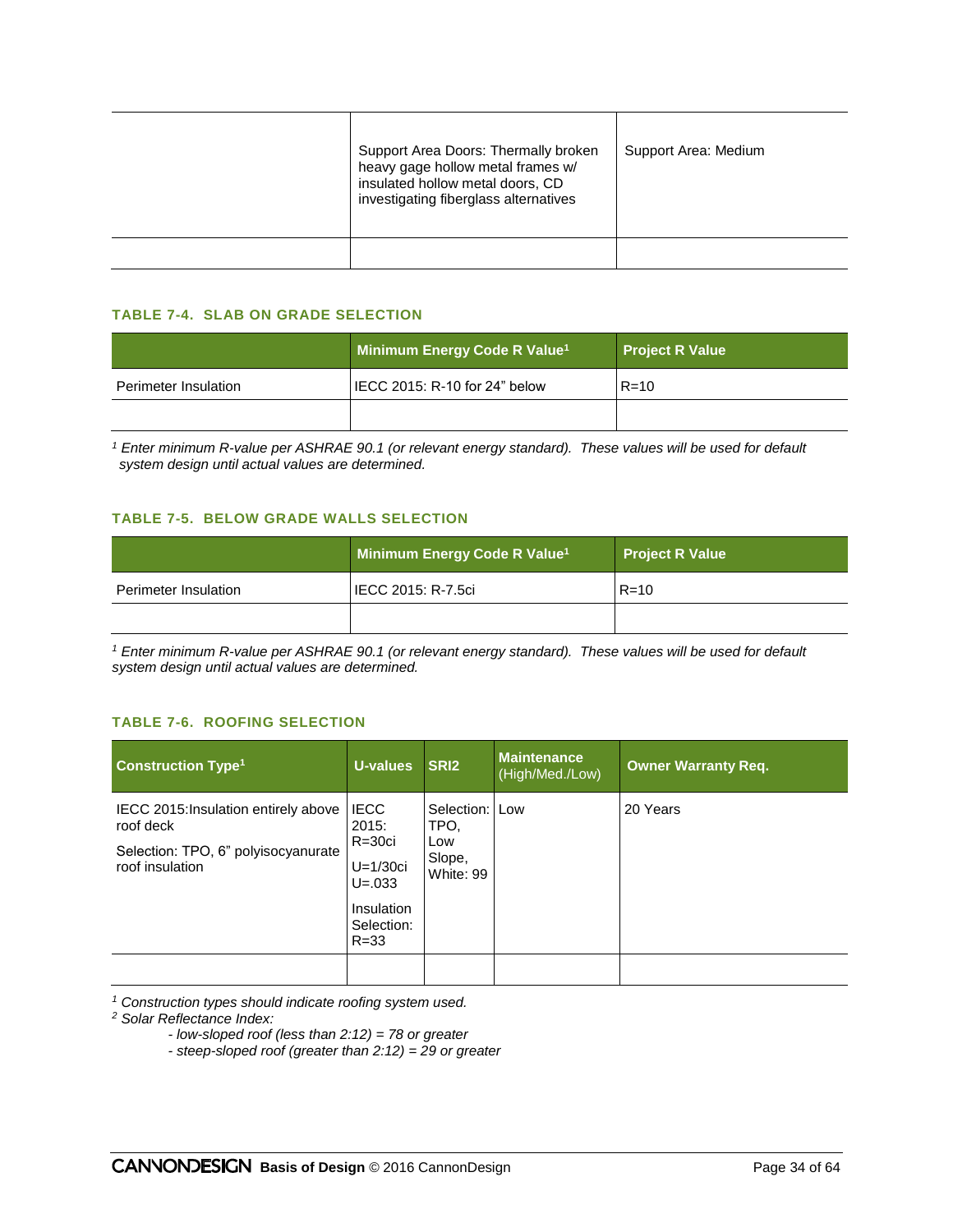| | | |
|---|---|---|
| | Support Area Doors: Thermally broken heavy gage hollow metal frames w/ insulated hollow metal doors, CD investigating fiberglass alternatives | Support Area: Medium |
| | | |

### TABLE 7-4. SLAB ON GRADE SELECTION

| | Minimum Energy Code R Value[1] | Project R Value |
|---|---|---|
| Perimeter Insulation | IECC 2015: R-10 for 24" below | R=10 |
| | | |

*[1] Enter minimum R-value per ASHRAE 90.1 (or relevant energy standard). These values will be used for default system design until actual values are determined.*

### TABLE 7-5. BELOW GRADE WALLS SELECTION

| | Minimum Energy Code R Value[1] | Project R Value |
|---|---|---|
| Perimeter Insulation | IECC 2015: R-7.5ci | R=10 |
| | | |

*[1] Enter minimum R-value per ASHRAE 90.1 (or relevant energy standard). These values will be used for default system design until actual values are determined.*

### TABLE 7-6. ROOFING SELECTION

| Construction Type[1] | U-values | SRI2 | Maintenance (High/Med./Low) | Owner Warranty Req. |
|---|---|---|---|---|
| IECC 2015:Insulation entirely above roof deck<br>Selection: TPO, 6" polyisocyanurate roof insulation | IECC 2015: R=30ci<br>U=1/30ci U=.033<br>Insulation Selection: R=33 | Selection: TPO, Low Slope, White: 99 | Low | 20 Years |
| | | | | |

*[1] Construction types should indicate roofing system used.*
*[2] Solar Reflectance Index:*

- *low-sloped roof (less than 2:12) = 78 or greater*
- *steep-sloped roof (greater than 2:12) = 29 or greater*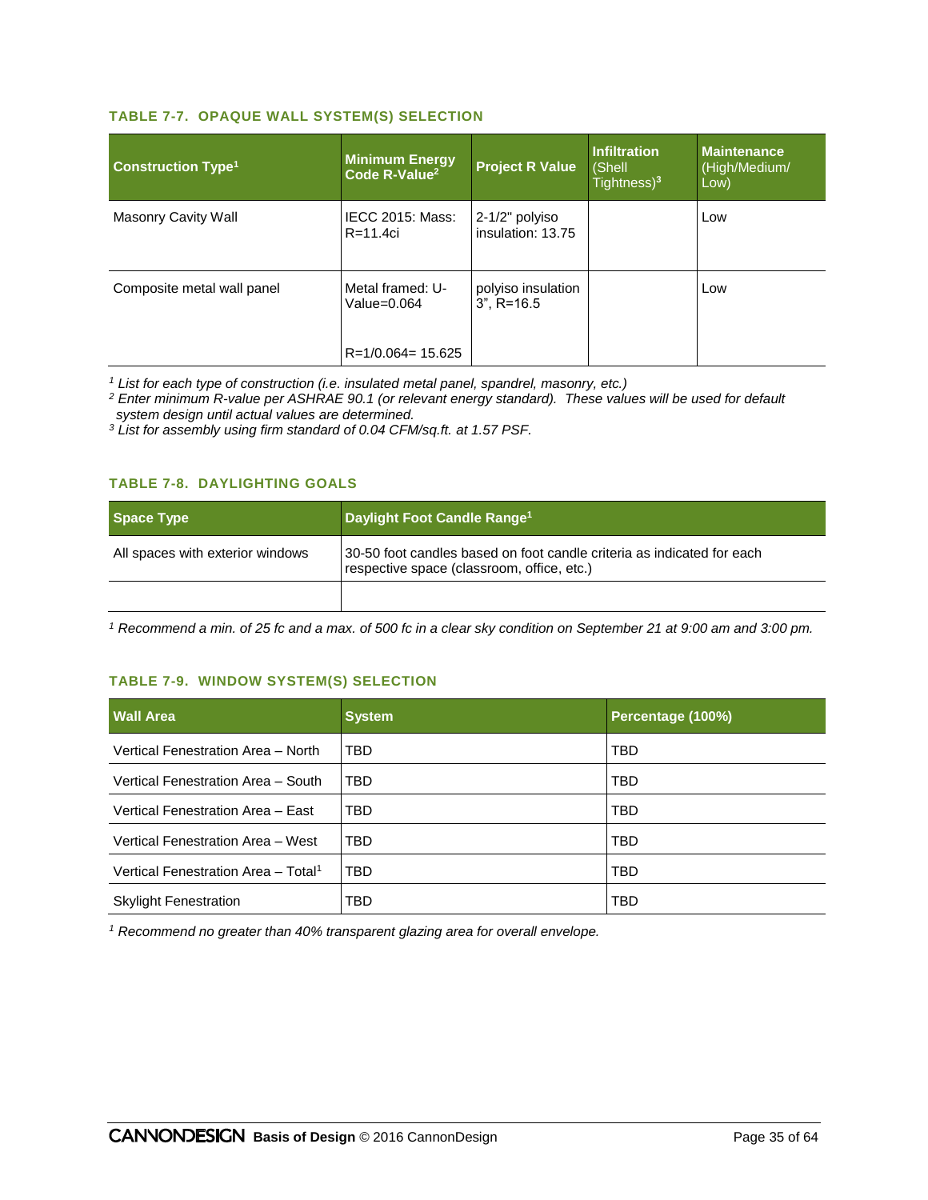#### TABLE 7-7. OPAQUE WALL SYSTEM(S) SELECTION

| Construction Type[1] | Minimum Energy Code R-Value[2] | Project R Value | Infiltration (Shell Tightness)[3] | Maintenance (High/Medium/ Low) |
|---|---|---|---|---|
| Masonry Cavity Wall | IECC 2015: Mass: R=11.4ci | 2-1/2" polyiso insulation: 13.75 | | Low |
| Composite metal wall panel | Metal framed: U-Value=0.064<br><br>R=1/0.064= 15.625 | polyiso insulation 3", R=16.5 | | Low |

*[1] List for each type of construction (i.e. insulated metal panel, spandrel, masonry, etc.)*
*[2] Enter minimum R-value per ASHRAE 90.1 (or relevant energy standard). These values will be used for default system design until actual values are determined.*
*[3] List for assembly using firm standard of 0.04 CFM/sq.ft. at 1.57 PSF.*

#### TABLE 7-8. DAYLIGHTING GOALS

| Space Type | Daylight Foot Candle Range[1] |
|---|---|
| All spaces with exterior windows | 30-50 foot candles based on foot candle criteria as indicated for each respective space (classroom, office, etc.) |
| | |

*[1] Recommend a min. of 25 fc and a max. of 500 fc in a clear sky condition on September 21 at 9:00 am and 3:00 pm.*

#### TABLE 7-9. WINDOW SYSTEM(S) SELECTION

| Wall Area | System | Percentage (100%) |
|---|---|---|
| Vertical Fenestration Area – North | TBD | TBD |
| Vertical Fenestration Area – South | TBD | TBD |
| Vertical Fenestration Area – East | TBD | TBD |
| Vertical Fenestration Area – West | TBD | TBD |
| Vertical Fenestration Area – Total[1] | TBD | TBD |
| Skylight Fenestration | TBD | TBD |

*[1] Recommend no greater than 40% transparent glazing area for overall envelope.*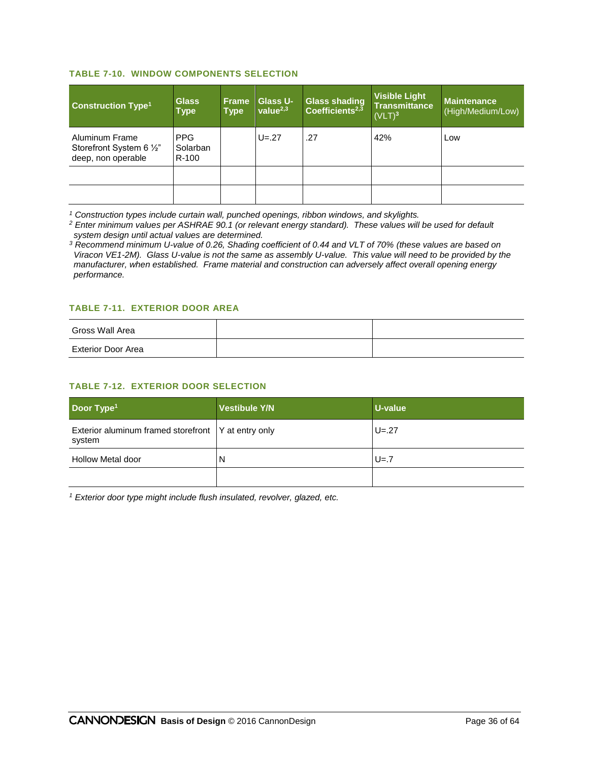### TABLE 7-10. WINDOW COMPONENTS SELECTION

| Construction Type[1] | Glass Type | Frame Type | Glass U-value[2,3] | Glass shading Coefficients[2,3] | Visible Light Transmittance (VLT)[3] | Maintenance (High/Medium/Low) |
|---|---|---|---|---|---|---|
| Aluminum Frame Storefront System 6 ½" deep, non operable | PPG Solarban R-100 | | U=.27 | .27 | 42% | Low |
| | | | | | | |
| | | | | | | |

*[1] Construction types include curtain wall, punched openings, ribbon windows, and skylights.*
*[2] Enter minimum values per ASHRAE 90.1 (or relevant energy standard). These values will be used for default system design until actual values are determined.*
*[3] Recommend minimum U-value of 0.26, Shading coefficient of 0.44 and VLT of 70% (these values are based on Viracon VE1-2M). Glass U-value is not the same as assembly U-value. This value will need to be provided by the manufacturer, when established. Frame material and construction can adversely affect overall opening energy performance.*

### TABLE 7-11. EXTERIOR DOOR AREA

| | | |
|---|---|---|
| Gross Wall Area | | |
| Exterior Door Area | | |

### TABLE 7-12. EXTERIOR DOOR SELECTION

| Door Type[1] | Vestibule Y/N | U-value |
|---|---|---|
| Exterior aluminum framed storefront system | Y at entry only | U=.27 |
| Hollow Metal door | N | U=.7 |
| | | |

*[1] Exterior door type might include flush insulated, revolver, glazed, etc.*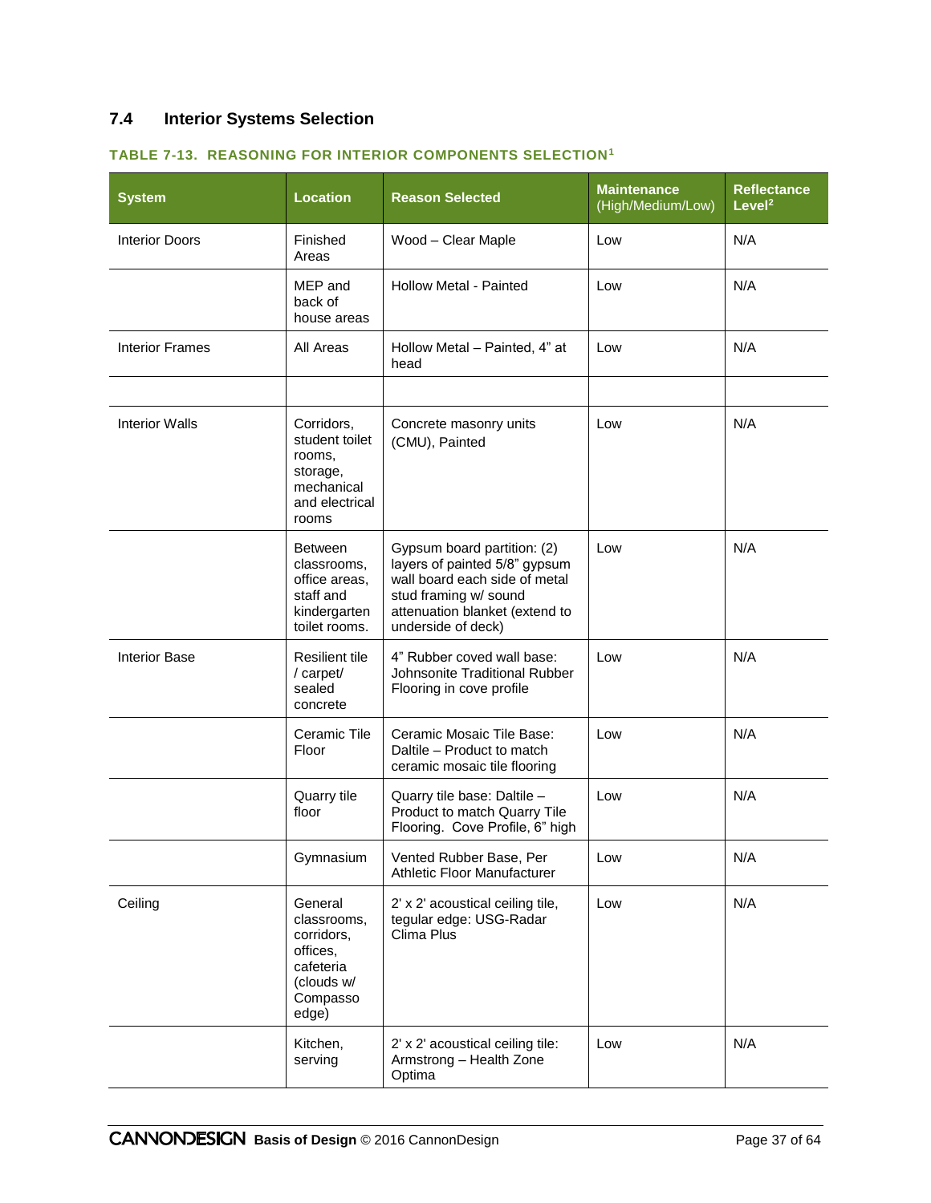## 7.4 Interior Systems Selection

**TABLE 7-13. REASONING FOR INTERIOR COMPONENTS SELECTION[1]**

| System | Location | Reason Selected | Maintenance (High/Medium/Low) | Reflectance Level[2] |
|---|---|---|---|---|
| Interior Doors | Finished Areas | Wood – Clear Maple | Low | N/A |
| | MEP and back of house areas | Hollow Metal - Painted | Low | N/A |
| Interior Frames | All Areas | Hollow Metal – Painted, 4" at head | Low | N/A |
| | | | | |
| Interior Walls | Corridors, student toilet rooms, storage, mechanical and electrical rooms | Concrete masonry units (CMU), Painted | Low | N/A |
| | Between classrooms, office areas, staff and kindergarten toilet rooms. | Gypsum board partition: (2) layers of painted 5/8" gypsum wall board each side of metal stud framing w/ sound attenuation blanket (extend to underside of deck) | Low | N/A |
| Interior Base | Resilient tile / carpet/ sealed concrete | 4" Rubber coved wall base: Johnsonite Traditional Rubber Flooring in cove profile | Low | N/A |
| | Ceramic Tile Floor | Ceramic Mosaic Tile Base: Daltile – Product to match ceramic mosaic tile flooring | Low | N/A |
| | Quarry tile floor | Quarry tile base: Daltile – Product to match Quarry Tile Flooring. Cove Profile, 6" high | Low | N/A |
| | Gymnasium | Vented Rubber Base, Per Athletic Floor Manufacturer | Low | N/A |
| Ceiling | General classrooms, corridors, offices, cafeteria (clouds w/ Compasso edge) | 2' x 2' acoustical ceiling tile, tegular edge: USG-Radar Clima Plus | Low | N/A |
| | Kitchen, serving | 2' x 2' acoustical ceiling tile: Armstrong – Health Zone Optima | Low | N/A |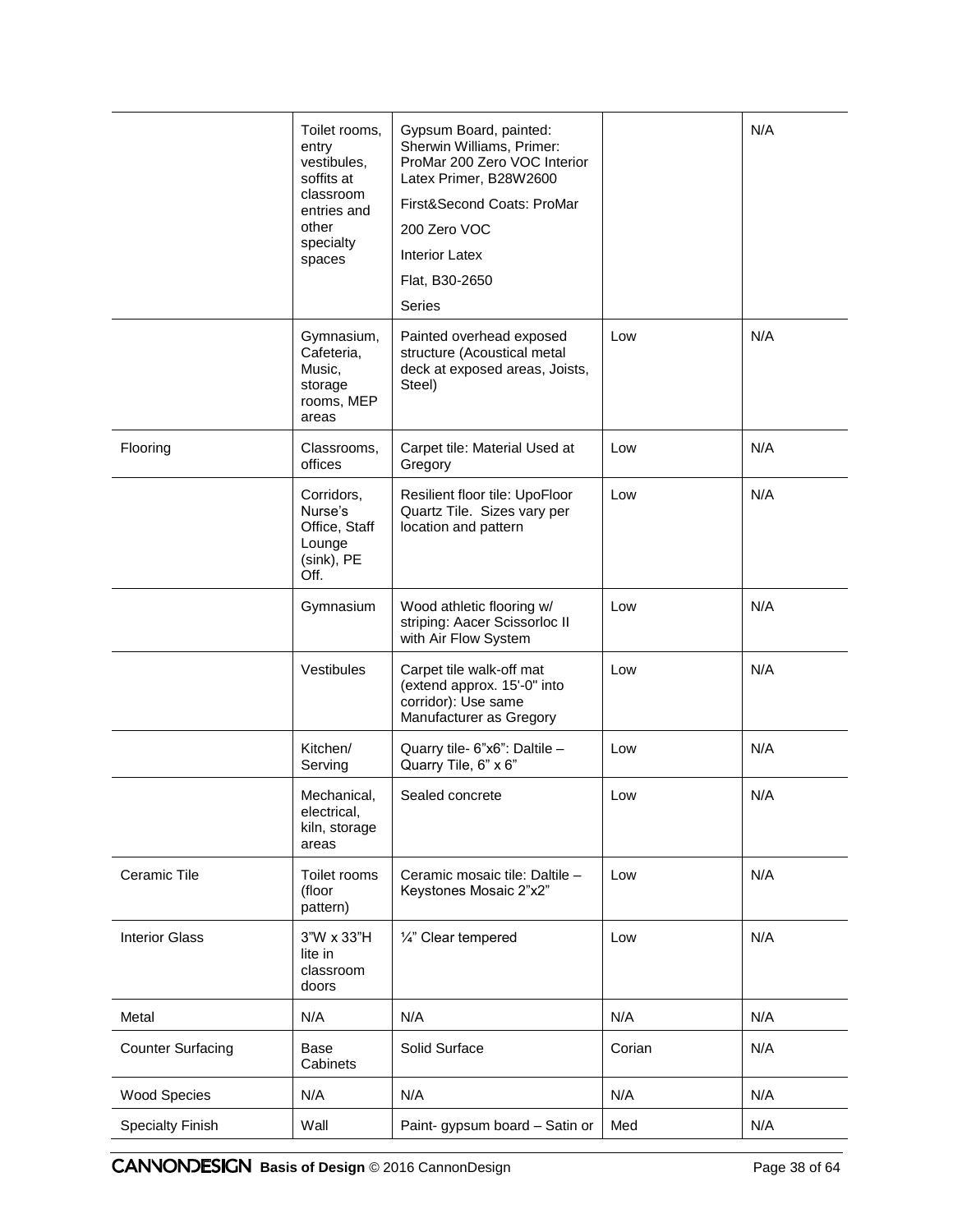|  |  |  |  |  |
|---|---|---|---|---|
|  | Toilet rooms, entry vestibules, soffits at classroom entries and other specialty spaces | Gypsum Board, painted: Sherwin Williams, Primer: ProMar 200 Zero VOC Interior Latex Primer, B28W2600<br>First&Second Coats: ProMar<br>200 Zero VOC<br>Interior Latex<br>Flat, B30-2650<br>Series |  | N/A |
|  | Gymnasium, Cafeteria, Music, storage rooms, MEP areas | Painted overhead exposed structure (Acoustical metal deck at exposed areas, Joists, Steel) | Low | N/A |
| Flooring | Classrooms, offices | Carpet tile: Material Used at Gregory | Low | N/A |
|  | Corridors, Nurse's Office, Staff Lounge (sink), PE Off. | Resilient floor tile: UpoFloor Quartz Tile. Sizes vary per location and pattern | Low | N/A |
|  | Gymnasium | Wood athletic flooring w/ striping: Aacer Scissorloc II with Air Flow System | Low | N/A |
|  | Vestibules | Carpet tile walk-off mat (extend approx. 15'-0" into corridor): Use same Manufacturer as Gregory | Low | N/A |
|  | Kitchen/ Serving | Quarry tile- 6"x6": Daltile – Quarry Tile, 6" x 6" | Low | N/A |
|  | Mechanical, electrical, kiln, storage areas | Sealed concrete | Low | N/A |
| Ceramic Tile | Toilet rooms (floor pattern) | Ceramic mosaic tile: Daltile – Keystones Mosaic 2"x2" | Low | N/A |
| Interior Glass | 3"W x 33"H lite in classroom doors | ¼" Clear tempered | Low | N/A |
| Metal | N/A | N/A | N/A | N/A |
| Counter Surfacing | Base Cabinets | Solid Surface | Corian | N/A |
| Wood Species | N/A | N/A | N/A | N/A |
| Specialty Finish | Wall | Paint- gypsum board – Satin or | Med | N/A |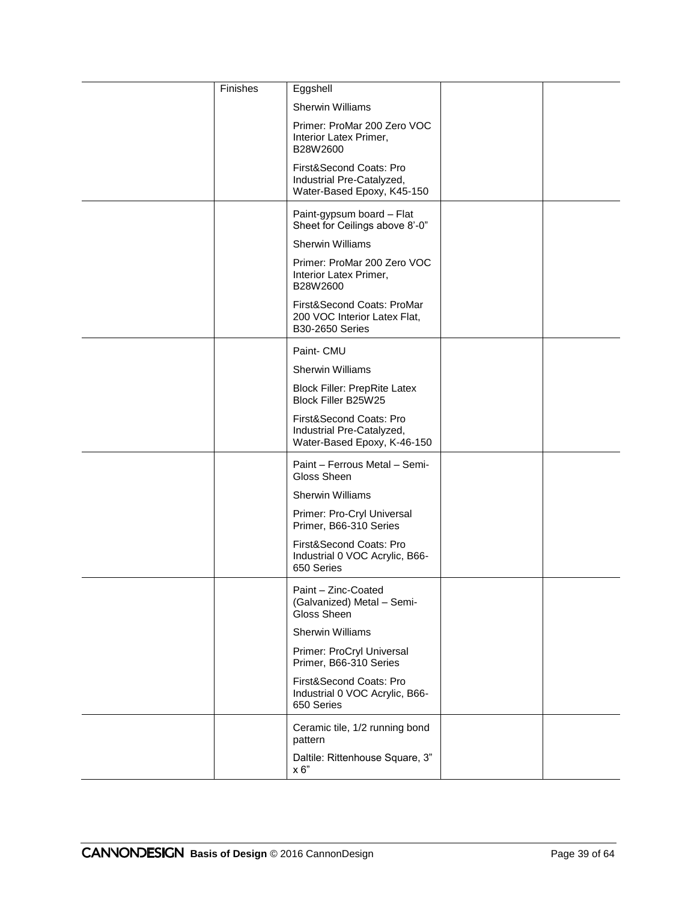| | | | | |
|---|---|---|---|---|
| | Finishes | Eggshell<br><br>Sherwin Williams<br><br>Primer: ProMar 200 Zero VOC Interior Latex Primer, B28W2600<br><br>First&Second Coats: Pro Industrial Pre-Catalyzed, Water-Based Epoxy, K45-150 | | |
| | | Paint-gypsum board – Flat Sheet for Ceilings above 8'-0"<br><br>Sherwin Williams<br><br>Primer: ProMar 200 Zero VOC Interior Latex Primer, B28W2600<br><br>First&Second Coats: ProMar 200 VOC Interior Latex Flat, B30-2650 Series | | |
| | | Paint- CMU<br><br>Sherwin Williams<br><br>Block Filler: PrepRite Latex Block Filler B25W25<br><br>First&Second Coats: Pro Industrial Pre-Catalyzed, Water-Based Epoxy, K-46-150 | | |
| | | Paint – Ferrous Metal – Semi-Gloss Sheen<br><br>Sherwin Williams<br><br>Primer: Pro-Cryl Universal Primer, B66-310 Series<br><br>First&Second Coats: Pro Industrial 0 VOC Acrylic, B66-650 Series | | |
| | | Paint – Zinc-Coated (Galvanized) Metal – Semi-Gloss Sheen<br><br>Sherwin Williams<br><br>Primer: ProCryl Universal Primer, B66-310 Series<br><br>First&Second Coats: Pro Industrial 0 VOC Acrylic, B66-650 Series | | |
| | | Ceramic tile, 1/2 running bond pattern<br><br>Daltile: Rittenhouse Square, 3" x 6" | | |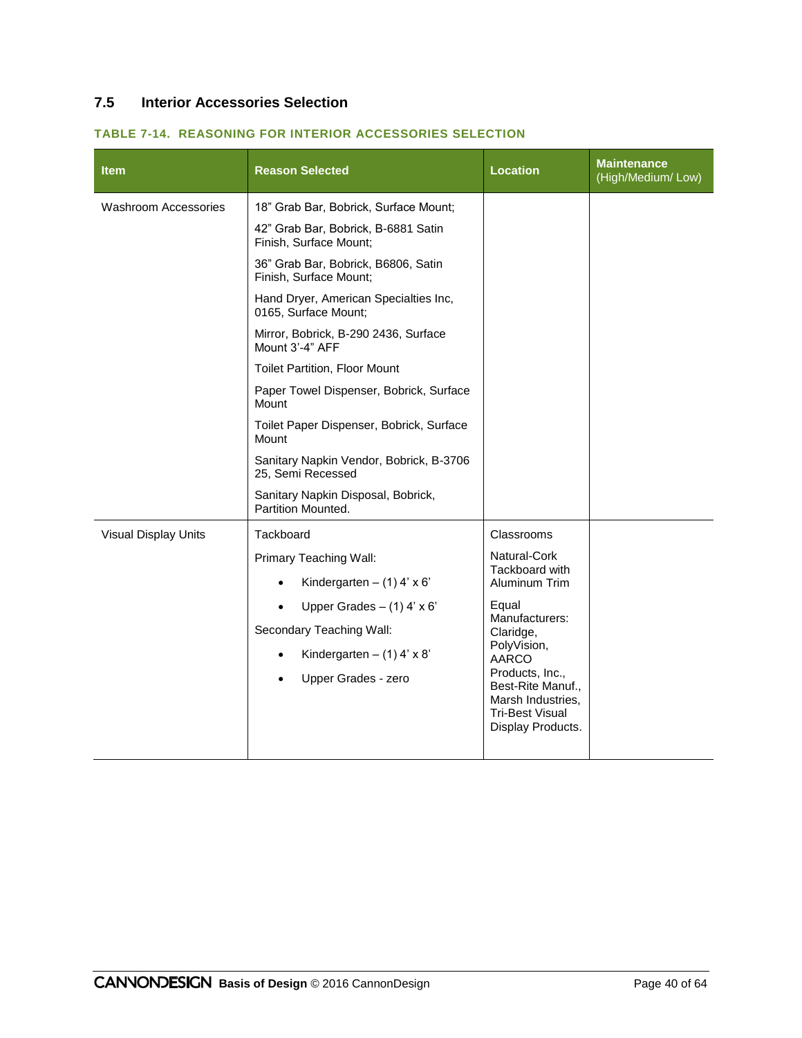## 7.5 Interior Accessories Selection

**TABLE 7-14. REASONING FOR INTERIOR ACCESSORIES SELECTION**

| Item | Reason Selected | Location | Maintenance (High/Medium/ Low) |
|---|---|---|---|
| Washroom Accessories | 18" Grab Bar, Bobrick, Surface Mount;<br>42" Grab Bar, Bobrick, B-6881 Satin Finish, Surface Mount;<br>36" Grab Bar, Bobrick, B6806, Satin Finish, Surface Mount;<br>Hand Dryer, American Specialties Inc, 0165, Surface Mount;<br>Mirror, Bobrick, B-290 2436, Surface Mount 3'-4" AFF<br>Toilet Partition, Floor Mount<br>Paper Towel Dispenser, Bobrick, Surface Mount<br>Toilet Paper Dispenser, Bobrick, Surface Mount<br>Sanitary Napkin Vendor, Bobrick, B-3706 25, Semi Recessed<br>Sanitary Napkin Disposal, Bobrick, Partition Mounted. | | |
| Visual Display Units | Tackboard<br>Primary Teaching Wall:<br>• Kindergarten – (1) 4' x 6'<br>• Upper Grades – (1) 4' x 6'<br>Secondary Teaching Wall:<br>• Kindergarten – (1) 4' x 8'<br>• Upper Grades - zero | Classrooms<br>Natural-Cork Tackboard with Aluminum Trim<br>Equal Manufacturers: Claridge, PolyVision, AARCO Products, Inc., Best-Rite Manuf., Marsh Industries, Tri-Best Visual Display Products. | |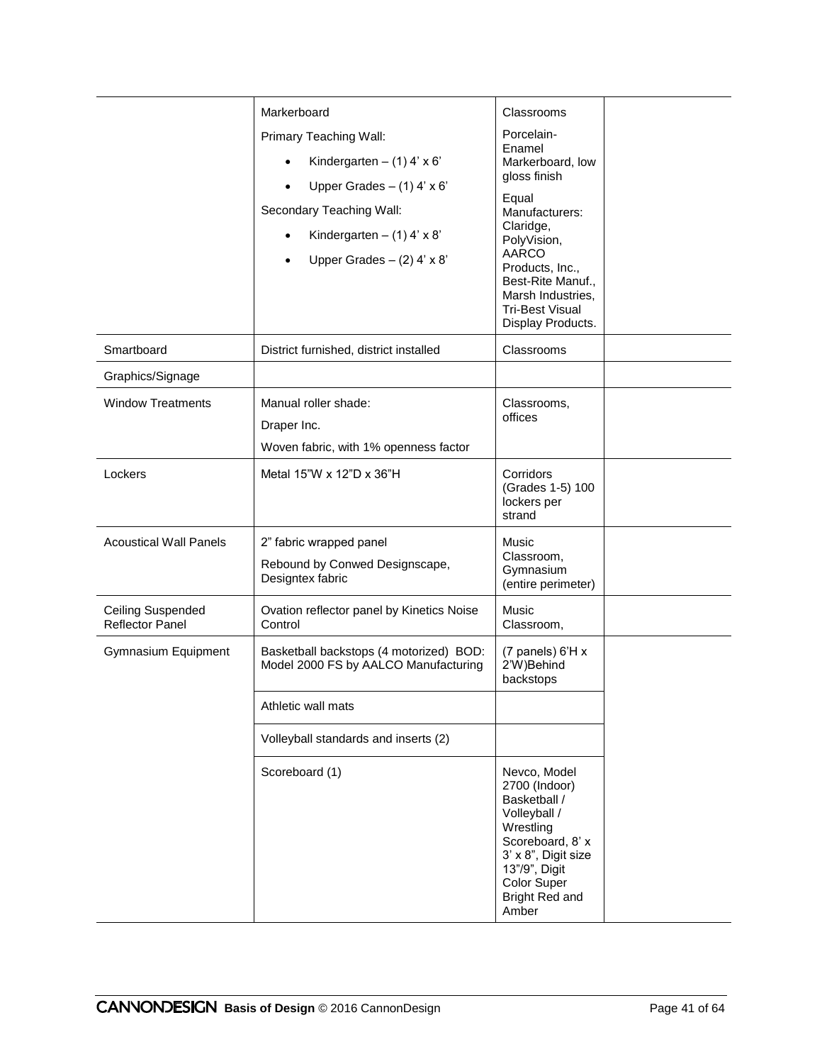| | | | |
|---|---|---|---|
| | Markerboard<br>Primary Teaching Wall:<br>• Kindergarten – (1) 4' x 6'<br>• Upper Grades – (1) 4' x 6'<br>Secondary Teaching Wall:<br>• Kindergarten – (1) 4' x 8'<br>• Upper Grades – (2) 4' x 8' | Classrooms<br>Porcelain-Enamel Markerboard, low gloss finish<br>Equal Manufacturers: Claridge, PolyVision, AARCO Products, Inc., Best-Rite Manuf., Marsh Industries, Tri-Best Visual Display Products. | |
| Smartboard | District furnished, district installed | Classrooms | |
| Graphics/Signage | | | |
| Window Treatments | Manual roller shade:<br>Draper Inc.<br>Woven fabric, with 1% openness factor | Classrooms, offices | |
| Lockers | Metal 15"W x 12"D x 36"H | Corridors (Grades 1-5) 100 lockers per strand | |
| Acoustical Wall Panels | 2" fabric wrapped panel<br>Rebound by Conwed Designscape, Designtex fabric | Music Classroom, Gymnasium (entire perimeter) | |
| Ceiling Suspended Reflector Panel | Ovation reflector panel by Kinetics Noise Control | Music Classroom, | |
| Gymnasium Equipment | Basketball backstops (4 motorized) BOD: Model 2000 FS by AALCO Manufacturing | (7 panels) 6'H x 2'W)Behind backstops | |
| | Athletic wall mats | | |
| | Volleyball standards and inserts (2) | | |
| | Scoreboard (1) | Nevco, Model 2700 (Indoor) Basketball / Volleyball / Wrestling Scoreboard, 8' x 3' x 8", Digit size 13"/9", Digit Color Super Bright Red and Amber | |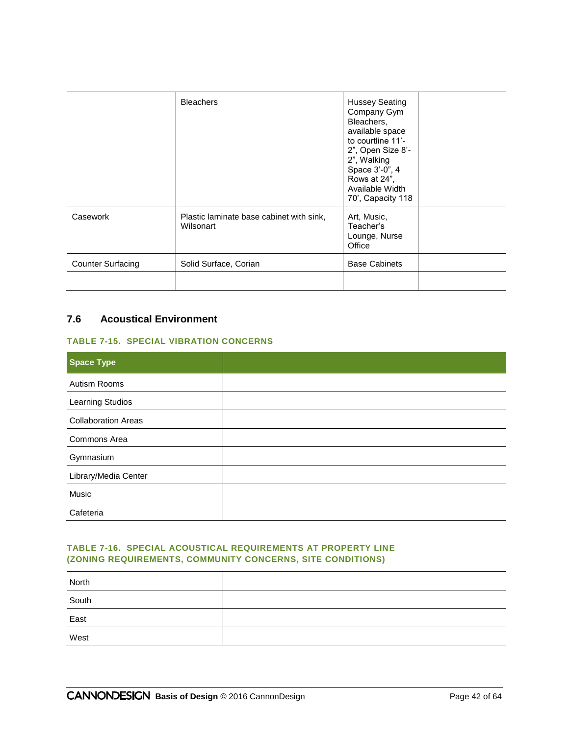|  |  |  |  |
|---|---|---|---|
|  | Bleachers | Hussey Seating Company Gym Bleachers, available space to courtline 11'-2", Open Size 8'-2", Walking Space 3'-0", 4 Rows at 24", Available Width 70', Capacity 118 |  |
| Casework | Plastic laminate base cabinet with sink, Wilsonart | Art, Music, Teacher's Lounge, Nurse Office |  |
| Counter Surfacing | Solid Surface, Corian | Base Cabinets |  |
|  |  |  |  |

## 7.6 Acoustical Environment

### TABLE 7-15. SPECIAL VIBRATION CONCERNS

| Space Type |  |
|---|---|
| Autism Rooms |  |
| Learning Studios |  |
| Collaboration Areas |  |
| Commons Area |  |
| Gymnasium |  |
| Library/Media Center |  |
| Music |  |
| Cafeteria |  |

### TABLE 7-16. SPECIAL ACOUSTICAL REQUIREMENTS AT PROPERTY LINE (ZONING REQUIREMENTS, COMMUNITY CONCERNS, SITE CONDITIONS)

|  |  |
|---|---|
| North |  |
| South |  |
| East |  |
| West |  |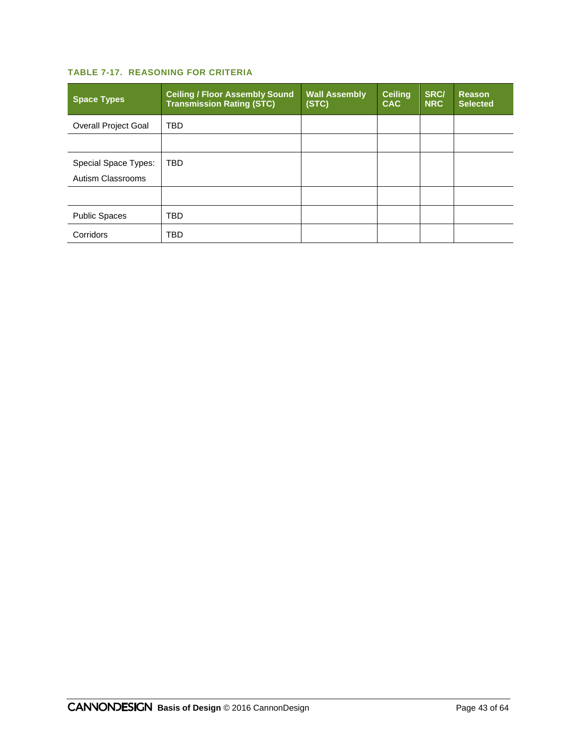**TABLE 7-17. REASONING FOR CRITERIA**

| Space Types | Ceiling / Floor Assembly Sound Transmission Rating (STC) | Wall Assembly (STC) | Ceiling CAC | SRC/ NRC | Reason Selected |
|---|---|---|---|---|---|
| Overall Project Goal | TBD | | | | |
| | | | | | |
| Special Space Types: Autism Classrooms | TBD | | | | |
| | | | | | |
| Public Spaces | TBD | | | | |
| Corridors | TBD | | | | |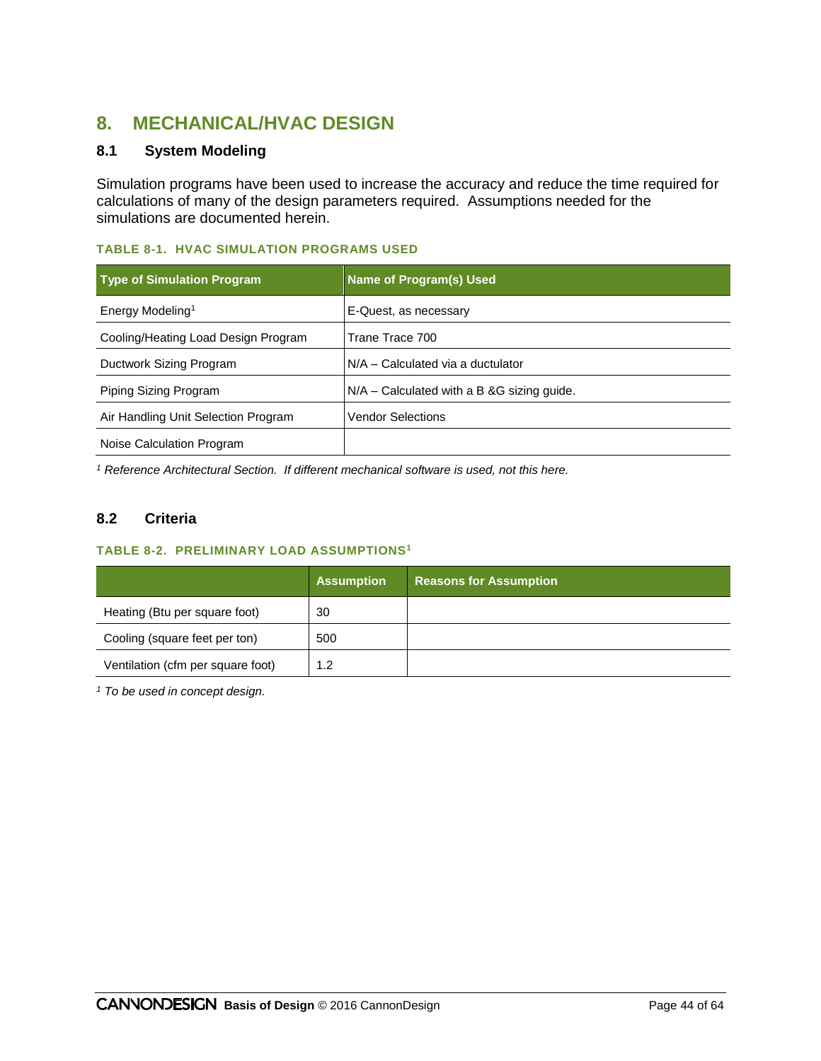# 8. MECHANICAL/HVAC DESIGN

## 8.1 System Modeling

Simulation programs have been used to increase the accuracy and reduce the time required for calculations of many of the design parameters required. Assumptions needed for the simulations are documented herein.

**TABLE 8-1. HVAC SIMULATION PROGRAMS USED**

| Type of Simulation Program | Name of Program(s) Used |
|---|---|
| Energy Modeling[1] | E-Quest, as necessary |
| Cooling/Heating Load Design Program | Trane Trace 700 |
| Ductwork Sizing Program | N/A – Calculated via a ductulator |
| Piping Sizing Program | N/A – Calculated with a B &G sizing guide. |
| Air Handling Unit Selection Program | Vendor Selections |
| Noise Calculation Program | |

*[1] Reference Architectural Section. If different mechanical software is used, not this here.*

## 8.2 Criteria

**TABLE 8-2. PRELIMINARY LOAD ASSUMPTIONS[1]**

| | Assumption | Reasons for Assumption |
|---|---|---|
| Heating (Btu per square foot) | 30 | |
| Cooling (square feet per ton) | 500 | |
| Ventilation (cfm per square foot) | 1.2 | |

*[1] To be used in concept design.*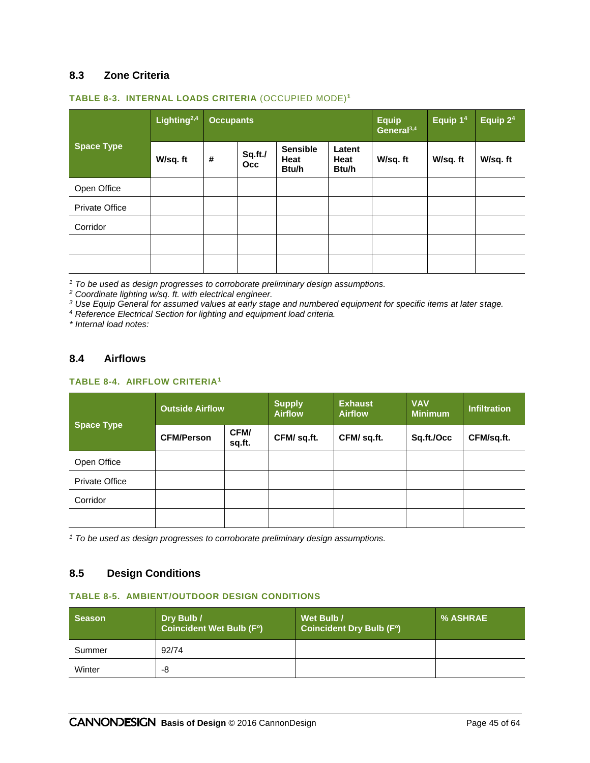## 8.3 Zone Criteria

**TABLE 8-3. INTERNAL LOADS CRITERIA** (OCCUPIED MODE)[1]

| Space Type | Lighting[2,4] | Occupants | | | | Equip General[3,4] | Equip 1[4] | Equip 2[4] |
|---|---|---|---|---|---|---|---|---|
| | W/sq. ft | # | Sq.ft./ Occ | Sensible Heat Btu/h | Latent Heat Btu/h | W/sq. ft | W/sq. ft | W/sq. ft |
| Open Office | | | | | | | | |
| Private Office | | | | | | | | |
| Corridor | | | | | | | | |
| | | | | | | | | |
| | | | | | | | | |

*[1] To be used as design progresses to corroborate preliminary design assumptions.*
*[2] Coordinate lighting w/sq. ft. with electrical engineer.*
*[3] Use Equip General for assumed values at early stage and numbered equipment for specific items at later stage.*
*[4] Reference Electrical Section for lighting and equipment load criteria.*
*\* Internal load notes:*

## 8.4 Airflows

**TABLE 8-4. AIRFLOW CRITERIA**[1]

| Space Type | Outside Airflow | | Supply Airflow | Exhaust Airflow | VAV Minimum | Infiltration |
|---|---|---|---|---|---|---|
| | CFM/Person | CFM/ sq.ft. | CFM/ sq.ft. | CFM/ sq.ft. | Sq.ft./Occ | CFM/sq.ft. |
| Open Office | | | | | | |
| Private Office | | | | | | |
| Corridor | | | | | | |
| | | | | | | |

*[1] To be used as design progresses to corroborate preliminary design assumptions.*

## 8.5 Design Conditions

**TABLE 8-5. AMBIENT/OUTDOOR DESIGN CONDITIONS**

| Season | Dry Bulb / Coincident Wet Bulb (Fº) | Wet Bulb / Coincident Dry Bulb (Fº) | % ASHRAE |
|---|---|---|---|
| Summer | 92/74 | | |
| Winter | -8 | | |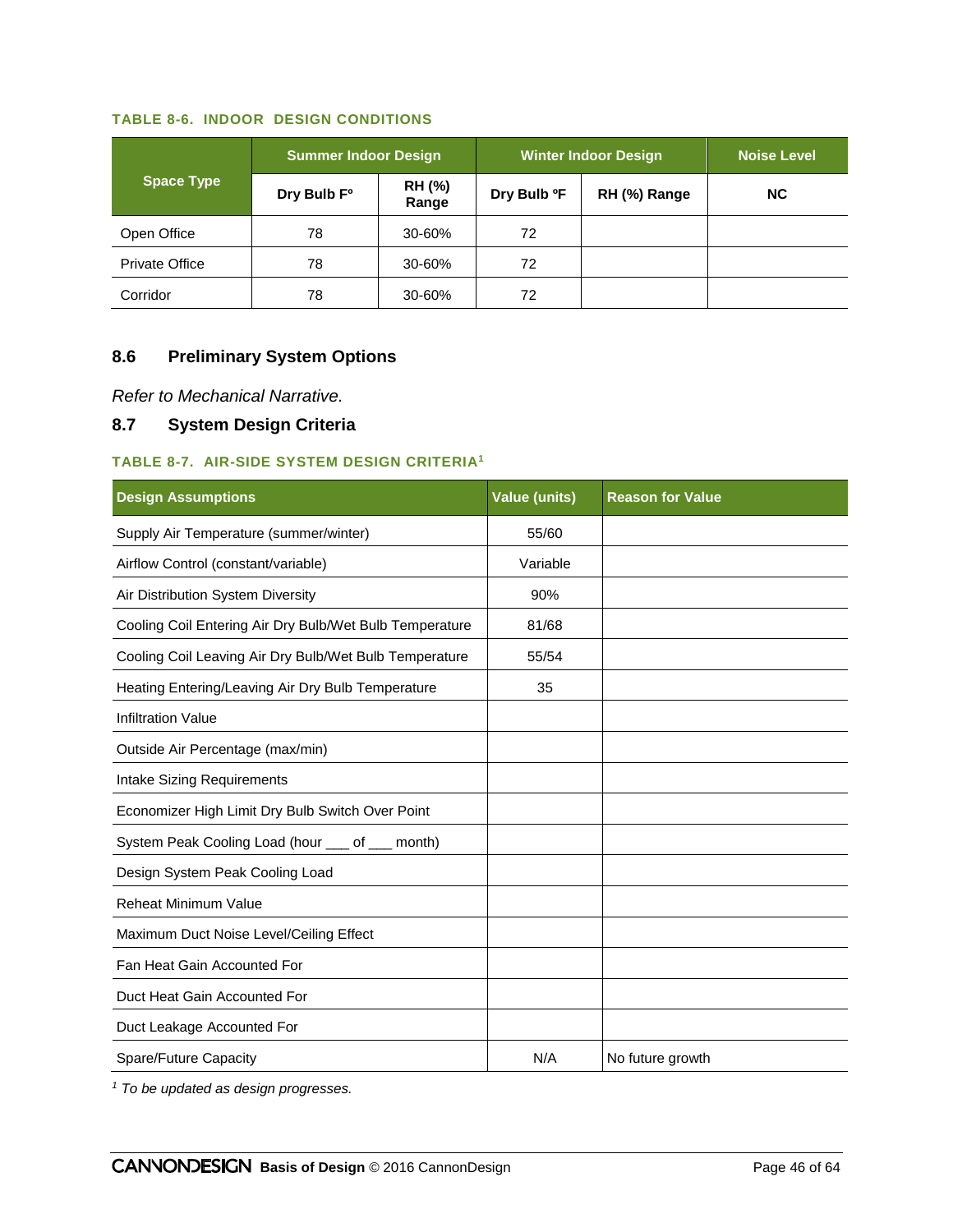#### TABLE 8-6. INDOOR DESIGN CONDITIONS

| Space Type | Summer Indoor Design | | Winter Indoor Design | | Noise Level |
|---|---|---|---|---|---|
| | Dry Bulb Fº | RH (%) Range | Dry Bulb ºF | RH (%) Range | NC |
| Open Office | 78 | 30-60% | 72 | | |
| Private Office | 78 | 30-60% | 72 | | |
| Corridor | 78 | 30-60% | 72 | | |

## 8.6 Preliminary System Options

*Refer to Mechanical Narrative.*

## 8.7 System Design Criteria

#### TABLE 8-7. AIR-SIDE SYSTEM DESIGN CRITERIA[1]

| Design Assumptions | Value (units) | Reason for Value |
|---|---|---|
| Supply Air Temperature (summer/winter) | 55/60 | |
| Airflow Control (constant/variable) | Variable | |
| Air Distribution System Diversity | 90% | |
| Cooling Coil Entering Air Dry Bulb/Wet Bulb Temperature | 81/68 | |
| Cooling Coil Leaving Air Dry Bulb/Wet Bulb Temperature | 55/54 | |
| Heating Entering/Leaving Air Dry Bulb Temperature | 35 | |
| Infiltration Value | | |
| Outside Air Percentage (max/min) | | |
| Intake Sizing Requirements | | |
| Economizer High Limit Dry Bulb Switch Over Point | | |
| System Peak Cooling Load (hour ___ of ___ month) | | |
| Design System Peak Cooling Load | | |
| Reheat Minimum Value | | |
| Maximum Duct Noise Level/Ceiling Effect | | |
| Fan Heat Gain Accounted For | | |
| Duct Heat Gain Accounted For | | |
| Duct Leakage Accounted For | | |
| Spare/Future Capacity | N/A | No future growth |

[1] *To be updated as design progresses.*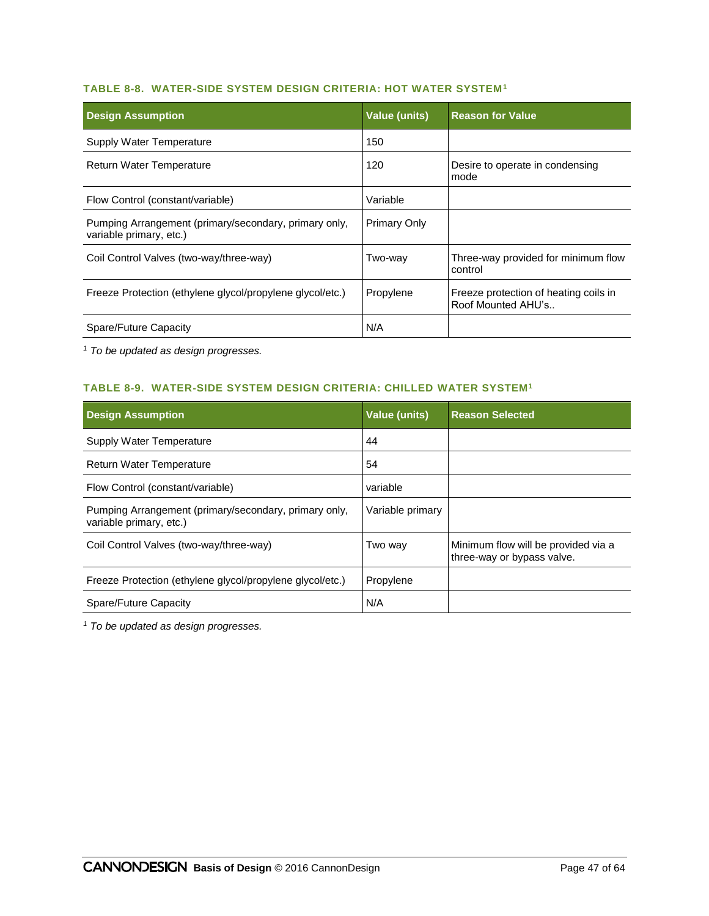#### TABLE 8-8. WATER-SIDE SYSTEM DESIGN CRITERIA: HOT WATER SYSTEM[1]

| Design Assumption | Value (units) | Reason for Value |
|---|---|---|
| Supply Water Temperature | 150 | |
| Return Water Temperature | 120 | Desire to operate in condensing mode |
| Flow Control (constant/variable) | Variable | |
| Pumping Arrangement (primary/secondary, primary only, variable primary, etc.) | Primary Only | |
| Coil Control Valves (two-way/three-way) | Two-way | Three-way provided for minimum flow control |
| Freeze Protection (ethylene glycol/propylene glycol/etc.) | Propylene | Freeze protection of heating coils in Roof Mounted AHU's.. |
| Spare/Future Capacity | N/A | |

[1] *To be updated as design progresses.*

#### TABLE 8-9. WATER-SIDE SYSTEM DESIGN CRITERIA: CHILLED WATER SYSTEM[1]

| Design Assumption | Value (units) | Reason Selected |
|---|---|---|
| Supply Water Temperature | 44 | |
| Return Water Temperature | 54 | |
| Flow Control (constant/variable) | variable | |
| Pumping Arrangement (primary/secondary, primary only, variable primary, etc.) | Variable primary | |
| Coil Control Valves (two-way/three-way) | Two way | Minimum flow will be provided via a three-way or bypass valve. |
| Freeze Protection (ethylene glycol/propylene glycol/etc.) | Propylene | |
| Spare/Future Capacity | N/A | |

[1] *To be updated as design progresses.*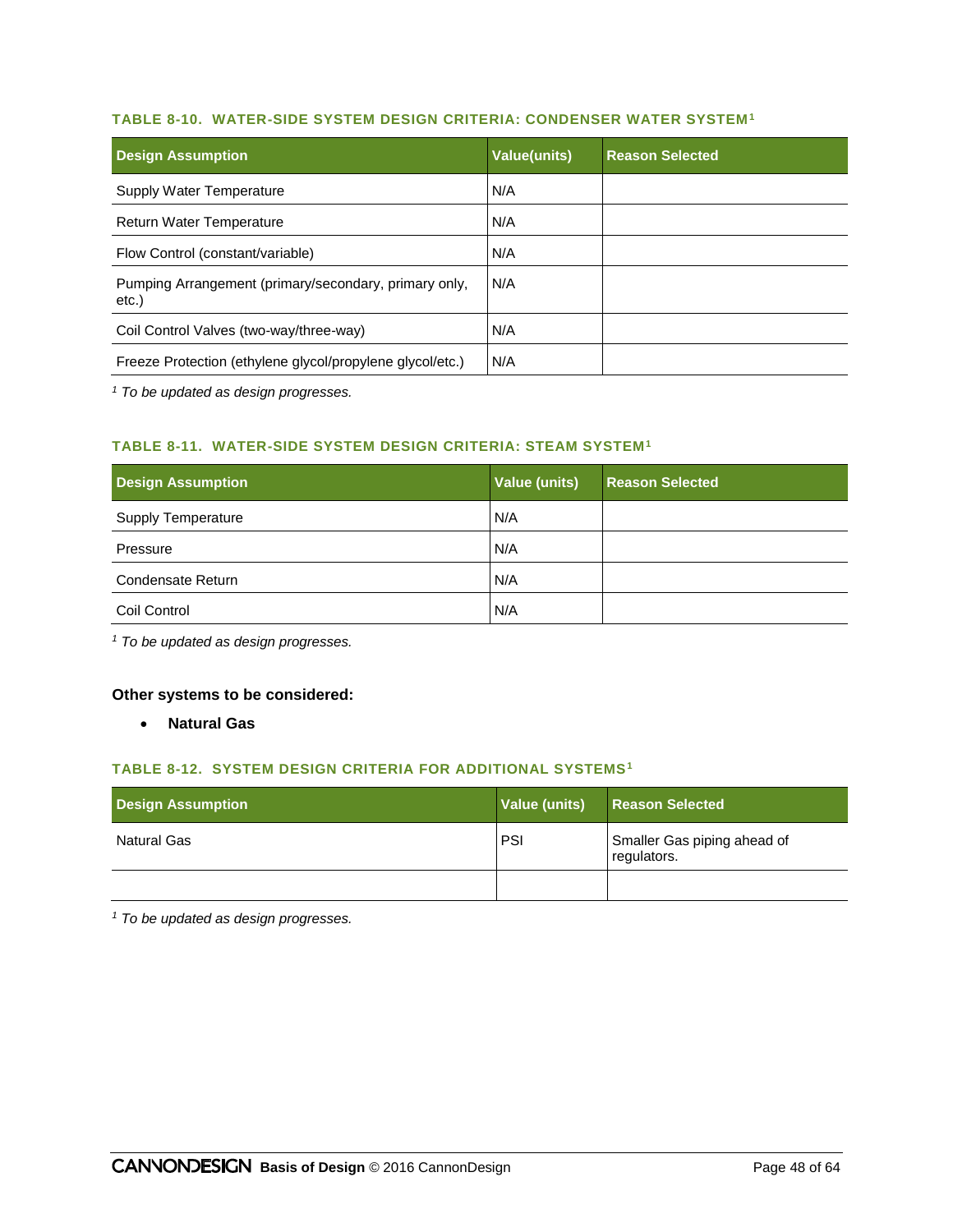#### TABLE 8-10. WATER-SIDE SYSTEM DESIGN CRITERIA: CONDENSER WATER SYSTEM[1]

| Design Assumption | Value(units) | Reason Selected |
|---|---|---|
| Supply Water Temperature | N/A | |
| Return Water Temperature | N/A | |
| Flow Control (constant/variable) | N/A | |
| Pumping Arrangement (primary/secondary, primary only, etc.) | N/A | |
| Coil Control Valves (two-way/three-way) | N/A | |
| Freeze Protection (ethylene glycol/propylene glycol/etc.) | N/A | |

*[1] To be updated as design progresses.*

#### TABLE 8-11. WATER-SIDE SYSTEM DESIGN CRITERIA: STEAM SYSTEM[1]

| Design Assumption | Value (units) | Reason Selected |
|---|---|---|
| Supply Temperature | N/A | |
| Pressure | N/A | |
| Condensate Return | N/A | |
| Coil Control | N/A | |

*[1] To be updated as design progresses.*

**Other systems to be considered:**

- **Natural Gas**

#### TABLE 8-12. SYSTEM DESIGN CRITERIA FOR ADDITIONAL SYSTEMS[1]

| Design Assumption | Value (units) | Reason Selected |
|---|---|---|
| Natural Gas | PSI | Smaller Gas piping ahead of regulators. |
| | | |

*[1] To be updated as design progresses.*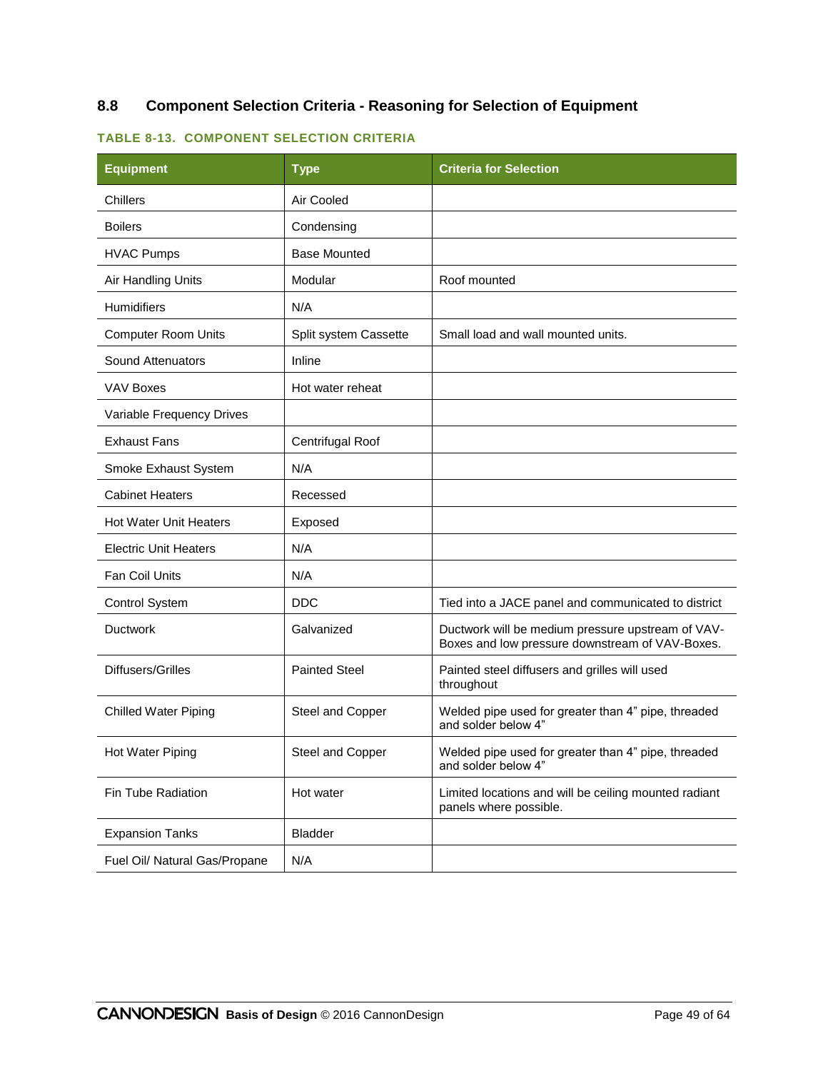## 8.8 Component Selection Criteria - Reasoning for Selection of Equipment

**TABLE 8-13. COMPONENT SELECTION CRITERIA**

| Equipment | Type | Criteria for Selection |
|---|---|---|
| Chillers | Air Cooled | |
| Boilers | Condensing | |
| HVAC Pumps | Base Mounted | |
| Air Handling Units | Modular | Roof mounted |
| Humidifiers | N/A | |
| Computer Room Units | Split system Cassette | Small load and wall mounted units. |
| Sound Attenuators | Inline | |
| VAV Boxes | Hot water reheat | |
| Variable Frequency Drives | | |
| Exhaust Fans | Centrifugal Roof | |
| Smoke Exhaust System | N/A | |
| Cabinet Heaters | Recessed | |
| Hot Water Unit Heaters | Exposed | |
| Electric Unit Heaters | N/A | |
| Fan Coil Units | N/A | |
| Control System | DDC | Tied into a JACE panel and communicated to district |
| Ductwork | Galvanized | Ductwork will be medium pressure upstream of VAV-Boxes and low pressure downstream of VAV-Boxes. |
| Diffusers/Grilles | Painted Steel | Painted steel diffusers and grilles will used throughout |
| Chilled Water Piping | Steel and Copper | Welded pipe used for greater than 4" pipe, threaded and solder below 4" |
| Hot Water Piping | Steel and Copper | Welded pipe used for greater than 4" pipe, threaded and solder below 4" |
| Fin Tube Radiation | Hot water | Limited locations and will be ceiling mounted radiant panels where possible. |
| Expansion Tanks | Bladder | |
| Fuel Oil/ Natural Gas/Propane | N/A | |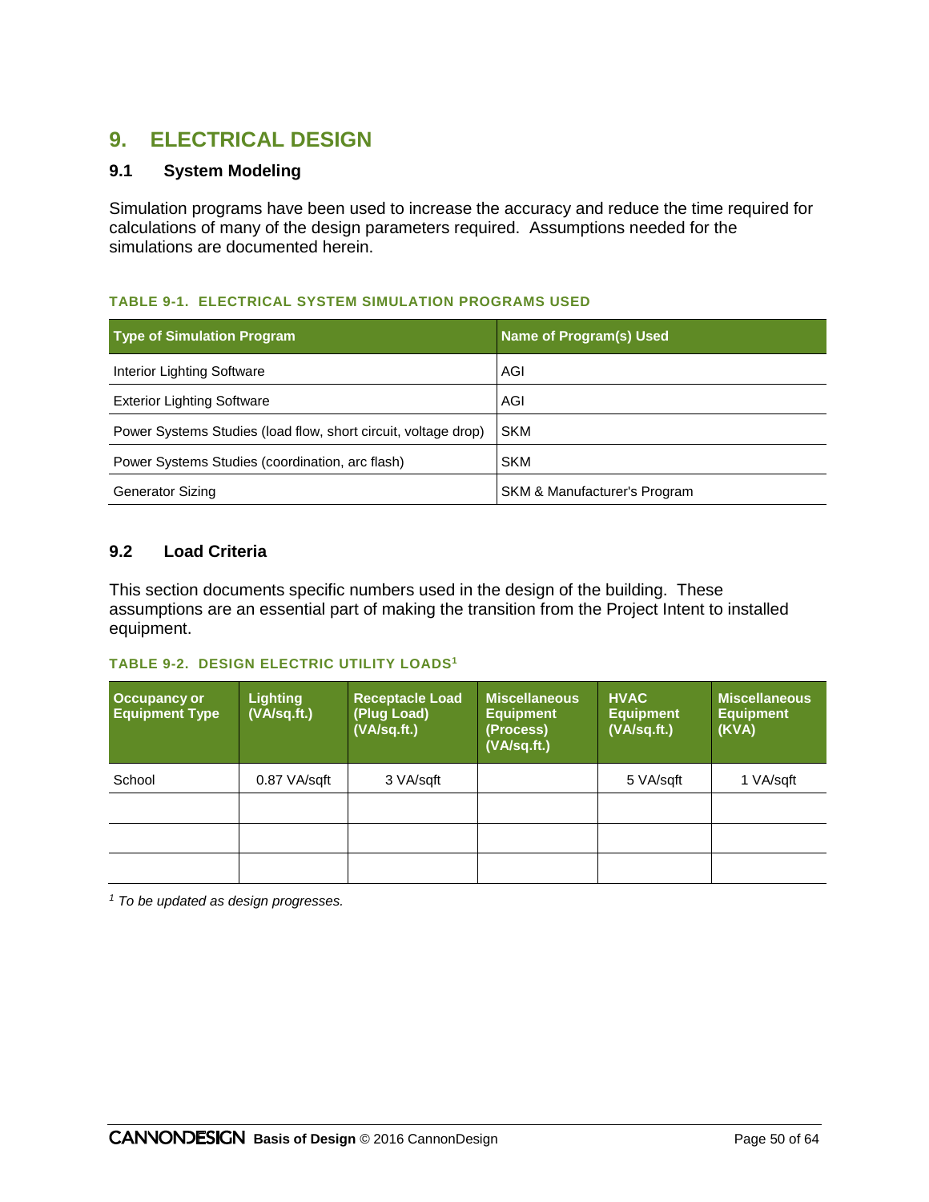# 9. ELECTRICAL DESIGN

## 9.1 System Modeling

Simulation programs have been used to increase the accuracy and reduce the time required for calculations of many of the design parameters required. Assumptions needed for the simulations are documented herein.

**TABLE 9-1. ELECTRICAL SYSTEM SIMULATION PROGRAMS USED**

| Type of Simulation Program | Name of Program(s) Used |
|---|---|
| Interior Lighting Software | AGI |
| Exterior Lighting Software | AGI |
| Power Systems Studies (load flow, short circuit, voltage drop) | SKM |
| Power Systems Studies (coordination, arc flash) | SKM |
| Generator Sizing | SKM & Manufacturer's Program |

## 9.2 Load Criteria

This section documents specific numbers used in the design of the building. These assumptions are an essential part of making the transition from the Project Intent to installed equipment.

**TABLE 9-2. DESIGN ELECTRIC UTILITY LOADS[1]**

| Occupancy or Equipment Type | Lighting (VA/sq.ft.) | Receptacle Load (Plug Load) (VA/sq.ft.) | Miscellaneous Equipment (Process) (VA/sq.ft.) | HVAC Equipment (VA/sq.ft.) | Miscellaneous Equipment (KVA) |
|---|---|---|---|---|---|
| School | 0.87 VA/sqft | 3 VA/sqft | | 5 VA/sqft | 1 VA/sqft |
| | | | | | |
| | | | | | |
| | | | | | |

*[1] To be updated as design progresses.*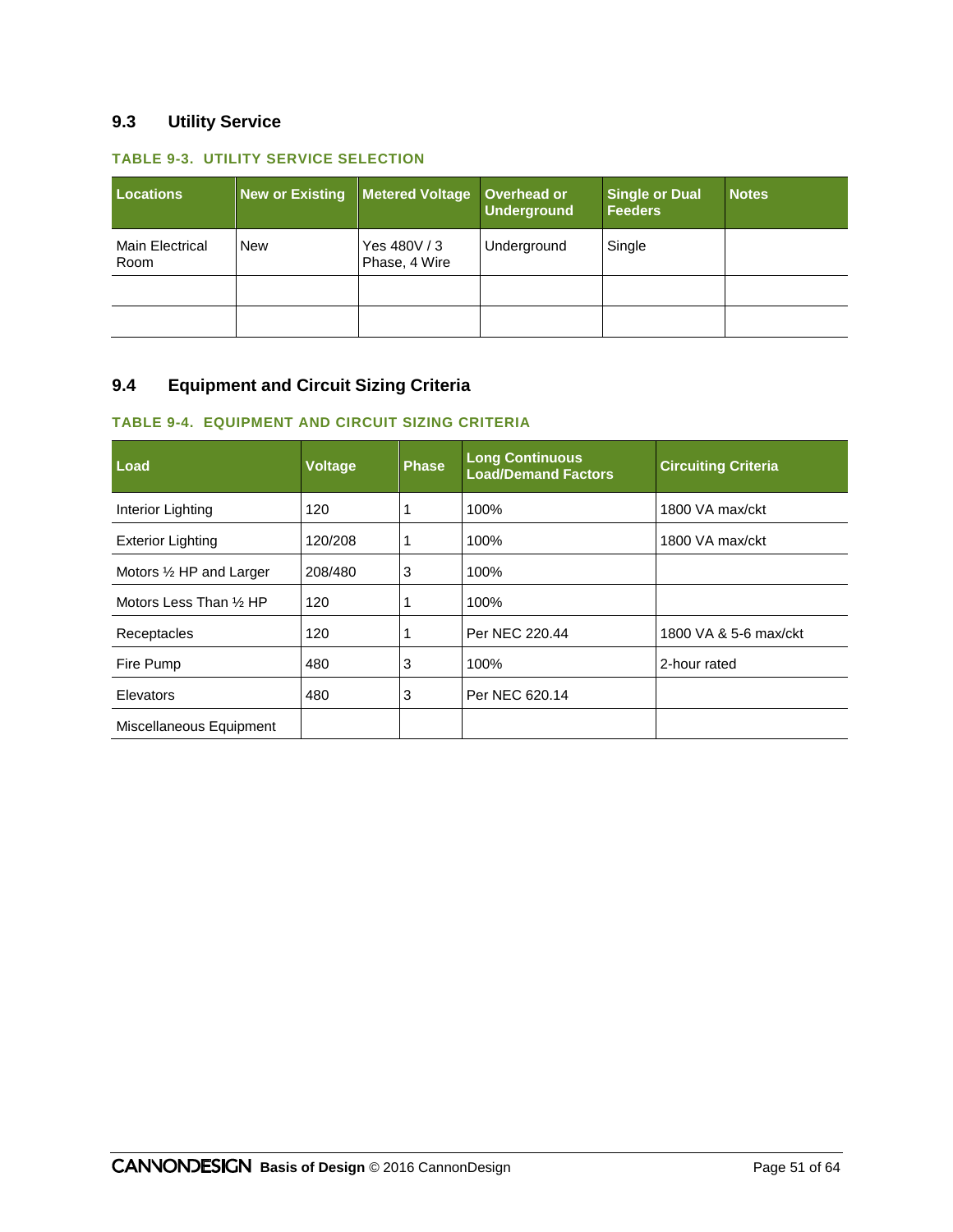## 9.3 Utility Service

**TABLE 9-3. UTILITY SERVICE SELECTION**

| Locations | New or Existing | Metered Voltage | Overhead or Underground | Single or Dual Feeders | Notes |
|---|---|---|---|---|---|
| Main Electrical Room | New | Yes 480V / 3 Phase, 4 Wire | Underground | Single | |
| | | | | | |
| | | | | | |

## 9.4 Equipment and Circuit Sizing Criteria

**TABLE 9-4. EQUIPMENT AND CIRCUIT SIZING CRITERIA**

| Load | Voltage | Phase | Long Continuous Load/Demand Factors | Circuiting Criteria |
|---|---|---|---|---|
| Interior Lighting | 120 | 1 | 100% | 1800 VA max/ckt |
| Exterior Lighting | 120/208 | 1 | 100% | 1800 VA max/ckt |
| Motors ½ HP and Larger | 208/480 | 3 | 100% | |
| Motors Less Than ½ HP | 120 | 1 | 100% | |
| Receptacles | 120 | 1 | Per NEC 220.44 | 1800 VA & 5-6 max/ckt |
| Fire Pump | 480 | 3 | 100% | 2-hour rated |
| Elevators | 480 | 3 | Per NEC 620.14 | |
| Miscellaneous Equipment | | | | |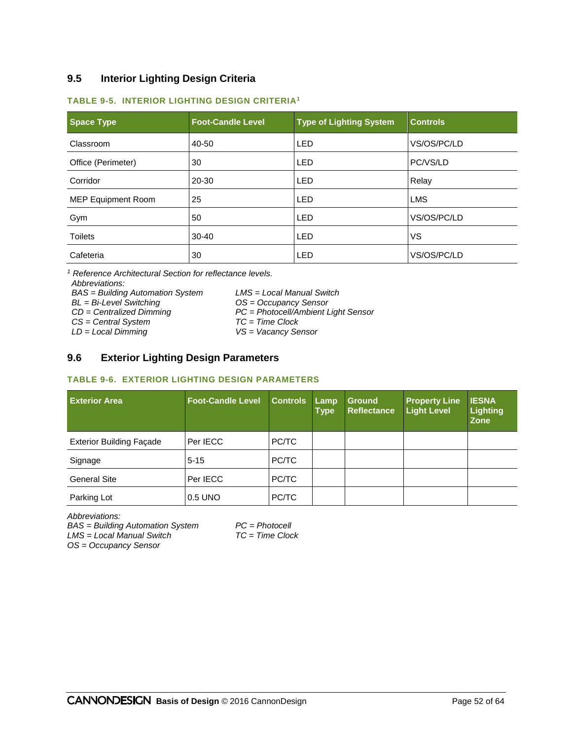## 9.5 Interior Lighting Design Criteria

**TABLE 9-5. INTERIOR LIGHTING DESIGN CRITERIA[1]**

| Space Type | Foot-Candle Level | Type of Lighting System | Controls |
|---|---|---|---|
| Classroom | 40-50 | LED | VS/OS/PC/LD |
| Office (Perimeter) | 30 | LED | PC/VS/LD |
| Corridor | 20-30 | LED | Relay |
| MEP Equipment Room | 25 | LED | LMS |
| Gym | 50 | LED | VS/OS/PC/LD |
| Toilets | 30-40 | LED | VS |
| Cafeteria | 30 | LED | VS/OS/PC/LD |

*[1] Reference Architectural Section for reflectance levels.*

*Abbreviations:*
*BAS = Building Automation System*
*BL = Bi-Level Switching*
*CD = Centralized Dimming*
*CS = Central System*
*LD = Local Dimming*
*LMS = Local Manual Switch*
*OS = Occupancy Sensor*
*PC = Photocell/Ambient Light Sensor*
*TC = Time Clock*
*VS = Vacancy Sensor*

## 9.6 Exterior Lighting Design Parameters

**TABLE 9-6. EXTERIOR LIGHTING DESIGN PARAMETERS**

| Exterior Area | Foot-Candle Level | Controls | Lamp Type | Ground Reflectance | Property Line Light Level | IESNA Lighting Zone |
|---|---|---|---|---|---|---|
| Exterior Building Façade | Per IECC | PC/TC | | | | |
| Signage | 5-15 | PC/TC | | | | |
| General Site | Per IECC | PC/TC | | | | |
| Parking Lot | 0.5 UNO | PC/TC | | | | |

*Abbreviations:*
*BAS = Building Automation System*
*LMS = Local Manual Switch*
*OS = Occupancy Sensor*
*PC = Photocell*
*TC = Time Clock*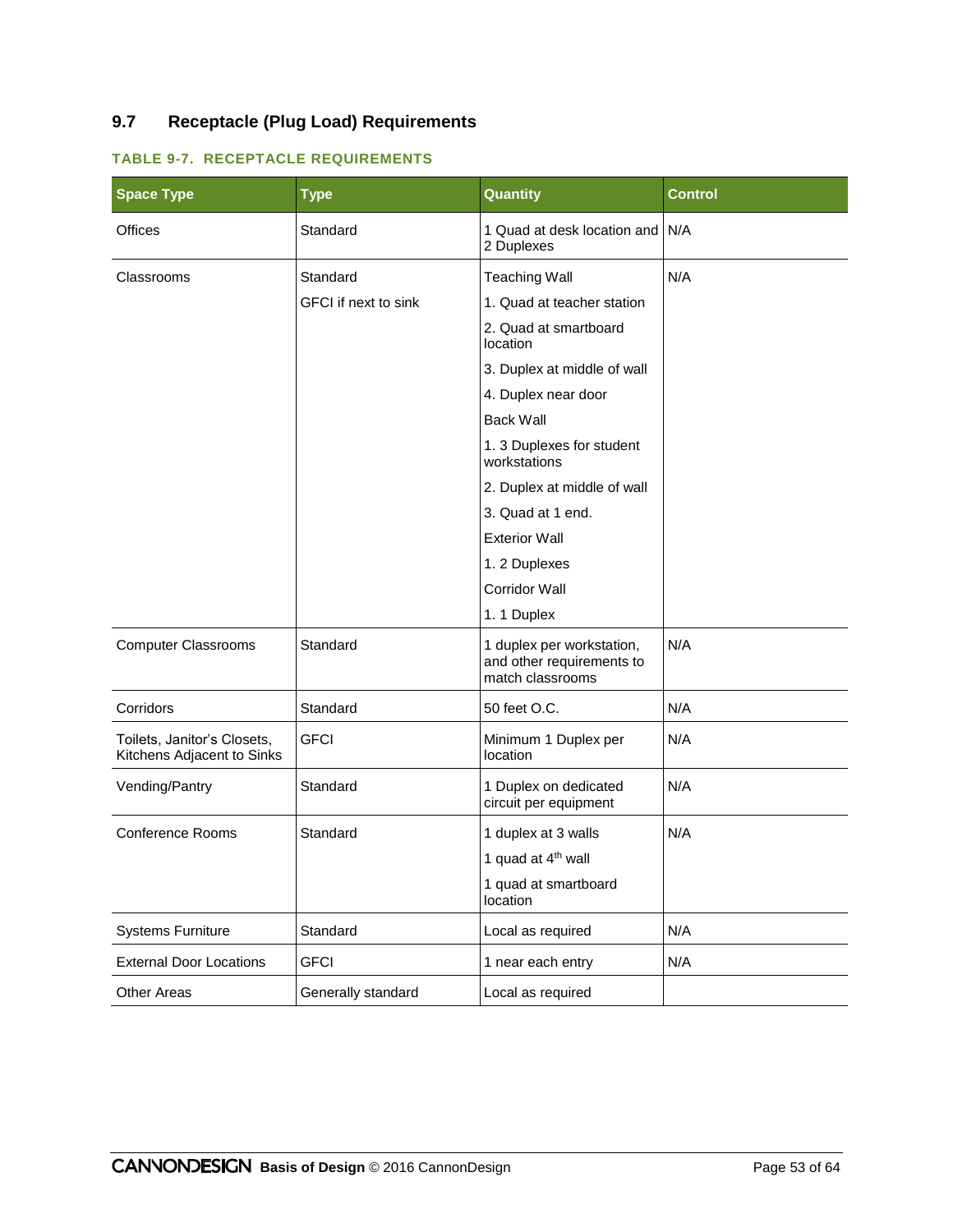## 9.7 Receptacle (Plug Load) Requirements

**TABLE 9-7. RECEPTACLE REQUIREMENTS**

| Space Type | Type | Quantity | Control |
|---|---|---|---|
| Offices | Standard | 1 Quad at desk location and 2 Duplexes | N/A |
| Classrooms | Standard<br>GFCI if next to sink | Teaching Wall<br>1. Quad at teacher station<br>2. Quad at smartboard location<br>3. Duplex at middle of wall<br>4. Duplex near door<br>Back Wall<br>1. 3 Duplexes for student workstations<br>2. Duplex at middle of wall<br>3. Quad at 1 end.<br>Exterior Wall<br>1. 2 Duplexes<br>Corridor Wall<br>1. 1 Duplex | N/A |
| Computer Classrooms | Standard | 1 duplex per workstation, and other requirements to match classrooms | N/A |
| Corridors | Standard | 50 feet O.C. | N/A |
| Toilets, Janitor's Closets, Kitchens Adjacent to Sinks | GFCI | Minimum 1 Duplex per location | N/A |
| Vending/Pantry | Standard | 1 Duplex on dedicated circuit per equipment | N/A |
| Conference Rooms | Standard | 1 duplex at 3 walls<br>1 quad at 4th wall<br>1 quad at smartboard location | N/A |
| Systems Furniture | Standard | Local as required | N/A |
| External Door Locations | GFCI | 1 near each entry | N/A |
| Other Areas | Generally standard | Local as required | |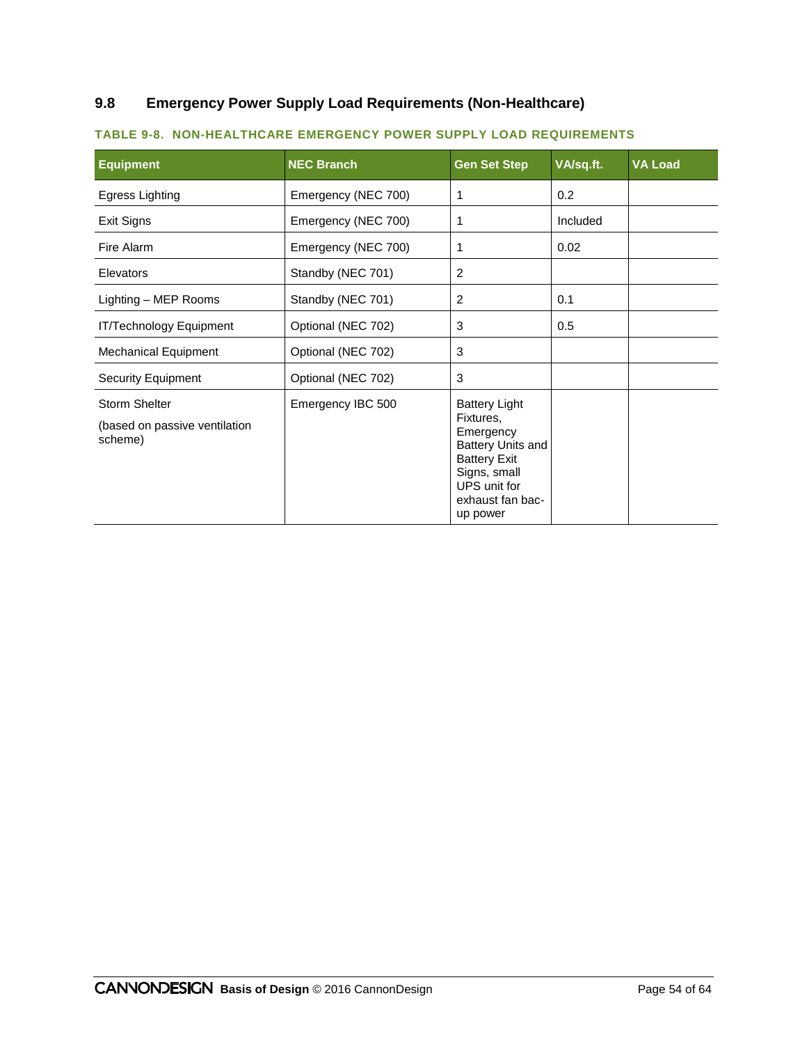## 9.8 Emergency Power Supply Load Requirements (Non-Healthcare)

**TABLE 9-8. NON-HEALTHCARE EMERGENCY POWER SUPPLY LOAD REQUIREMENTS**

| Equipment | NEC Branch | Gen Set Step | VA/sq.ft. | VA Load |
|---|---|---|---|---|
| Egress Lighting | Emergency (NEC 700) | 1 | 0.2 | |
| Exit Signs | Emergency (NEC 700) | 1 | Included | |
| Fire Alarm | Emergency (NEC 700) | 1 | 0.02 | |
| Elevators | Standby (NEC 701) | 2 | | |
| Lighting – MEP Rooms | Standby (NEC 701) | 2 | 0.1 | |
| IT/Technology Equipment | Optional (NEC 702) | 3 | 0.5 | |
| Mechanical Equipment | Optional (NEC 702) | 3 | | |
| Security Equipment | Optional (NEC 702) | 3 | | |
| Storm Shelter<br><br>(based on passive ventilation scheme) | Emergency IBC 500 | Battery Light Fixtures, Emergency Battery Units and Battery Exit Signs, small UPS unit for exhaust fan back-up power | | |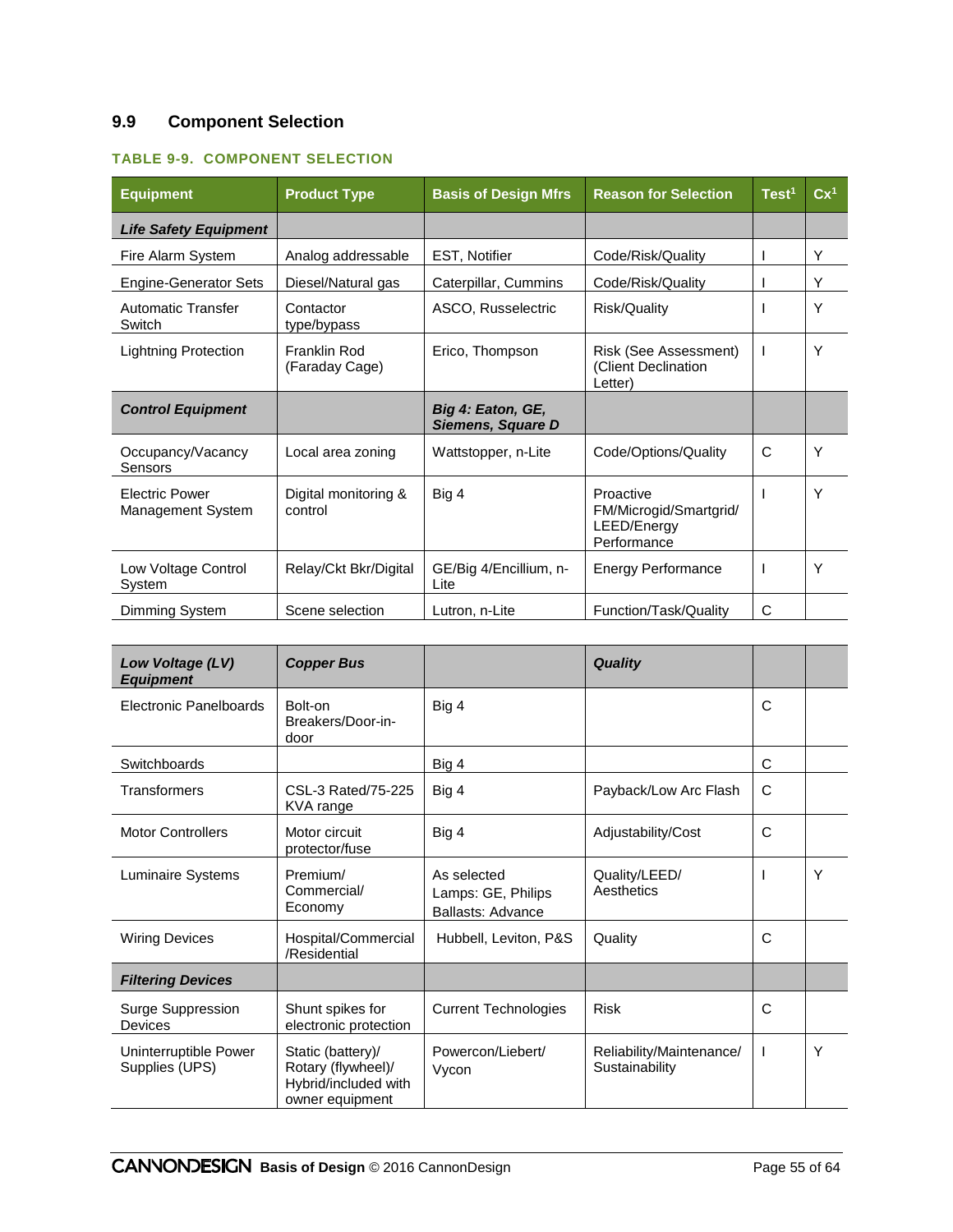## 9.9 Component Selection

**TABLE 9-9. COMPONENT SELECTION**

| Equipment | Product Type | Basis of Design Mfrs | Reason for Selection | Test[1] | Cx[1] |
|---|---|---|---|---|---|
| ***Life Safety Equipment*** | | | | | |
| Fire Alarm System | Analog addressable | EST, Notifier | Code/Risk/Quality | I | Y |
| Engine-Generator Sets | Diesel/Natural gas | Caterpillar, Cummins | Code/Risk/Quality | I | Y |
| Automatic Transfer Switch | Contactor type/bypass | ASCO, Russelectric | Risk/Quality | I | Y |
| Lightning Protection | Franklin Rod (Faraday Cage) | Erico, Thompson | Risk (See Assessment) (Client Declination Letter) | I | Y |
| ***Control Equipment*** | | ***Big 4: Eaton, GE, Siemens, Square D*** | | | |
| Occupancy/Vacancy Sensors | Local area zoning | Wattstopper, n-Lite | Code/Options/Quality | C | Y |
| Electric Power Management System | Digital monitoring & control | Big 4 | Proactive FM/Microgid/Smartgrid/ LEED/Energy Performance | I | Y |
| Low Voltage Control System | Relay/Ckt Bkr/Digital | GE/Big 4/Encillium, n-Lite | Energy Performance | I | Y |
| Dimming System | Scene selection | Lutron, n-Lite | Function/Task/Quality | C | |
| ***Low Voltage (LV) Equipment*** | ***Copper Bus*** | | ***Quality*** | | |
| Electronic Panelboards | Bolt-on Breakers/Door-in-door | Big 4 | | C | |
| Switchboards | | Big 4 | | C | |
| Transformers | CSL-3 Rated/75-225 KVA range | Big 4 | Payback/Low Arc Flash | C | |
| Motor Controllers | Motor circuit protector/fuse | Big 4 | Adjustability/Cost | C | |
| Luminaire Systems | Premium/ Commercial/ Economy | As selected Lamps: GE, Philips Ballasts: Advance | Quality/LEED/ Aesthetics | I | Y |
| Wiring Devices | Hospital/Commercial /Residential | Hubbell, Leviton, P&S | Quality | C | |
| ***Filtering Devices*** | | | | | |
| Surge Suppression Devices | Shunt spikes for electronic protection | Current Technologies | Risk | C | |
| Uninterruptible Power Supplies (UPS) | Static (battery)/ Rotary (flywheel)/ Hybrid/included with owner equipment | Powercon/Liebert/ Vycon | Reliability/Maintenance/ Sustainability | I | Y |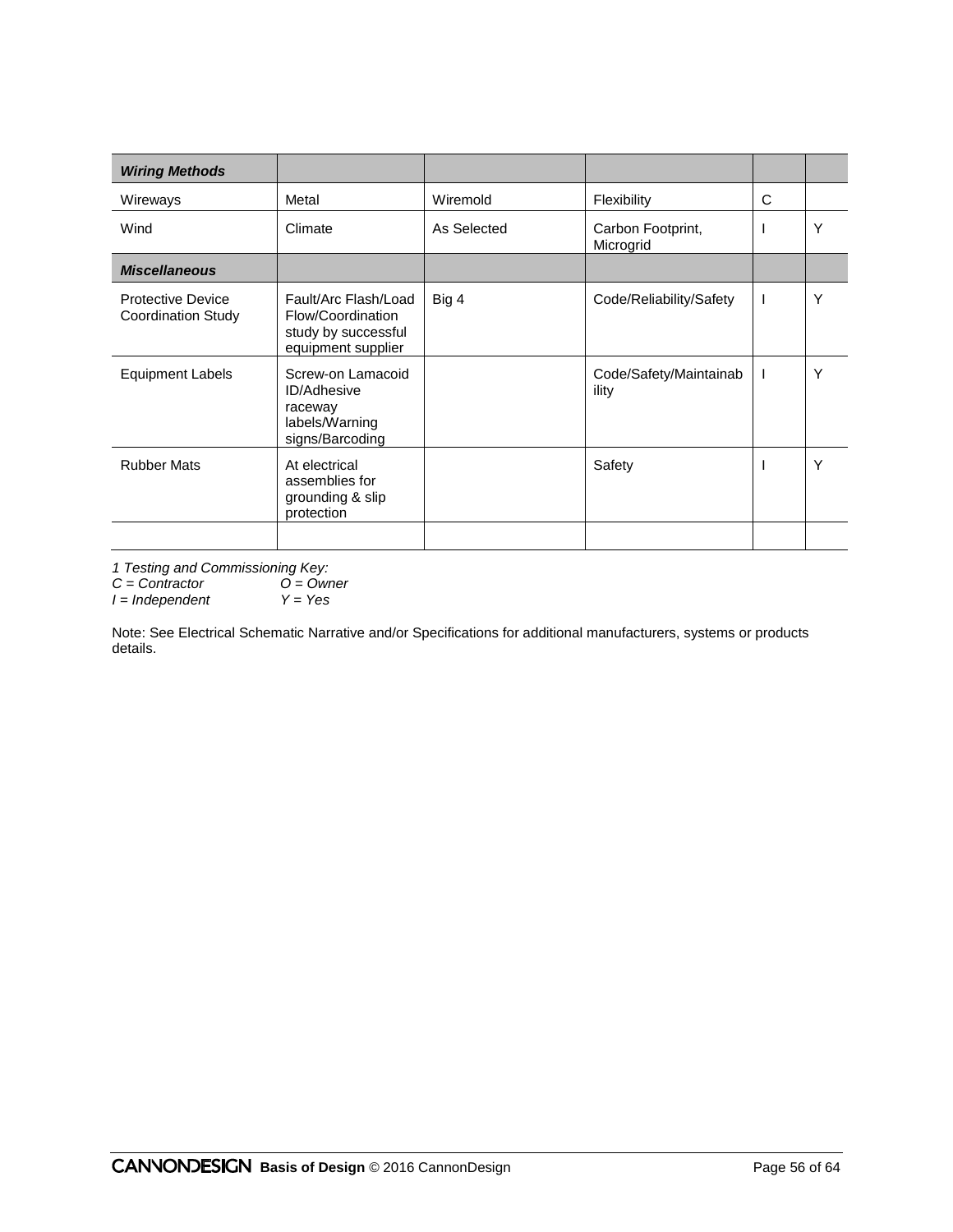| ***Wiring Methods*** | | | | | |
|---|---|---|---|---|---|
| Wireways | Metal | Wiremold | Flexibility | C | |
| Wind | Climate | As Selected | Carbon Footprint, Microgrid | I | Y |
| ***Miscellaneous*** | | | | | |
| Protective Device Coordination Study | Fault/Arc Flash/Load Flow/Coordination study by successful equipment supplier | Big 4 | Code/Reliability/Safety | I | Y |
| Equipment Labels | Screw-on Lamacoid ID/Adhesive raceway labels/Warning signs/Barcoding | | Code/Safety/Maintainability | I | Y |
| Rubber Mats | At electrical assemblies for grounding & slip protection | | Safety | I | Y |
| | | | | | |

*1 Testing and Commissioning Key:*
*C = Contractor O = Owner*
*I = Independent Y = Yes*

Note: See Electrical Schematic Narrative and/or Specifications for additional manufacturers, systems or products details.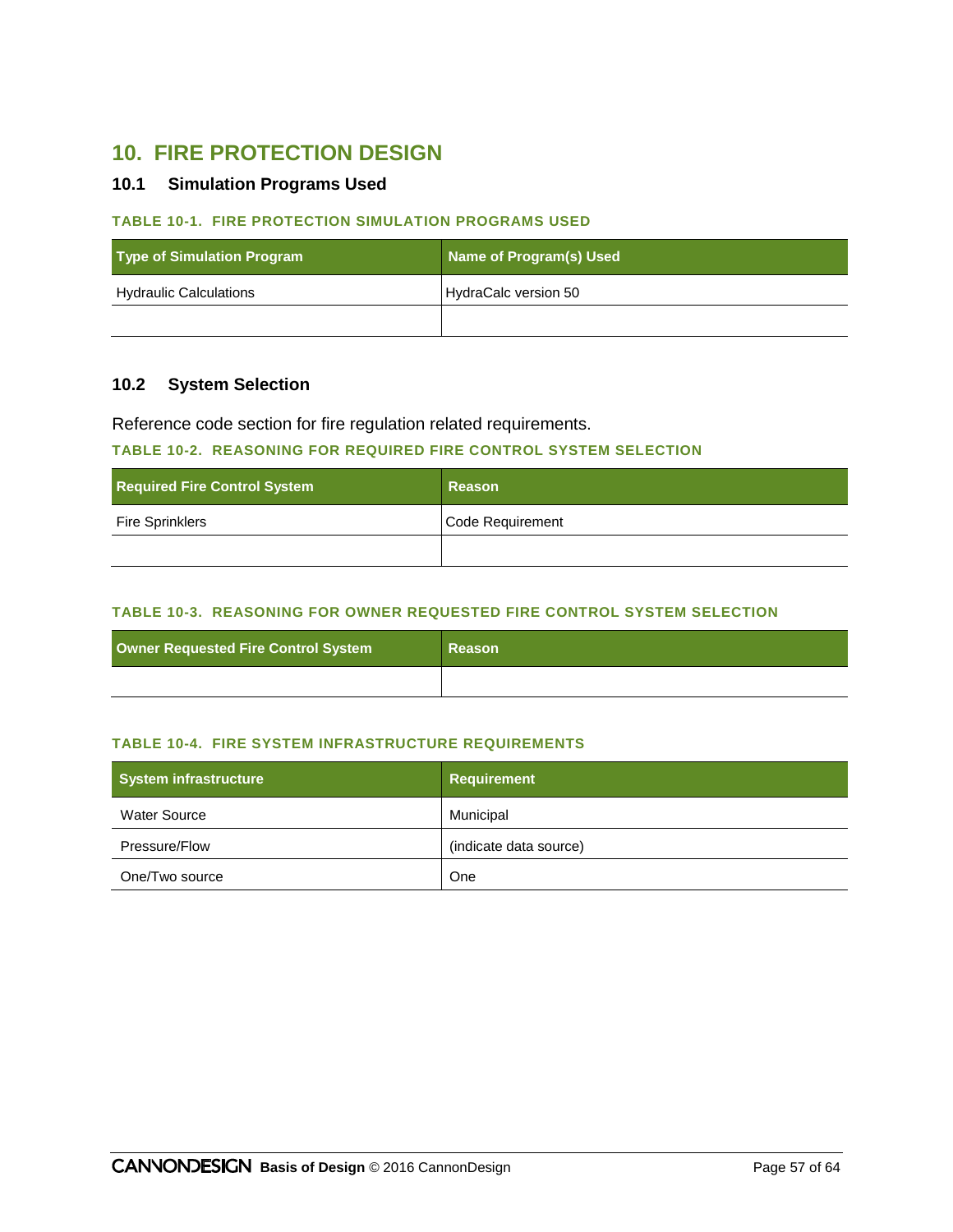# 10. FIRE PROTECTION DESIGN

## 10.1 Simulation Programs Used

**TABLE 10-1. FIRE PROTECTION SIMULATION PROGRAMS USED**

| Type of Simulation Program | Name of Program(s) Used |
|---|---|
| Hydraulic Calculations | HydraCalc version 50 |
| | |

## 10.2 System Selection

Reference code section for fire regulation related requirements.

**TABLE 10-2. REASONING FOR REQUIRED FIRE CONTROL SYSTEM SELECTION**

| Required Fire Control System | Reason |
|---|---|
| Fire Sprinklers | Code Requirement |
| | |

**TABLE 10-3. REASONING FOR OWNER REQUESTED FIRE CONTROL SYSTEM SELECTION**

| Owner Requested Fire Control System | Reason |
|---|---|
| | |

**TABLE 10-4. FIRE SYSTEM INFRASTRUCTURE REQUIREMENTS**

| System infrastructure | Requirement |
|---|---|
| Water Source | Municipal |
| Pressure/Flow | (indicate data source) |
| One/Two source | One |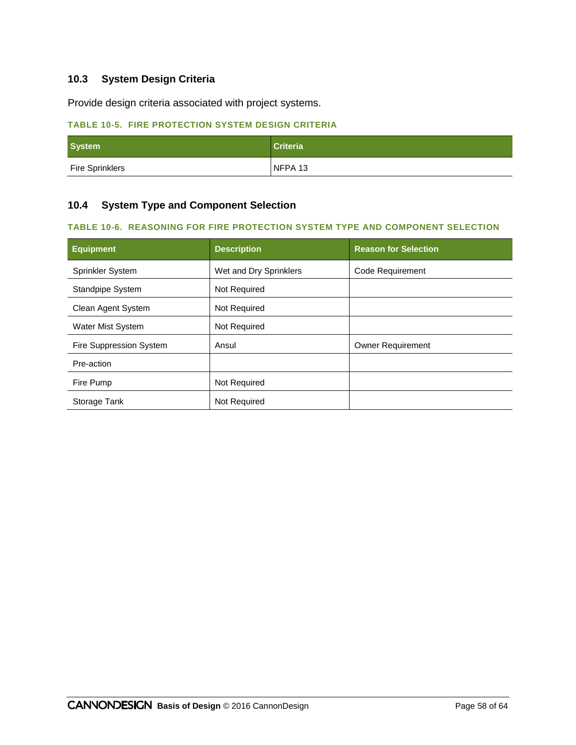## 10.3 System Design Criteria

Provide design criteria associated with project systems.

**TABLE 10-5. FIRE PROTECTION SYSTEM DESIGN CRITERIA**

| System | Criteria |
| --- | --- |
| Fire Sprinklers | NFPA 13 |

## 10.4 System Type and Component Selection

**TABLE 10-6. REASONING FOR FIRE PROTECTION SYSTEM TYPE AND COMPONENT SELECTION**

| Equipment | Description | Reason for Selection |
| --- | --- | --- |
| Sprinkler System | Wet and Dry Sprinklers | Code Requirement |
| Standpipe System | Not Required | |
| Clean Agent System | Not Required | |
| Water Mist System | Not Required | |
| Fire Suppression System | Ansul | Owner Requirement |
| Pre-action | | |
| Fire Pump | Not Required | |
| Storage Tank | Not Required | |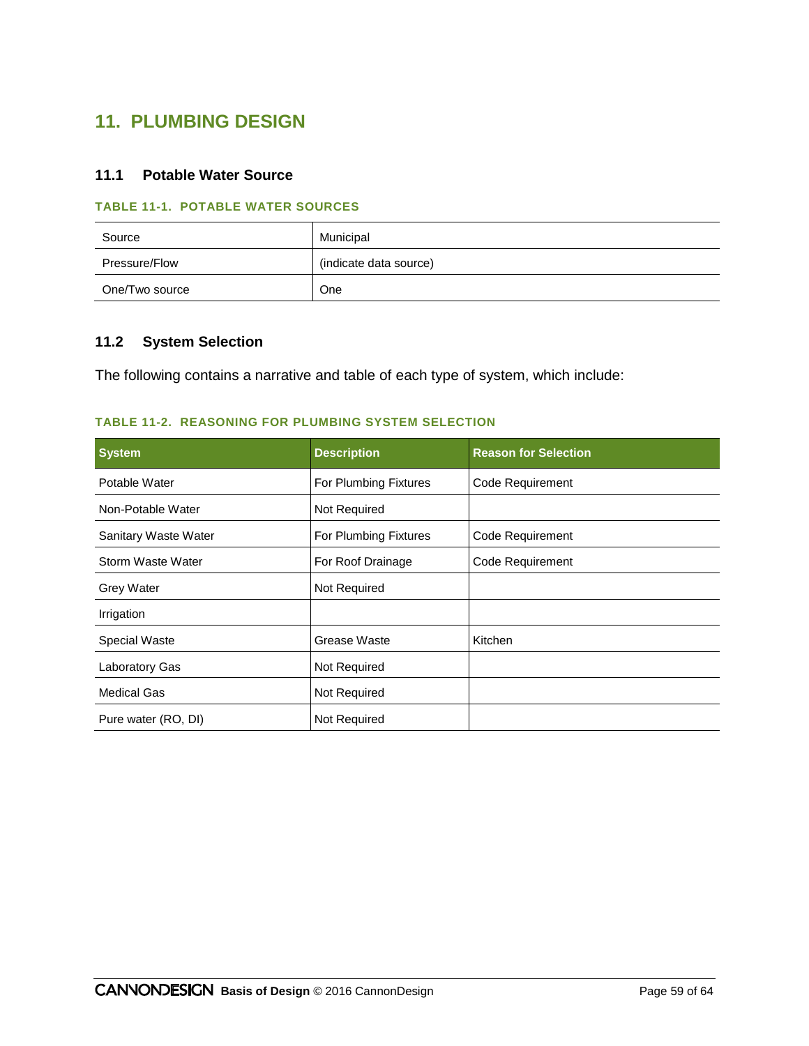# 11. PLUMBING DESIGN

## 11.1 Potable Water Source

**TABLE 11-1. POTABLE WATER SOURCES**

| | |
|---|---|
| Source | Municipal |
| Pressure/Flow | (indicate data source) |
| One/Two source | One |

## 11.2 System Selection

The following contains a narrative and table of each type of system, which include:

**TABLE 11-2. REASONING FOR PLUMBING SYSTEM SELECTION**

| System | Description | Reason for Selection |
|---|---|---|
| Potable Water | For Plumbing Fixtures | Code Requirement |
| Non-Potable Water | Not Required | |
| Sanitary Waste Water | For Plumbing Fixtures | Code Requirement |
| Storm Waste Water | For Roof Drainage | Code Requirement |
| Grey Water | Not Required | |
| Irrigation | | |
| Special Waste | Grease Waste | Kitchen |
| Laboratory Gas | Not Required | |
| Medical Gas | Not Required | |
| Pure water (RO, DI) | Not Required | |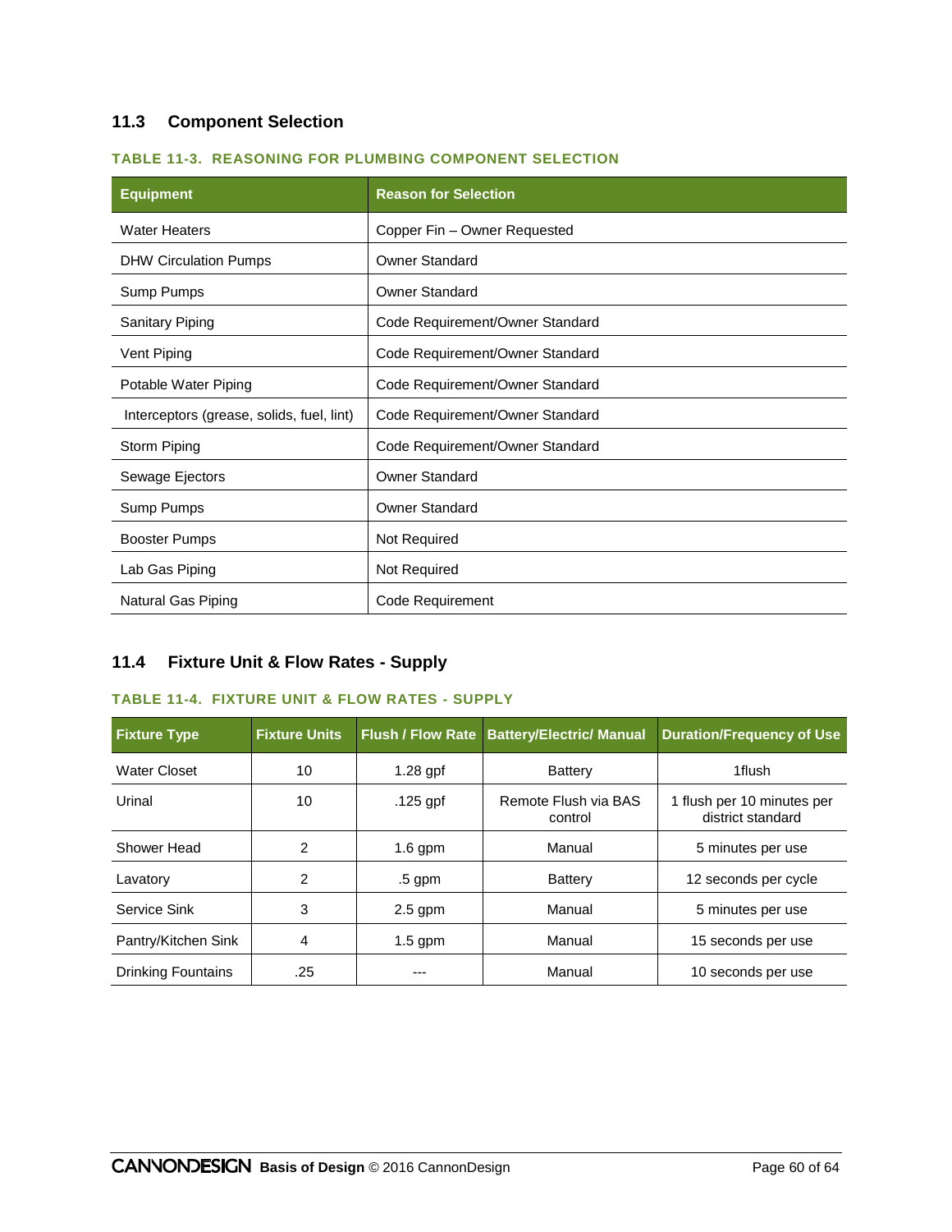## 11.3 Component Selection

**TABLE 11-3. REASONING FOR PLUMBING COMPONENT SELECTION**

| Equipment | Reason for Selection |
|---|---|
| Water Heaters | Copper Fin – Owner Requested |
| DHW Circulation Pumps | Owner Standard |
| Sump Pumps | Owner Standard |
| Sanitary Piping | Code Requirement/Owner Standard |
| Vent Piping | Code Requirement/Owner Standard |
| Potable Water Piping | Code Requirement/Owner Standard |
| Interceptors (grease, solids, fuel, lint) | Code Requirement/Owner Standard |
| Storm Piping | Code Requirement/Owner Standard |
| Sewage Ejectors | Owner Standard |
| Sump Pumps | Owner Standard |
| Booster Pumps | Not Required |
| Lab Gas Piping | Not Required |
| Natural Gas Piping | Code Requirement |

## 11.4 Fixture Unit & Flow Rates - Supply

**TABLE 11-4. FIXTURE UNIT & FLOW RATES - SUPPLY**

| Fixture Type | Fixture Units | Flush / Flow Rate | Battery/Electric/ Manual | Duration/Frequency of Use |
|---|---|---|---|---|
| Water Closet | 10 | 1.28 gpf | Battery | 1flush |
| Urinal | 10 | .125 gpf | Remote Flush via BAS control | 1 flush per 10 minutes per district standard |
| Shower Head | 2 | 1.6 gpm | Manual | 5 minutes per use |
| Lavatory | 2 | .5 gpm | Battery | 12 seconds per cycle |
| Service Sink | 3 | 2.5 gpm | Manual | 5 minutes per use |
| Pantry/Kitchen Sink | 4 | 1.5 gpm | Manual | 15 seconds per use |
| Drinking Fountains | .25 | --- | Manual | 10 seconds per use |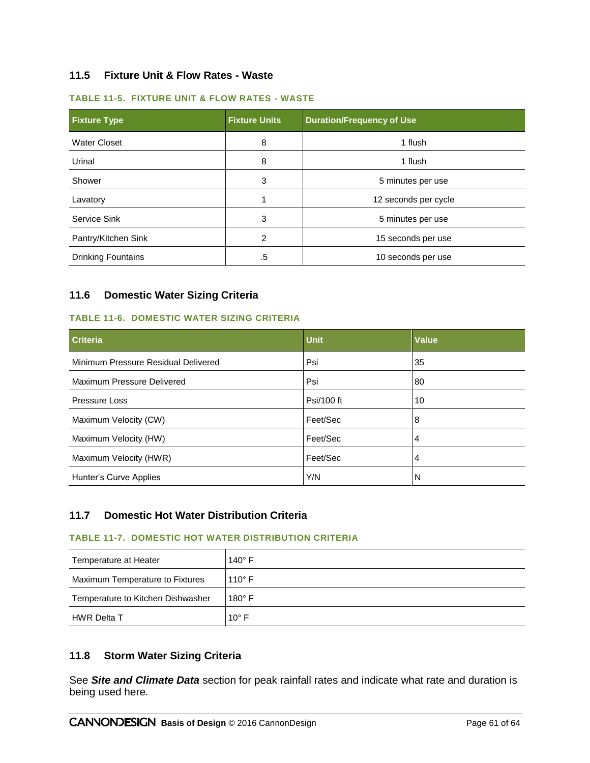## 11.5 Fixture Unit & Flow Rates - Waste

**TABLE 11-5. FIXTURE UNIT & FLOW RATES - WASTE**

| Fixture Type | Fixture Units | Duration/Frequency of Use |
|---|---|---|
| Water Closet | 8 | 1 flush |
| Urinal | 8 | 1 flush |
| Shower | 3 | 5 minutes per use |
| Lavatory | 1 | 12 seconds per cycle |
| Service Sink | 3 | 5 minutes per use |
| Pantry/Kitchen Sink | 2 | 15 seconds per use |
| Drinking Fountains | .5 | 10 seconds per use |

## 11.6 Domestic Water Sizing Criteria

**TABLE 11-6. DOMESTIC WATER SIZING CRITERIA**

| Criteria | Unit | Value |
|---|---|---|
| Minimum Pressure Residual Delivered | Psi | 35 |
| Maximum Pressure Delivered | Psi | 80 |
| Pressure Loss | Psi/100 ft | 10 |
| Maximum Velocity (CW) | Feet/Sec | 8 |
| Maximum Velocity (HW) | Feet/Sec | 4 |
| Maximum Velocity (HWR) | Feet/Sec | 4 |
| Hunter's Curve Applies | Y/N | N |

## 11.7 Domestic Hot Water Distribution Criteria

**TABLE 11-7. DOMESTIC HOT WATER DISTRIBUTION CRITERIA**

| | |
|---|---|
| Temperature at Heater | 140° F |
| Maximum Temperature to Fixtures | 110° F |
| Temperature to Kitchen Dishwasher | 180° F |
| HWR Delta T | 10° F |

## 11.8 Storm Water Sizing Criteria

See ***Site and Climate Data*** section for peak rainfall rates and indicate what rate and duration is being used here.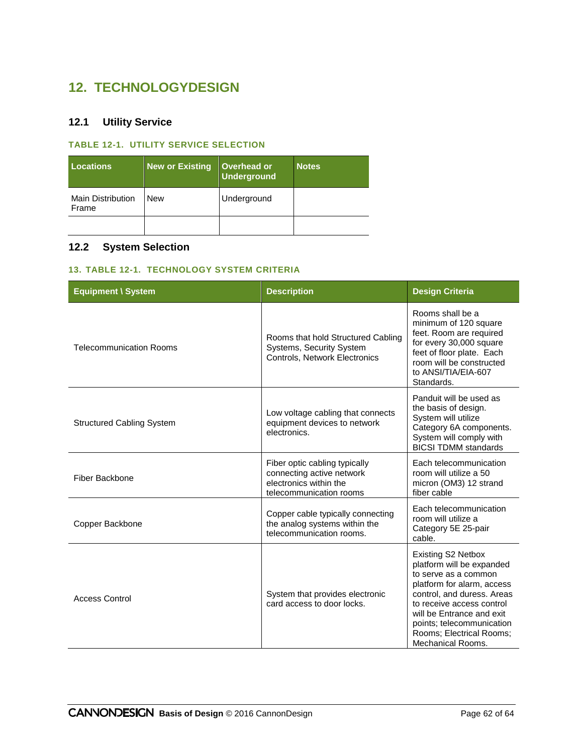# 12. TECHNOLOGYDESIGN

## 12.1 Utility Service

### TABLE 12-1. UTILITY SERVICE SELECTION

| Locations | New or Existing | Overhead or Underground | Notes |
|---|---|---|---|
| Main Distribution Frame | New | Underground | |
| | | | |

## 12.2 System Selection

### 13. TABLE 12-1. TECHNOLOGY SYSTEM CRITERIA

| Equipment \ System | Description | Design Criteria |
|---|---|---|
| Telecommunication Rooms | Rooms that hold Structured Cabling Systems, Security System Controls, Network Electronics | Rooms shall be a minimum of 120 square feet. Room are required for every 30,000 square feet of floor plate. Each room will be constructed to ANSI/TIA/EIA-607 Standards. |
| Structured Cabling System | Low voltage cabling that connects equipment devices to network electronics. | Panduit will be used as the basis of design. System will utilize Category 6A components. System will comply with BICSI TDMM standards |
| Fiber Backbone | Fiber optic cabling typically connecting active network electronics within the telecommunication rooms | Each telecommunication room will utilize a 50 micron (OM3) 12 strand fiber cable |
| Copper Backbone | Copper cable typically connecting the analog systems within the telecommunication rooms. | Each telecommunication room will utilize a Category 5E 25-pair cable. |
| Access Control | System that provides electronic card access to door locks. | Existing S2 Netbox platform will be expanded to serve as a common platform for alarm, access control, and duress. Areas to receive access control will be Entrance and exit points; telecommunication Rooms; Electrical Rooms; Mechanical Rooms. |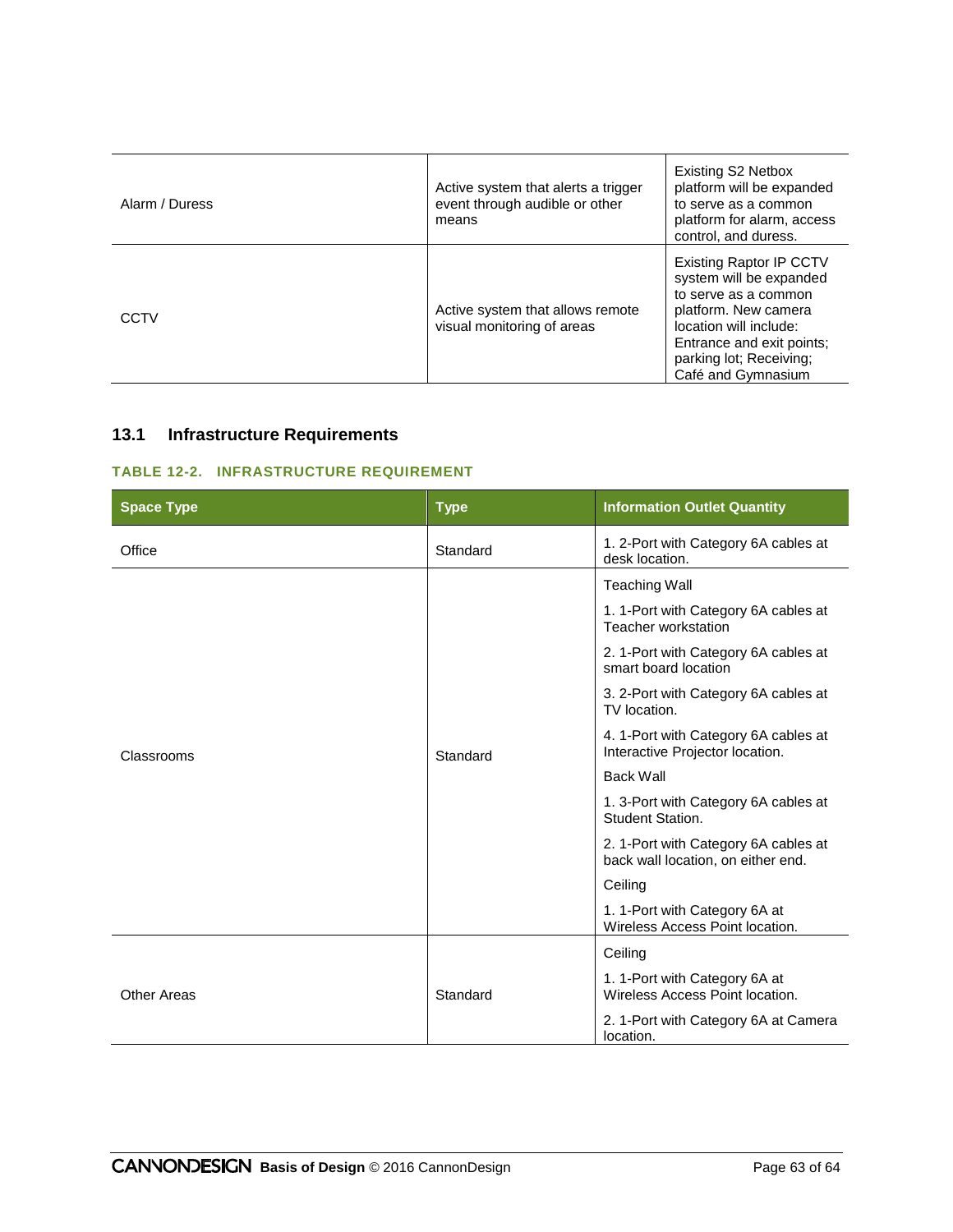| Alarm / Duress | Active system that alerts a trigger event through audible or other means | Existing S2 Netbox platform will be expanded to serve as a common platform for alarm, access control, and duress. |
|---|---|---|
| CCTV | Active system that allows remote visual monitoring of areas | Existing Raptor IP CCTV system will be expanded to serve as a common platform. New camera location will include: Entrance and exit points; parking lot; Receiving; Café and Gymnasium |

## 13.1 Infrastructure Requirements

**TABLE 12-2. INFRASTRUCTURE REQUIREMENT**

| Space Type | Type | Information Outlet Quantity |
|---|---|---|
| Office | Standard | 1. 2-Port with Category 6A cables at desk location. |
| Classrooms | Standard | Teaching Wall<br>1. 1-Port with Category 6A cables at Teacher workstation<br>2. 1-Port with Category 6A cables at smart board location<br>3. 2-Port with Category 6A cables at TV location.<br>4. 1-Port with Category 6A cables at Interactive Projector location.<br>Back Wall<br>1. 3-Port with Category 6A cables at Student Station.<br>2. 1-Port with Category 6A cables at back wall location, on either end.<br>Ceiling<br>1. 1-Port with Category 6A at Wireless Access Point location. |
| Other Areas | Standard | Ceiling<br>1. 1-Port with Category 6A at Wireless Access Point location.<br>2. 1-Port with Category 6A at Camera location. |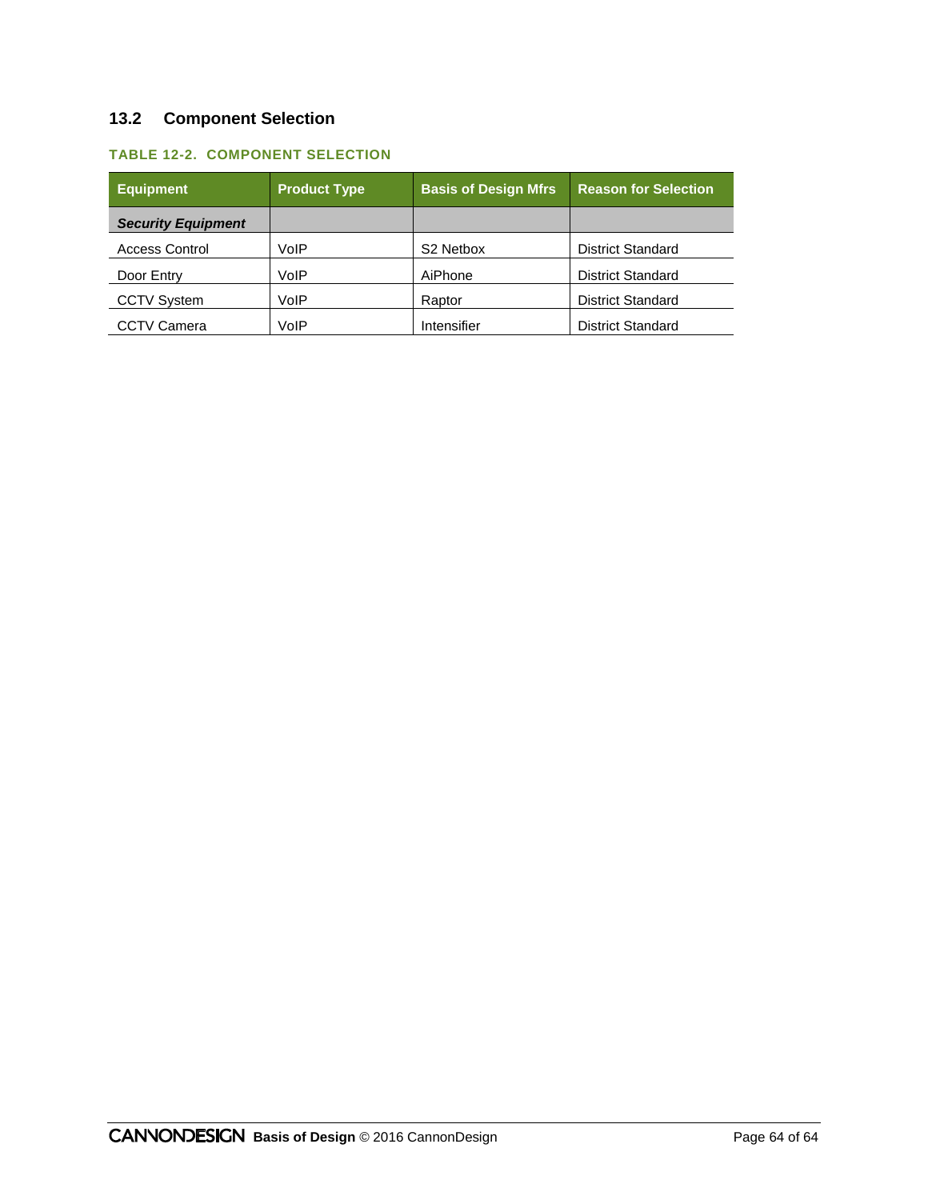## 13.2 Component Selection

**TABLE 12-2. COMPONENT SELECTION**

| Equipment | Product Type | Basis of Design Mfrs | Reason for Selection |
|---|---|---|---|
| ***Security Equipment*** | | | |
| Access Control | VoIP | S2 Netbox | District Standard |
| Door Entry | VoIP | AiPhone | District Standard |
| CCTV System | VoIP | Raptor | District Standard |
| CCTV Camera | VoIP | Intensifier | District Standard |